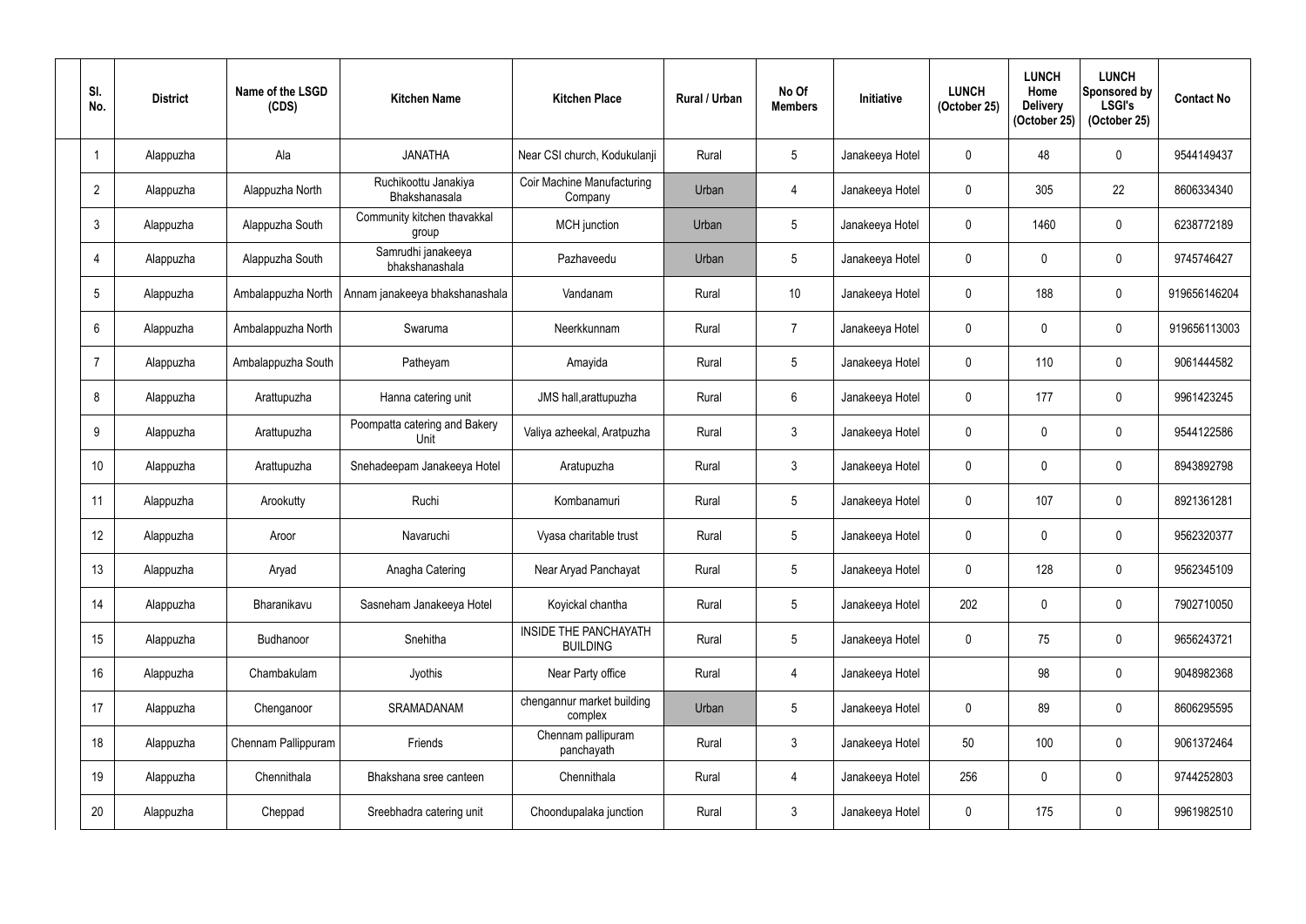| Sl. No. | District | Name of the LSGD (CDS) | Kitchen Name | Kitchen Place | Rural / Urban | No Of Members | Initiative | LUNCH (October 25) | LUNCH Home Delivery (October 25) | LUNCH Sponsored by LSGI's (October 25) | Contact No |
|---|---|---|---|---|---|---|---|---|---|---|---|
| 1 | Alappuzha | Ala | JANATHA | Near CSI church, Kodukulanji | Rural | 5 | Janakeeya Hotel | 0 | 48 | 0 | 9544149437 |
| 2 | Alappuzha | Alappuzha North | Ruchikoottu Janakiya Bhakshanasala | Coir Machine Manufacturing Company | Urban | 4 | Janakeeya Hotel | 0 | 305 | 22 | 8606334340 |
| 3 | Alappuzha | Alappuzha South | Community kitchen thavakkal group | MCH junction | Urban | 5 | Janakeeya Hotel | 0 | 1460 | 0 | 6238772189 |
| 4 | Alappuzha | Alappuzha South | Samrudhi janakeeya bhakshanashala | Pazhaveedu | Urban | 5 | Janakeeya Hotel | 0 | 0 | 0 | 9745746427 |
| 5 | Alappuzha | Ambalappuzha North | Annam janakeeya bhakshanashala | Vandanam | Rural | 10 | Janakeeya Hotel | 0 | 188 | 0 | 919656146204 |
| 6 | Alappuzha | Ambalappuzha North | Swaruma | Neerkkunnam | Rural | 7 | Janakeeya Hotel | 0 | 0 | 0 | 919656113003 |
| 7 | Alappuzha | Ambalappuzha South | Patheyam | Amayida | Rural | 5 | Janakeeya Hotel | 0 | 110 | 0 | 9061444582 |
| 8 | Alappuzha | Arattupuzha | Hanna catering unit | JMS hall,arattupuzha | Rural | 6 | Janakeeya Hotel | 0 | 177 | 0 | 9961423245 |
| 9 | Alappuzha | Arattupuzha | Poompatta catering and Bakery Unit | Valiya azheekal, Aratpuzha | Rural | 3 | Janakeeya Hotel | 0 | 0 | 0 | 9544122586 |
| 10 | Alappuzha | Arattupuzha | Snehadeepam Janakeeya Hotel | Aratupuzha | Rural | 3 | Janakeeya Hotel | 0 | 0 | 0 | 8943892798 |
| 11 | Alappuzha | Arookutty | Ruchi | Kombanamuri | Rural | 5 | Janakeeya Hotel | 0 | 107 | 0 | 8921361281 |
| 12 | Alappuzha | Aroor | Navaruchi | Vyasa charitable trust | Rural | 5 | Janakeeya Hotel | 0 | 0 | 0 | 9562320377 |
| 13 | Alappuzha | Aryad | Anagha Catering | Near Aryad Panchayat | Rural | 5 | Janakeeya Hotel | 0 | 128 | 0 | 9562345109 |
| 14 | Alappuzha | Bharanikavu | Sasneham Janakeeya Hotel | Koyickal chantha | Rural | 5 | Janakeeya Hotel | 202 | 0 | 0 | 7902710050 |
| 15 | Alappuzha | Budhanoor | Snehitha | INSIDE THE PANCHAYATH BUILDING | Rural | 5 | Janakeeya Hotel | 0 | 75 | 0 | 9656243721 |
| 16 | Alappuzha | Chambakulam | Jyothis | Near Party office | Rural | 4 | Janakeeya Hotel | | 98 | 0 | 9048982368 |
| 17 | Alappuzha | Chenganoor | SRAMADANAM | chengannur market building complex | Urban | 5 | Janakeeya Hotel | 0 | 89 | 0 | 8606295595 |
| 18 | Alappuzha | Chennam Pallippuram | Friends | Chennam pallipuram panchayath | Rural | 3 | Janakeeya Hotel | 50 | 100 | 0 | 9061372464 |
| 19 | Alappuzha | Chennithala | Bhakshana sree canteen | Chennithala | Rural | 4 | Janakeeya Hotel | 256 | 0 | 0 | 9744252803 |
| 20 | Alappuzha | Cheppad | Sreebhadra catering unit | Choondupalaka junction | Rural | 3 | Janakeeya Hotel | 0 | 175 | 0 | 9961982510 |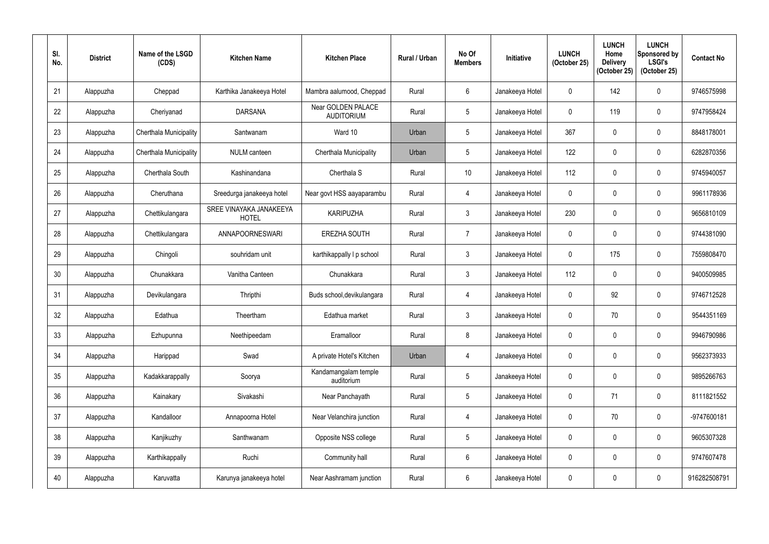| Sl. No. | District | Name of the LSGD (CDS) | Kitchen Name | Kitchen Place | Rural / Urban | No Of Members | Initiative | LUNCH (October 25) | LUNCH Home Delivery (October 25) | LUNCH Sponsored by LSGI's (October 25) | Contact No |
|---|---|---|---|---|---|---|---|---|---|---|---|
| 21 | Alappuzha | Cheppad | Karthika Janakeeya Hotel | Mambra aalumood, Cheppad | Rural | 6 | Janakeeya Hotel | 0 | 142 | 0 | 9746575998 |
| 22 | Alappuzha | Cheriyanad | DARSANA | Near GOLDEN PALACE AUDITORIUM | Rural | 5 | Janakeeya Hotel | 0 | 119 | 0 | 9747958424 |
| 23 | Alappuzha | Cherthala Municipality | Santwanam | Ward 10 | Urban | 5 | Janakeeya Hotel | 367 | 0 | 0 | 8848178001 |
| 24 | Alappuzha | Cherthala Municipality | NULM canteen | Cherthala Municipality | Urban | 5 | Janakeeya Hotel | 122 | 0 | 0 | 6282870356 |
| 25 | Alappuzha | Cherthala South | Kashinandana | Cherthala S | Rural | 10 | Janakeeya Hotel | 112 | 0 | 0 | 9745940057 |
| 26 | Alappuzha | Cheruthana | Sreedurga janakeeya hotel | Near govt HSS aayaparambu | Rural | 4 | Janakeeya Hotel | 0 | 0 | 0 | 9961178936 |
| 27 | Alappuzha | Chettikulangara | SREE VINAYAKA JANAKEEYA HOTEL | KARIPUZHA | Rural | 3 | Janakeeya Hotel | 230 | 0 | 0 | 9656810109 |
| 28 | Alappuzha | Chettikulangara | ANNAPOORNESWARI | EREZHA SOUTH | Rural | 7 | Janakeeya Hotel | 0 | 0 | 0 | 9744381090 |
| 29 | Alappuzha | Chingoli | souhridam unit | karthikappally l p school | Rural | 3 | Janakeeya Hotel | 0 | 175 | 0 | 7559808470 |
| 30 | Alappuzha | Chunakkara | Vanitha Canteen | Chunakkara | Rural | 3 | Janakeeya Hotel | 112 | 0 | 0 | 9400509985 |
| 31 | Alappuzha | Devikulangara | Thripthi | Buds school,devikulangara | Rural | 4 | Janakeeya Hotel | 0 | 92 | 0 | 9746712528 |
| 32 | Alappuzha | Edathua | Theertham | Edathua market | Rural | 3 | Janakeeya Hotel | 0 | 70 | 0 | 9544351169 |
| 33 | Alappuzha | Ezhupunna | Neethipeedam | Eramalloor | Rural | 8 | Janakeeya Hotel | 0 | 0 | 0 | 9946790986 |
| 34 | Alappuzha | Harippad | Swad | A private Hotel's Kitchen | Urban | 4 | Janakeeya Hotel | 0 | 0 | 0 | 9562373933 |
| 35 | Alappuzha | Kadakkarappally | Soorya | Kandamangalam temple auditorium | Rural | 5 | Janakeeya Hotel | 0 | 0 | 0 | 9895266763 |
| 36 | Alappuzha | Kainakary | Sivakashi | Near Panchayath | Rural | 5 | Janakeeya Hotel | 0 | 71 | 0 | 8111821552 |
| 37 | Alappuzha | Kandalloor | Annapoorna Hotel | Near Velanchira junction | Rural | 4 | Janakeeya Hotel | 0 | 70 | 0 | -9747600181 |
| 38 | Alappuzha | Kanjikuzhy | Santhwanam | Opposite NSS college | Rural | 5 | Janakeeya Hotel | 0 | 0 | 0 | 9605307328 |
| 39 | Alappuzha | Karthikappally | Ruchi | Community hall | Rural | 6 | Janakeeya Hotel | 0 | 0 | 0 | 9747607478 |
| 40 | Alappuzha | Karuvatta | Karunya janakeeya hotel | Near Aashramam junction | Rural | 6 | Janakeeya Hotel | 0 | 0 | 0 | 916282508791 |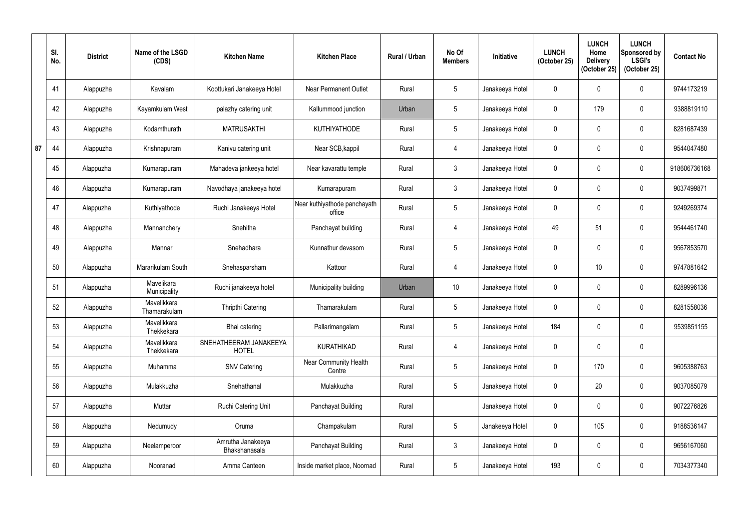| | Sl. No. | District | Name of the LSGD (CDS) | Kitchen Name | Kitchen Place | Rural / Urban | No Of Members | Initiative | LUNCH (October 25) | LUNCH Home Delivery (October 25) | LUNCH Sponsored by LSGI's (October 25) | Contact No |
|---|---|---|---|---|---|---|---|---|---|---|---|---|
| | 41 | Alappuzha | Kavalam | Koottukari Janakeeya Hotel | Near Permanent Outlet | Rural | 5 | Janakeeya Hotel | 0 | 0 | 0 | 9744173219 |
| | 42 | Alappuzha | Kayamkulam West | palazhy catering unit | Kallummood junction | Urban | 5 | Janakeeya Hotel | 0 | 179 | 0 | 9388819110 |
| | 43 | Alappuzha | Kodamthurath | MATRUSAKTHI | KUTHIYATHODE | Rural | 5 | Janakeeya Hotel | 0 | 0 | 0 | 8281687439 |
| 87 | 44 | Alappuzha | Krishnapuram | Kanivu catering unit | Near SCB,kappil | Rural | 4 | Janakeeya Hotel | 0 | 0 | 0 | 9544047480 |
| | 45 | Alappuzha | Kumarapuram | Mahadeva jankeeya hotel | Near kavarattu temple | Rural | 3 | Janakeeya Hotel | 0 | 0 | 0 | 918606736168 |
| | 46 | Alappuzha | Kumarapuram | Navodhaya janakeeya hotel | Kumarapuram | Rural | 3 | Janakeeya Hotel | 0 | 0 | 0 | 9037499871 |
| | 47 | Alappuzha | Kuthiyathode | Ruchi Janakeeya Hotel | Near kuthiyathode panchayath office | Rural | 5 | Janakeeya Hotel | 0 | 0 | 0 | 9249269374 |
| | 48 | Alappuzha | Mannanchery | Snehitha | Panchayat building | Rural | 4 | Janakeeya Hotel | 49 | 51 | 0 | 9544461740 |
| | 49 | Alappuzha | Mannar | Snehadhara | Kunnathur devasom | Rural | 5 | Janakeeya Hotel | 0 | 0 | 0 | 9567853570 |
| | 50 | Alappuzha | Mararikulam South | Snehasparsham | Kattoor | Rural | 4 | Janakeeya Hotel | 0 | 10 | 0 | 9747881642 |
| | 51 | Alappuzha | Mavelikara Municipality | Ruchi janakeeya hotel | Municipality building | Urban | 10 | Janakeeya Hotel | 0 | 0 | 0 | 8289996136 |
| | 52 | Alappuzha | Mavelikkara Thamarakulam | Thripthi Catering | Thamarakulam | Rural | 5 | Janakeeya Hotel | 0 | 0 | 0 | 8281558036 |
| | 53 | Alappuzha | Mavelikkara Thekkekara | Bhai catering | Pallarimangalam | Rural | 5 | Janakeeya Hotel | 184 | 0 | 0 | 9539851155 |
| | 54 | Alappuzha | Mavelikkara Thekkekara | SNEHATHEERAM JANAKEEYA HOTEL | KURATHIKAD | Rural | 4 | Janakeeya Hotel | 0 | 0 | 0 | |
| | 55 | Alappuzha | Muhamma | SNV Catering | Near Community Health Centre | Rural | 5 | Janakeeya Hotel | 0 | 170 | 0 | 9605388763 |
| | 56 | Alappuzha | Mulakkuzha | Snehathanal | Mulakkuzha | Rural | 5 | Janakeeya Hotel | 0 | 20 | 0 | 9037085079 |
| | 57 | Alappuzha | Muttar | Ruchi Catering Unit | Panchayat Building | Rural | | Janakeeya Hotel | 0 | 0 | 0 | 9072276826 |
| | 58 | Alappuzha | Nedumudy | Oruma | Champakulam | Rural | 5 | Janakeeya Hotel | 0 | 105 | 0 | 9188536147 |
| | 59 | Alappuzha | Neelamperoor | Amrutha Janakeeya Bhakshanasala | Panchayat Building | Rural | 3 | Janakeeya Hotel | 0 | 0 | 0 | 9656167060 |
| | 60 | Alappuzha | Nooranad | Amma Canteen | Inside market place, Noornad | Rural | 5 | Janakeeya Hotel | 193 | 0 | 0 | 7034377340 |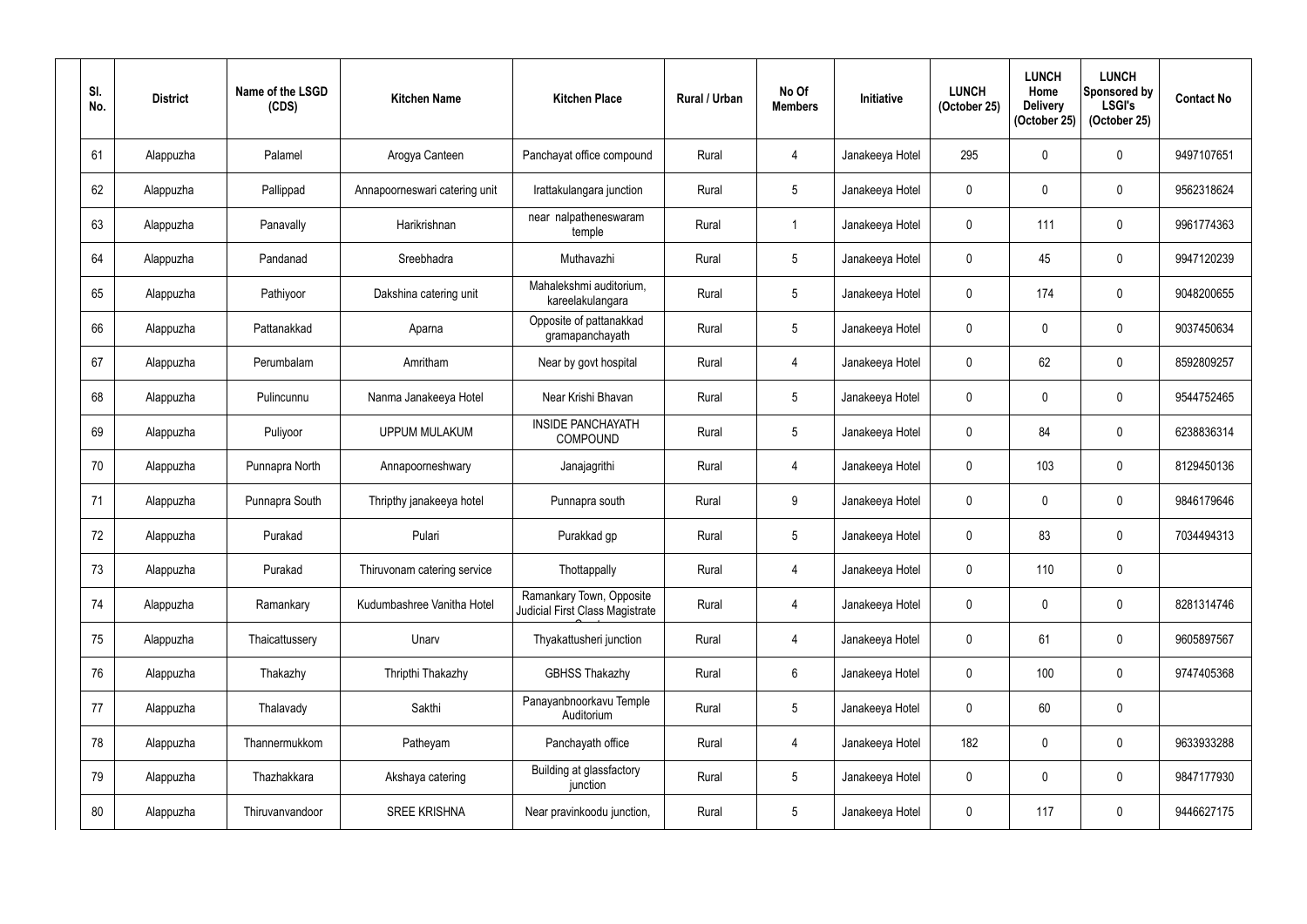| Sl. No. | District | Name of the LSGD (CDS) | Kitchen Name | Kitchen Place | Rural / Urban | No Of Members | Initiative | LUNCH (October 25) | LUNCH Home Delivery (October 25) | LUNCH Sponsored by LSGI's (October 25) | Contact No |
|---|---|---|---|---|---|---|---|---|---|---|---|
| 61 | Alappuzha | Palamel | Arogya Canteen | Panchayat office compound | Rural | 4 | Janakeeya Hotel | 295 | 0 | 0 | 9497107651 |
| 62 | Alappuzha | Pallippad | Annapoorneswari catering unit | Irattakulangara junction | Rural | 5 | Janakeeya Hotel | 0 | 0 | 0 | 9562318624 |
| 63 | Alappuzha | Panavally | Harikrishnan | near nalpatheneswaram temple | Rural | 1 | Janakeeya Hotel | 0 | 111 | 0 | 9961774363 |
| 64 | Alappuzha | Pandanad | Sreebhadra | Muthavazhi | Rural | 5 | Janakeeya Hotel | 0 | 45 | 0 | 9947120239 |
| 65 | Alappuzha | Pathiyoor | Dakshina catering unit | Mahalekshmi auditorium, kareelakulangara | Rural | 5 | Janakeeya Hotel | 0 | 174 | 0 | 9048200655 |
| 66 | Alappuzha | Pattanakkad | Aparna | Opposite of pattanakkad gramapanchayath | Rural | 5 | Janakeeya Hotel | 0 | 0 | 0 | 9037450634 |
| 67 | Alappuzha | Perumbalam | Amritham | Near by govt hospital | Rural | 4 | Janakeeya Hotel | 0 | 62 | 0 | 8592809257 |
| 68 | Alappuzha | Pulincunnu | Nanma Janakeeya Hotel | Near Krishi Bhavan | Rural | 5 | Janakeeya Hotel | 0 | 0 | 0 | 9544752465 |
| 69 | Alappuzha | Puliyoor | UPPUM MULAKUM | INSIDE PANCHAYATH COMPOUND | Rural | 5 | Janakeeya Hotel | 0 | 84 | 0 | 6238836314 |
| 70 | Alappuzha | Punnapra North | Annapoorneshwary | Janajagrithi | Rural | 4 | Janakeeya Hotel | 0 | 103 | 0 | 8129450136 |
| 71 | Alappuzha | Punnapra South | Thripthy janakeeya hotel | Punnapra south | Rural | 9 | Janakeeya Hotel | 0 | 0 | 0 | 9846179646 |
| 72 | Alappuzha | Purakad | Pulari | Purakkad gp | Rural | 5 | Janakeeya Hotel | 0 | 83 | 0 | 7034494313 |
| 73 | Alappuzha | Purakad | Thiruvonam catering service | Thottappally | Rural | 4 | Janakeeya Hotel | 0 | 110 | 0 | |
| 74 | Alappuzha | Ramankary | Kudumbashree Vanitha Hotel | Ramankary Town, Opposite Judicial First Class Magistrate Court | Rural | 4 | Janakeeya Hotel | 0 | 0 | 0 | 8281314746 |
| 75 | Alappuzha | Thaicattussery | Unarv | Thyakattusheri junction | Rural | 4 | Janakeeya Hotel | 0 | 61 | 0 | 9605897567 |
| 76 | Alappuzha | Thakazhy | Thripthi Thakazhy | GBHSS Thakazhy | Rural | 6 | Janakeeya Hotel | 0 | 100 | 0 | 9747405368 |
| 77 | Alappuzha | Thalavady | Sakthi | Panayanbnoorkavu Temple Auditorium | Rural | 5 | Janakeeya Hotel | 0 | 60 | 0 | |
| 78 | Alappuzha | Thannermukkom | Patheyam | Panchayath office | Rural | 4 | Janakeeya Hotel | 182 | 0 | 0 | 9633933288 |
| 79 | Alappuzha | Thazhakkara | Akshaya catering | Building at glassfactory junction | Rural | 5 | Janakeeya Hotel | 0 | 0 | 0 | 9847177930 |
| 80 | Alappuzha | Thiruvanvandoor | SREE KRISHNA | Near pravinkoodu junction, | Rural | 5 | Janakeeya Hotel | 0 | 117 | 0 | 9446627175 |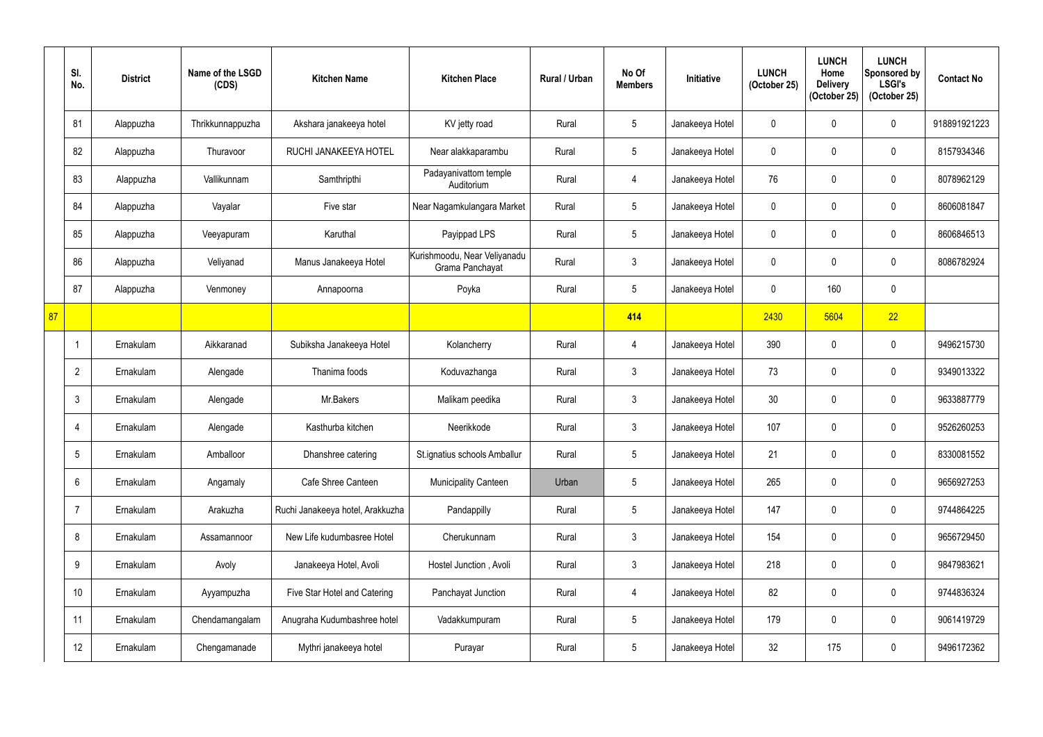| | Sl. No. | District | Name of the LSGD (CDS) | Kitchen Name | Kitchen Place | Rural / Urban | No Of Members | Initiative | LUNCH (October 25) | LUNCH Home Delivery (October 25) | LUNCH Sponsored by LSGI's (October 25) | Contact No |
|---|---|---|---|---|---|---|---|---|---|---|---|---|
| | 81 | Alappuzha | Thrikkunnappuzha | Akshara janakeeya hotel | KV jetty road | Rural | 5 | Janakeeya Hotel | 0 | 0 | 0 | 918891921223 |
| | 82 | Alappuzha | Thuravoor | RUCHI JANAKEEYA HOTEL | Near alakkaparambu | Rural | 5 | Janakeeya Hotel | 0 | 0 | 0 | 8157934346 |
| | 83 | Alappuzha | Vallikunnam | Samthripthi | Padayanivattom temple Auditorium | Rural | 4 | Janakeeya Hotel | 76 | 0 | 0 | 8078962129 |
| | 84 | Alappuzha | Vayalar | Five star | Near Nagamkulangara Market | Rural | 5 | Janakeeya Hotel | 0 | 0 | 0 | 8606081847 |
| | 85 | Alappuzha | Veeyapuram | Karuthal | Payippad LPS | Rural | 5 | Janakeeya Hotel | 0 | 0 | 0 | 8606846513 |
| | 86 | Alappuzha | Veliyanad | Manus Janakeeya Hotel | Kurishmoodu, Near Veliyanadu Grama Panchayat | Rural | 3 | Janakeeya Hotel | 0 | 0 | 0 | 8086782924 |
| | 87 | Alappuzha | Venmoney | Annapoorna | Poyka | Rural | 5 | Janakeeya Hotel | 0 | 160 | 0 | |
| 87 | | | | | | | 414 | | 2430 | 5604 | 22 | |
| | 1 | Ernakulam | Aikkaranad | Subiksha Janakeeya Hotel | Kolancherry | Rural | 4 | Janakeeya Hotel | 390 | 0 | 0 | 9496215730 |
| | 2 | Ernakulam | Alengade | Thanima foods | Koduvazhanga | Rural | 3 | Janakeeya Hotel | 73 | 0 | 0 | 9349013322 |
| | 3 | Ernakulam | Alengade | Mr.Bakers | Malikam peedika | Rural | 3 | Janakeeya Hotel | 30 | 0 | 0 | 9633887779 |
| | 4 | Ernakulam | Alengade | Kasthurba kitchen | Neerikkode | Rural | 3 | Janakeeya Hotel | 107 | 0 | 0 | 9526260253 |
| | 5 | Ernakulam | Amballoor | Dhanshree catering | St.ignatius schools Amballur | Rural | 5 | Janakeeya Hotel | 21 | 0 | 0 | 8330081552 |
| | 6 | Ernakulam | Angamaly | Cafe Shree Canteen | Municipality Canteen | Urban | 5 | Janakeeya Hotel | 265 | 0 | 0 | 9656927253 |
| | 7 | Ernakulam | Arakuzha | Ruchi Janakeeya hotel, Arakkuzha | Pandappilly | Rural | 5 | Janakeeya Hotel | 147 | 0 | 0 | 9744864225 |
| | 8 | Ernakulam | Assamannoor | New Life kudumbasree Hotel | Cherukunnam | Rural | 3 | Janakeeya Hotel | 154 | 0 | 0 | 9656729450 |
| | 9 | Ernakulam | Avoly | Janakeeya Hotel, Avoli | Hostel Junction , Avoli | Rural | 3 | Janakeeya Hotel | 218 | 0 | 0 | 9847983621 |
| | 10 | Ernakulam | Ayyampuzha | Five Star Hotel and Catering | Panchayat Junction | Rural | 4 | Janakeeya Hotel | 82 | 0 | 0 | 9744836324 |
| | 11 | Ernakulam | Chendamangalam | Anugraha Kudumbashree hotel | Vadakkumpuram | Rural | 5 | Janakeeya Hotel | 179 | 0 | 0 | 9061419729 |
| | 12 | Ernakulam | Chengamanade | Mythri janakeeya hotel | Purayar | Rural | 5 | Janakeeya Hotel | 32 | 175 | 0 | 9496172362 |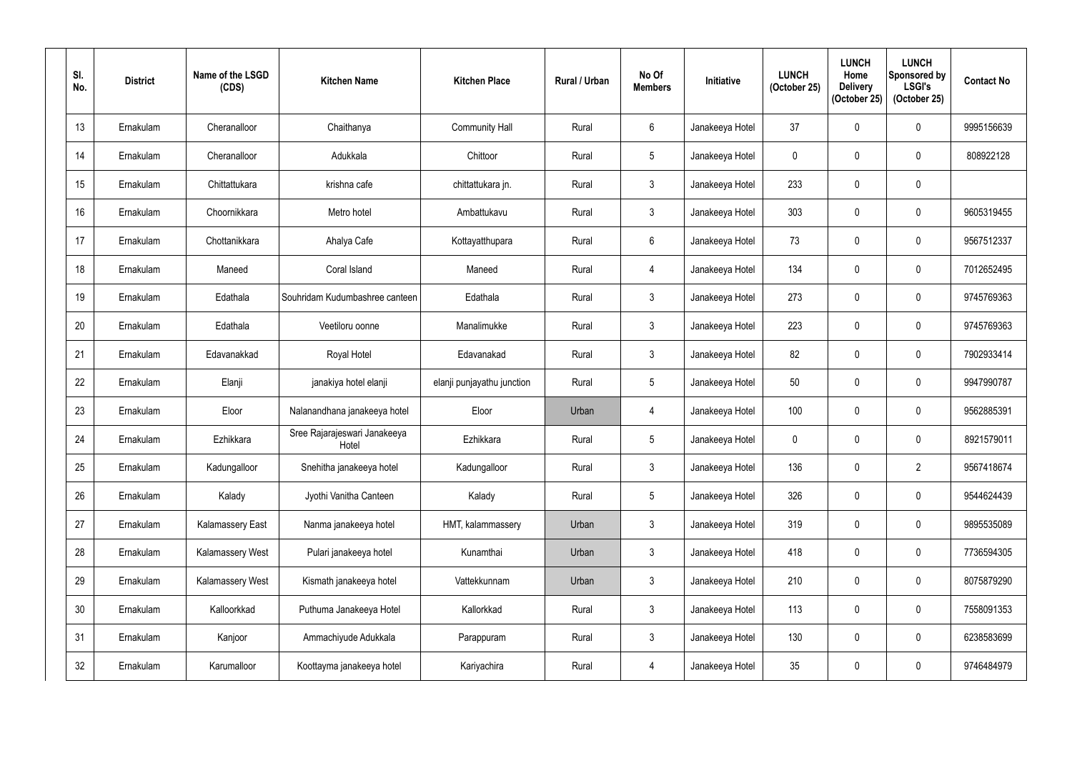| Sl. No. | District | Name of the LSGD (CDS) | Kitchen Name | Kitchen Place | Rural / Urban | No Of Members | Initiative | LUNCH (October 25) | LUNCH Home Delivery (October 25) | LUNCH Sponsored by LSGI's (October 25) | Contact No |
|---|---|---|---|---|---|---|---|---|---|---|---|
| 13 | Ernakulam | Cheranalloor | Chaithanya | Community Hall | Rural | 6 | Janakeeya Hotel | 37 | 0 | 0 | 9995156639 |
| 14 | Ernakulam | Cheranalloor | Adukkala | Chittoor | Rural | 5 | Janakeeya Hotel | 0 | 0 | 0 | 808922128 |
| 15 | Ernakulam | Chittattukara | krishna cafe | chittattukara jn. | Rural | 3 | Janakeeya Hotel | 233 | 0 | 0 | |
| 16 | Ernakulam | Choornikkara | Metro hotel | Ambattukavu | Rural | 3 | Janakeeya Hotel | 303 | 0 | 0 | 9605319455 |
| 17 | Ernakulam | Chottanikkara | Ahalya Cafe | Kottayatthupara | Rural | 6 | Janakeeya Hotel | 73 | 0 | 0 | 9567512337 |
| 18 | Ernakulam | Maneed | Coral Island | Maneed | Rural | 4 | Janakeeya Hotel | 134 | 0 | 0 | 7012652495 |
| 19 | Ernakulam | Edathala | Souhridam Kudumbashree canteen | Edathala | Rural | 3 | Janakeeya Hotel | 273 | 0 | 0 | 9745769363 |
| 20 | Ernakulam | Edathala | Veetiloru oonne | Manalimukke | Rural | 3 | Janakeeya Hotel | 223 | 0 | 0 | 9745769363 |
| 21 | Ernakulam | Edavanakkad | Royal Hotel | Edavanakad | Rural | 3 | Janakeeya Hotel | 82 | 0 | 0 | 7902933414 |
| 22 | Ernakulam | Elanji | janakiya hotel elanji | elanji punjayathu junction | Rural | 5 | Janakeeya Hotel | 50 | 0 | 0 | 9947990787 |
| 23 | Ernakulam | Eloor | Nalanandhana janakeeya hotel | Eloor | Urban | 4 | Janakeeya Hotel | 100 | 0 | 0 | 9562885391 |
| 24 | Ernakulam | Ezhikkara | Sree Rajarajeswari Janakeeya Hotel | Ezhikkara | Rural | 5 | Janakeeya Hotel | 0 | 0 | 0 | 8921579011 |
| 25 | Ernakulam | Kadungalloor | Snehitha janakeeya hotel | Kadungalloor | Rural | 3 | Janakeeya Hotel | 136 | 0 | 2 | 9567418674 |
| 26 | Ernakulam | Kalady | Jyothi Vanitha Canteen | Kalady | Rural | 5 | Janakeeya Hotel | 326 | 0 | 0 | 9544624439 |
| 27 | Ernakulam | Kalamassery East | Nanma janakeeya hotel | HMT, kalammassery | Urban | 3 | Janakeeya Hotel | 319 | 0 | 0 | 9895535089 |
| 28 | Ernakulam | Kalamassery West | Pulari janakeeya hotel | Kunamthai | Urban | 3 | Janakeeya Hotel | 418 | 0 | 0 | 7736594305 |
| 29 | Ernakulam | Kalamassery West | Kismath janakeeya hotel | Vattekkunnam | Urban | 3 | Janakeeya Hotel | 210 | 0 | 0 | 8075879290 |
| 30 | Ernakulam | Kalloorkkad | Puthuma Janakeeya Hotel | Kallorkkad | Rural | 3 | Janakeeya Hotel | 113 | 0 | 0 | 7558091353 |
| 31 | Ernakulam | Kanjoor | Ammachiyude Adukkala | Parappuram | Rural | 3 | Janakeeya Hotel | 130 | 0 | 0 | 6238583699 |
| 32 | Ernakulam | Karumalloor | Koottayma janakeeya hotel | Kariyachira | Rural | 4 | Janakeeya Hotel | 35 | 0 | 0 | 9746484979 |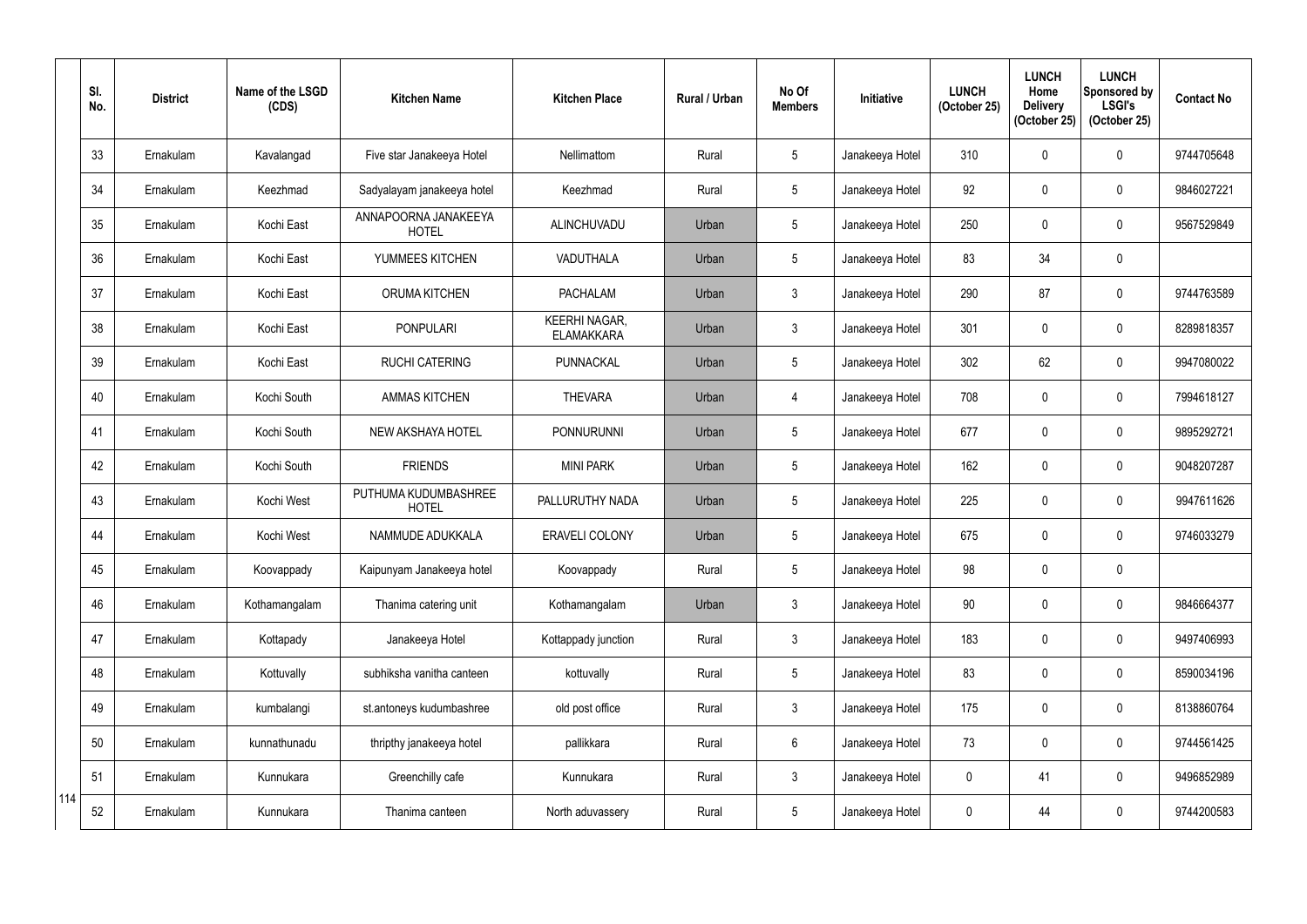| Sl. No. | District | Name of the LSGD (CDS) | Kitchen Name | Kitchen Place | Rural / Urban | No Of Members | Initiative | LUNCH (October 25) | LUNCH Home Delivery (October 25) | LUNCH Sponsored by LSGI's (October 25) | Contact No |
|---|---|---|---|---|---|---|---|---|---|---|---|
| 33 | Ernakulam | Kavalangad | Five star Janakeeya Hotel | Nellimattom | Rural | 5 | Janakeeya Hotel | 310 | 0 | 0 | 9744705648 |
| 34 | Ernakulam | Keezhmad | Sadyalayam janakeeya hotel | Keezhmad | Rural | 5 | Janakeeya Hotel | 92 | 0 | 0 | 9846027221 |
| 35 | Ernakulam | Kochi East | ANNAPOORNA JANAKEEYA HOTEL | ALINCHUVADU | Urban | 5 | Janakeeya Hotel | 250 | 0 | 0 | 9567529849 |
| 36 | Ernakulam | Kochi East | YUMMEES KITCHEN | VADUTHALA | Urban | 5 | Janakeeya Hotel | 83 | 34 | 0 | |
| 37 | Ernakulam | Kochi East | ORUMA KITCHEN | PACHALAM | Urban | 3 | Janakeeya Hotel | 290 | 87 | 0 | 9744763589 |
| 38 | Ernakulam | Kochi East | PONPULARI | KEERHI NAGAR, ELAMAKKARA | Urban | 3 | Janakeeya Hotel | 301 | 0 | 0 | 8289818357 |
| 39 | Ernakulam | Kochi East | RUCHI CATERING | PUNNACKAL | Urban | 5 | Janakeeya Hotel | 302 | 62 | 0 | 9947080022 |
| 40 | Ernakulam | Kochi South | AMMAS KITCHEN | THEVARA | Urban | 4 | Janakeeya Hotel | 708 | 0 | 0 | 7994618127 |
| 41 | Ernakulam | Kochi South | NEW AKSHAYA HOTEL | PONNURUNNI | Urban | 5 | Janakeeya Hotel | 677 | 0 | 0 | 9895292721 |
| 42 | Ernakulam | Kochi South | FRIENDS | MINI PARK | Urban | 5 | Janakeeya Hotel | 162 | 0 | 0 | 9048207287 |
| 43 | Ernakulam | Kochi West | PUTHUMA KUDUMBASHREE HOTEL | PALLURUTHY NADA | Urban | 5 | Janakeeya Hotel | 225 | 0 | 0 | 9947611626 |
| 44 | Ernakulam | Kochi West | NAMMUDE ADUKKALA | ERAVELI COLONY | Urban | 5 | Janakeeya Hotel | 675 | 0 | 0 | 9746033279 |
| 45 | Ernakulam | Koovappady | Kaipunyam Janakeeya hotel | Koovappady | Rural | 5 | Janakeeya Hotel | 98 | 0 | 0 | |
| 46 | Ernakulam | Kothamangalam | Thanima catering unit | Kothamangalam | Urban | 3 | Janakeeya Hotel | 90 | 0 | 0 | 9846664377 |
| 47 | Ernakulam | Kottapady | Janakeeya Hotel | Kottappady junction | Rural | 3 | Janakeeya Hotel | 183 | 0 | 0 | 9497406993 |
| 48 | Ernakulam | Kottuvally | subhiksha vanitha canteen | kottuvally | Rural | 5 | Janakeeya Hotel | 83 | 0 | 0 | 8590034196 |
| 49 | Ernakulam | kumbalangi | st.antoneys kudumbashree | old post office | Rural | 3 | Janakeeya Hotel | 175 | 0 | 0 | 8138860764 |
| 50 | Ernakulam | kunnathunadu | thripthy janakeeya hotel | pallikkara | Rural | 6 | Janakeeya Hotel | 73 | 0 | 0 | 9744561425 |
| 51 | Ernakulam | Kunnukara | Greenchilly cafe | Kunnukara | Rural | 3 | Janakeeya Hotel | 0 | 41 | 0 | 9496852989 |
| 52 | Ernakulam | Kunnukara | Thanima canteen | North aduvassery | Rural | 5 | Janakeeya Hotel | 0 | 44 | 0 | 9744200583 |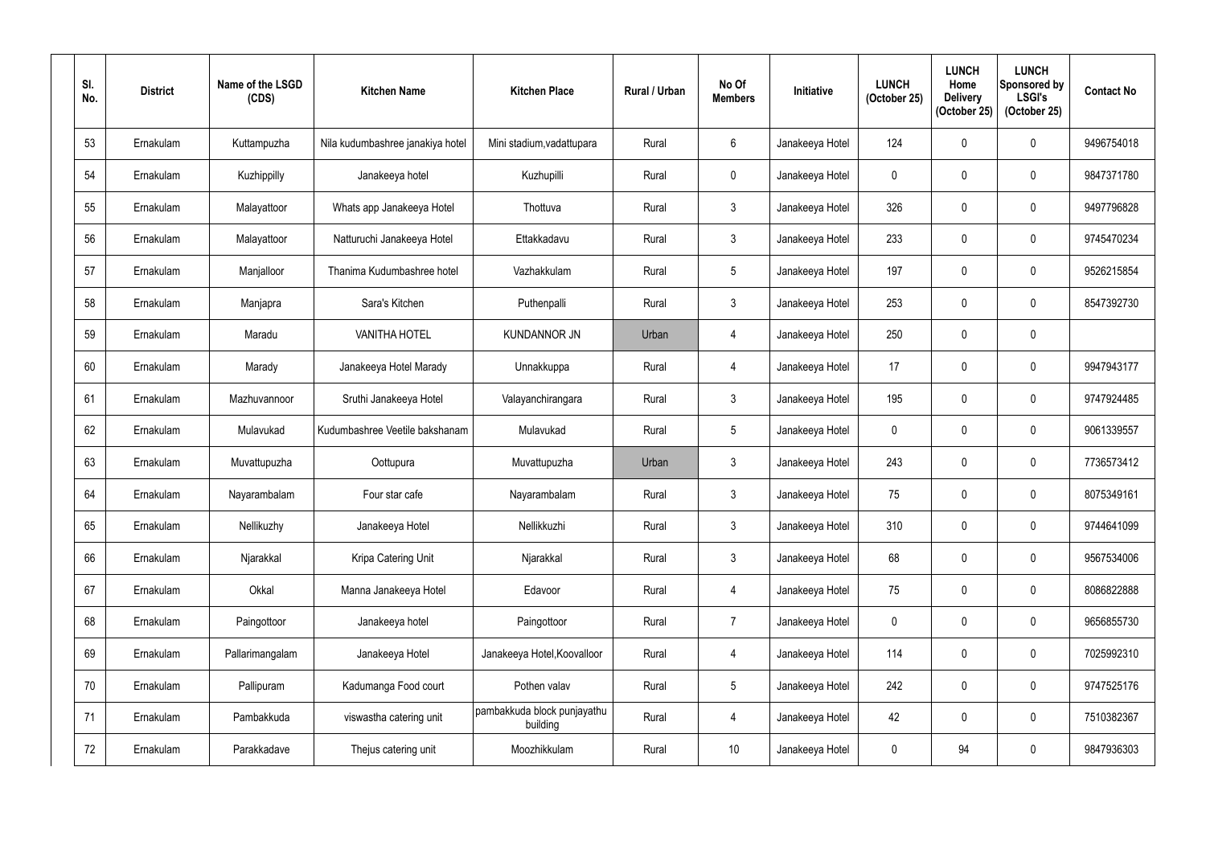| Sl. No. | District | Name of the LSGD (CDS) | Kitchen Name | Kitchen Place | Rural / Urban | No Of Members | Initiative | LUNCH (October 25) | LUNCH Home Delivery (October 25) | LUNCH Sponsored by LSGI's (October 25) | Contact No |
|---|---|---|---|---|---|---|---|---|---|---|---|
| 53 | Ernakulam | Kuttampuzha | Nila kudumbashree janakiya hotel | Mini stadium,vadattupara | Rural | 6 | Janakeeya Hotel | 124 | 0 | 0 | 9496754018 |
| 54 | Ernakulam | Kuzhippilly | Janakeeya hotel | Kuzhupilli | Rural | 0 | Janakeeya Hotel | 0 | 0 | 0 | 9847371780 |
| 55 | Ernakulam | Malayattoor | Whats app Janakeeya Hotel | Thottuva | Rural | 3 | Janakeeya Hotel | 326 | 0 | 0 | 9497796828 |
| 56 | Ernakulam | Malayattoor | Natturuchi Janakeeya Hotel | Ettakkadavu | Rural | 3 | Janakeeya Hotel | 233 | 0 | 0 | 9745470234 |
| 57 | Ernakulam | Manjalloor | Thanima Kudumbashree hotel | Vazhakkulam | Rural | 5 | Janakeeya Hotel | 197 | 0 | 0 | 9526215854 |
| 58 | Ernakulam | Manjapra | Sara's Kitchen | Puthenpalli | Rural | 3 | Janakeeya Hotel | 253 | 0 | 0 | 8547392730 |
| 59 | Ernakulam | Maradu | VANITHA HOTEL | KUNDANNOR JN | Urban | 4 | Janakeeya Hotel | 250 | 0 | 0 | |
| 60 | Ernakulam | Marady | Janakeeya Hotel Marady | Unnakkuppa | Rural | 4 | Janakeeya Hotel | 17 | 0 | 0 | 9947943177 |
| 61 | Ernakulam | Mazhuvannoor | Sruthi Janakeeya Hotel | Valayanchirangara | Rural | 3 | Janakeeya Hotel | 195 | 0 | 0 | 9747924485 |
| 62 | Ernakulam | Mulavukad | Kudumbashree Veetile bakshanam | Mulavukad | Rural | 5 | Janakeeya Hotel | 0 | 0 | 0 | 9061339557 |
| 63 | Ernakulam | Muvattupuzha | Oottupura | Muvattupuzha | Urban | 3 | Janakeeya Hotel | 243 | 0 | 0 | 7736573412 |
| 64 | Ernakulam | Nayarambalam | Four star cafe | Nayarambalam | Rural | 3 | Janakeeya Hotel | 75 | 0 | 0 | 8075349161 |
| 65 | Ernakulam | Nellikuzhy | Janakeeya Hotel | Nellikkuzhi | Rural | 3 | Janakeeya Hotel | 310 | 0 | 0 | 9744641099 |
| 66 | Ernakulam | Njarakkal | Kripa Catering Unit | Njarakkal | Rural | 3 | Janakeeya Hotel | 68 | 0 | 0 | 9567534006 |
| 67 | Ernakulam | Okkal | Manna Janakeeya Hotel | Edavoor | Rural | 4 | Janakeeya Hotel | 75 | 0 | 0 | 8086822888 |
| 68 | Ernakulam | Paingottoor | Janakeeya hotel | Paingottoor | Rural | 7 | Janakeeya Hotel | 0 | 0 | 0 | 9656855730 |
| 69 | Ernakulam | Pallarimangalam | Janakeeya Hotel | Janakeeya Hotel,Koovalloor | Rural | 4 | Janakeeya Hotel | 114 | 0 | 0 | 7025992310 |
| 70 | Ernakulam | Pallipuram | Kadumanga Food court | Pothen valav | Rural | 5 | Janakeeya Hotel | 242 | 0 | 0 | 9747525176 |
| 71 | Ernakulam | Pambakkuda | viswastha catering unit | pambakkuda block punjayathu building | Rural | 4 | Janakeeya Hotel | 42 | 0 | 0 | 7510382367 |
| 72 | Ernakulam | Parakkadave | Thejus catering unit | Moozhikkulam | Rural | 10 | Janakeeya Hotel | 0 | 94 | 0 | 9847936303 |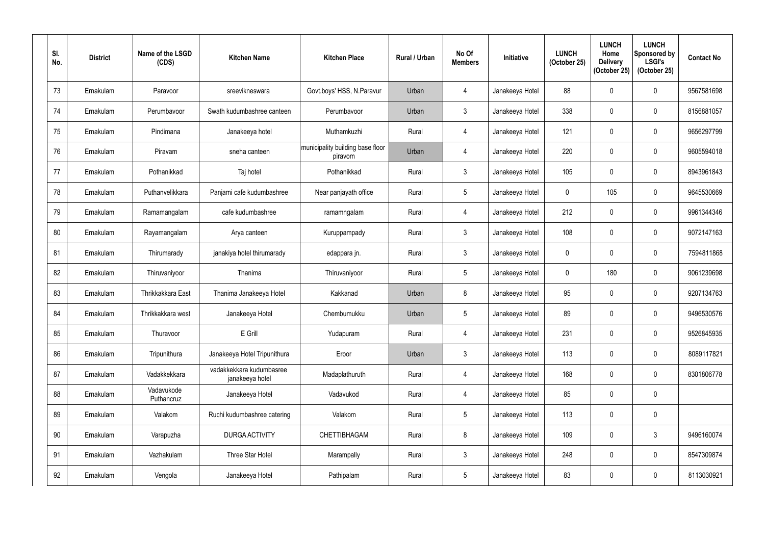| Sl. No. | District | Name of the LSGD (CDS) | Kitchen Name | Kitchen Place | Rural / Urban | No Of Members | Initiative | LUNCH (October 25) | LUNCH Home Delivery (October 25) | LUNCH Sponsored by LSGI's (October 25) | Contact No |
|---|---|---|---|---|---|---|---|---|---|---|---|
| 73 | Ernakulam | Paravoor | sreevikneswara | Govt.boys' HSS, N.Paravur | Urban | 4 | Janakeeya Hotel | 88 | 0 | 0 | 9567581698 |
| 74 | Ernakulam | Perumbavoor | Swath kudumbashree canteen | Perumbavoor | Urban | 3 | Janakeeya Hotel | 338 | 0 | 0 | 8156881057 |
| 75 | Ernakulam | Pindimana | Janakeeya hotel | Muthamkuzhi | Rural | 4 | Janakeeya Hotel | 121 | 0 | 0 | 9656297799 |
| 76 | Ernakulam | Piravam | sneha canteen | municipality building base floor piravom | Urban | 4 | Janakeeya Hotel | 220 | 0 | 0 | 9605594018 |
| 77 | Ernakulam | Pothanikkad | Taj hotel | Pothanikkad | Rural | 3 | Janakeeya Hotel | 105 | 0 | 0 | 8943961843 |
| 78 | Ernakulam | Puthanvelikkara | Panjami cafe kudumbashree | Near panjayath office | Rural | 5 | Janakeeya Hotel | 0 | 105 | 0 | 9645530669 |
| 79 | Ernakulam | Ramamangalam | cafe kudumbashree | ramamngalam | Rural | 4 | Janakeeya Hotel | 212 | 0 | 0 | 9961344346 |
| 80 | Ernakulam | Rayamangalam | Arya canteen | Kuruppampady | Rural | 3 | Janakeeya Hotel | 108 | 0 | 0 | 9072147163 |
| 81 | Ernakulam | Thirumarady | janakiya hotel thirumarady | edappara jn. | Rural | 3 | Janakeeya Hotel | 0 | 0 | 0 | 7594811868 |
| 82 | Ernakulam | Thiruvaniyoor | Thanima | Thiruvaniyoor | Rural | 5 | Janakeeya Hotel | 0 | 180 | 0 | 9061239698 |
| 83 | Ernakulam | Thrikkakkara East | Thanima Janakeeya Hotel | Kakkanad | Urban | 8 | Janakeeya Hotel | 95 | 0 | 0 | 9207134763 |
| 84 | Ernakulam | Thrikkakkara west | Janakeeya Hotel | Chembumukku | Urban | 5 | Janakeeya Hotel | 89 | 0 | 0 | 9496530576 |
| 85 | Ernakulam | Thuravoor | E Grill | Yudapuram | Rural | 4 | Janakeeya Hotel | 231 | 0 | 0 | 9526845935 |
| 86 | Ernakulam | Tripunithura | Janakeeya Hotel Tripunithura | Eroor | Urban | 3 | Janakeeya Hotel | 113 | 0 | 0 | 8089117821 |
| 87 | Ernakulam | Vadakkekkara | vadakkekkara kudumbasree janakeeya hotel | Madaplathuruth | Rural | 4 | Janakeeya Hotel | 168 | 0 | 0 | 8301806778 |
| 88 | Ernakulam | Vadavukode Puthancruz | Janakeeya Hotel | Vadavukod | Rural | 4 | Janakeeya Hotel | 85 | 0 | 0 | |
| 89 | Ernakulam | Valakom | Ruchi kudumbashree catering | Valakom | Rural | 5 | Janakeeya Hotel | 113 | 0 | 0 | |
| 90 | Ernakulam | Varapuzha | DURGA ACTIVITY | CHETTIBHAGAM | Rural | 8 | Janakeeya Hotel | 109 | 0 | 3 | 9496160074 |
| 91 | Ernakulam | Vazhakulam | Three Star Hotel | Marampally | Rural | 3 | Janakeeya Hotel | 248 | 0 | 0 | 8547309874 |
| 92 | Ernakulam | Vengola | Janakeeya Hotel | Pathipalam | Rural | 5 | Janakeeya Hotel | 83 | 0 | 0 | 8113030921 |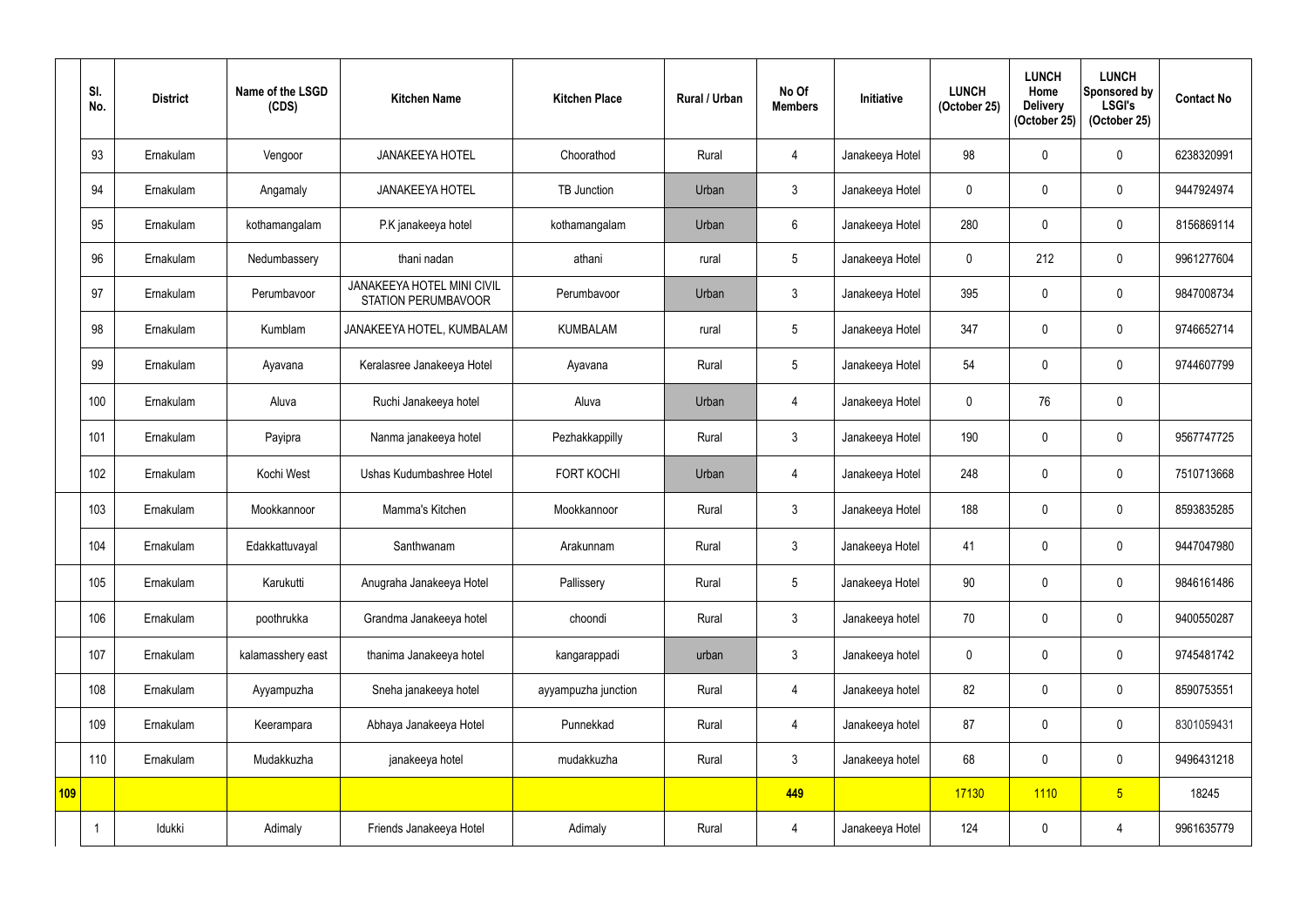| | Sl. No. | District | Name of the LSGD (CDS) | Kitchen Name | Kitchen Place | Rural / Urban | No Of Members | Initiative | LUNCH (October 25) | LUNCH Home Delivery (October 25) | LUNCH Sponsored by LSGI's (October 25) | Contact No |
|---|---|---|---|---|---|---|---|---|---|---|---|---|
| | 93 | Ernakulam | Vengoor | JANAKEEYA HOTEL | Choorathod | Rural | 4 | Janakeeya Hotel | 98 | 0 | 0 | 6238320991 |
| | 94 | Ernakulam | Angamaly | JANAKEEYA HOTEL | TB Junction | Urban | 3 | Janakeeya Hotel | 0 | 0 | 0 | 9447924974 |
| | 95 | Ernakulam | kothamangalam | P.K janakeeya hotel | kothamangalam | Urban | 6 | Janakeeya Hotel | 280 | 0 | 0 | 8156869114 |
| | 96 | Ernakulam | Nedumbassery | thani nadan | athani | rural | 5 | Janakeeya Hotel | 0 | 212 | 0 | 9961277604 |
| | 97 | Ernakulam | Perumbavoor | JANAKEEYA HOTEL MINI CIVIL STATION PERUMBAVOOR | Perumbavoor | Urban | 3 | Janakeeya Hotel | 395 | 0 | 0 | 9847008734 |
| | 98 | Ernakulam | Kumblam | JANAKEEYA HOTEL, KUMBALAM | KUMBALAM | rural | 5 | Janakeeya Hotel | 347 | 0 | 0 | 9746652714 |
| | 99 | Ernakulam | Ayavana | Keralasree Janakeeya Hotel | Ayavana | Rural | 5 | Janakeeya Hotel | 54 | 0 | 0 | 9744607799 |
| | 100 | Ernakulam | Aluva | Ruchi Janakeeya hotel | Aluva | Urban | 4 | Janakeeya Hotel | 0 | 76 | 0 | |
| | 101 | Ernakulam | Payipra | Nanma janakeeya hotel | Pezhakkappilly | Rural | 3 | Janakeeya Hotel | 190 | 0 | 0 | 9567747725 |
| | 102 | Ernakulam | Kochi West | Ushas Kudumbashree Hotel | FORT KOCHI | Urban | 4 | Janakeeya Hotel | 248 | 0 | 0 | 7510713668 |
| | 103 | Ernakulam | Mookkannoor | Mamma's Kitchen | Mookkannoor | Rural | 3 | Janakeeya Hotel | 188 | 0 | 0 | 8593835285 |
| | 104 | Ernakulam | Edakkattuvayal | Santhwanam | Arakunnam | Rural | 3 | Janakeeya Hotel | 41 | 0 | 0 | 9447047980 |
| | 105 | Ernakulam | Karukutti | Anugraha Janakeeya Hotel | Pallissery | Rural | 5 | Janakeeya Hotel | 90 | 0 | 0 | 9846161486 |
| | 106 | Ernakulam | poothrukka | Grandma Janakeeya hotel | choondi | Rural | 3 | Janakeeya hotel | 70 | 0 | 0 | 9400550287 |
| | 107 | Ernakulam | kalamasshery east | thanima Janakeeya hotel | kangarappadi | urban | 3 | Janakeeya hotel | 0 | 0 | 0 | 9745481742 |
| | 108 | Ernakulam | Ayyampuzha | Sneha janakeeya hotel | ayyampuzha junction | Rural | 4 | Janakeeya hotel | 82 | 0 | 0 | 8590753551 |
| | 109 | Ernakulam | Keerampara | Abhaya Janakeeya Hotel | Punnekkad | Rural | 4 | Janakeeya hotel | 87 | 0 | 0 | 8301059431 |
| | 110 | Ernakulam | Mudakkuzha | janakeeya hotel | mudakkuzha | Rural | 3 | Janakeeya hotel | 68 | 0 | 0 | 9496431218 |
| 109 | | | | | | | 449 | | 17130 | 1110 | 5 | 18245 |
| | 1 | Idukki | Adimaly | Friends Janakeeya Hotel | Adimaly | Rural | 4 | Janakeeya Hotel | 124 | 0 | 4 | 9961635779 |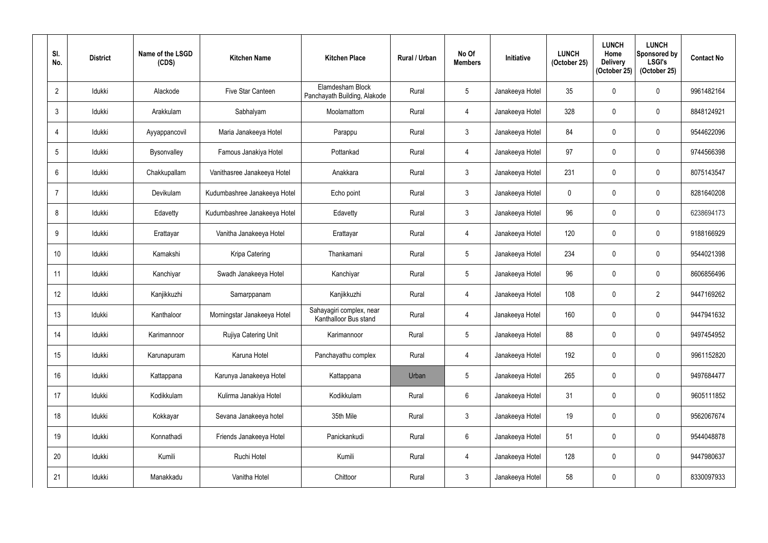| Sl. No. | District | Name of the LSGD (CDS) | Kitchen Name | Kitchen Place | Rural / Urban | No Of Members | Initiative | LUNCH (October 25) | LUNCH Home Delivery (October 25) | LUNCH Sponsored by LSGI's (October 25) | Contact No |
|---|---|---|---|---|---|---|---|---|---|---|---|
| 2 | Idukki | Alackode | Five Star Canteen | Elamdesham Block Panchayath Building, Alakode | Rural | 5 | Janakeeya Hotel | 35 | 0 | 0 | 9961482164 |
| 3 | Idukki | Arakkulam | Sabhalyam | Moolamattom | Rural | 4 | Janakeeya Hotel | 328 | 0 | 0 | 8848124921 |
| 4 | Idukki | Ayyappancovil | Maria Janakeeya Hotel | Parappu | Rural | 3 | Janakeeya Hotel | 84 | 0 | 0 | 9544622096 |
| 5 | Idukki | Bysonvalley | Famous Janakiya Hotel | Pottankad | Rural | 4 | Janakeeya Hotel | 97 | 0 | 0 | 9744566398 |
| 6 | Idukki | Chakkupallam | Vanithasree Janakeeya Hotel | Anakkara | Rural | 3 | Janakeeya Hotel | 231 | 0 | 0 | 8075143547 |
| 7 | Idukki | Devikulam | Kudumbashree Janakeeya Hotel | Echo point | Rural | 3 | Janakeeya Hotel | 0 | 0 | 0 | 8281640208 |
| 8 | Idukki | Edavetty | Kudumbashree Janakeeya Hotel | Edavetty | Rural | 3 | Janakeeya Hotel | 96 | 0 | 0 | 6238694173 |
| 9 | Idukki | Erattayar | Vanitha Janakeeya Hotel | Erattayar | Rural | 4 | Janakeeya Hotel | 120 | 0 | 0 | 9188166929 |
| 10 | Idukki | Kamakshi | Kripa Catering | Thankamani | Rural | 5 | Janakeeya Hotel | 234 | 0 | 0 | 9544021398 |
| 11 | Idukki | Kanchiyar | Swadh Janakeeya Hotel | Kanchiyar | Rural | 5 | Janakeeya Hotel | 96 | 0 | 0 | 8606856496 |
| 12 | Idukki | Kanjikkuzhi | Samarppanam | Kanjikkuzhi | Rural | 4 | Janakeeya Hotel | 108 | 0 | 2 | 9447169262 |
| 13 | Idukki | Kanthaloor | Morningstar Janakeeya Hotel | Sahayagiri complex, near Kanthalloor Bus stand | Rural | 4 | Janakeeya Hotel | 160 | 0 | 0 | 9447941632 |
| 14 | Idukki | Karimannoor | Rujiya Catering Unit | Karimannoor | Rural | 5 | Janakeeya Hotel | 88 | 0 | 0 | 9497454952 |
| 15 | Idukki | Karunapuram | Karuna Hotel | Panchayathu complex | Rural | 4 | Janakeeya Hotel | 192 | 0 | 0 | 9961152820 |
| 16 | Idukki | Kattappana | Karunya Janakeeya Hotel | Kattappana | Urban | 5 | Janakeeya Hotel | 265 | 0 | 0 | 9497684477 |
| 17 | Idukki | Kodikkulam | Kulirma Janakiya Hotel | Kodikkulam | Rural | 6 | Janakeeya Hotel | 31 | 0 | 0 | 9605111852 |
| 18 | Idukki | Kokkayar | Sevana Janakeeya hotel | 35th Mile | Rural | 3 | Janakeeya Hotel | 19 | 0 | 0 | 9562067674 |
| 19 | Idukki | Konnathadi | Friends Janakeeya Hotel | Panickankudi | Rural | 6 | Janakeeya Hotel | 51 | 0 | 0 | 9544048878 |
| 20 | Idukki | Kumili | Ruchi Hotel | Kumili | Rural | 4 | Janakeeya Hotel | 128 | 0 | 0 | 9447980637 |
| 21 | Idukki | Manakkadu | Vanitha Hotel | Chittoor | Rural | 3 | Janakeeya Hotel | 58 | 0 | 0 | 8330097933 |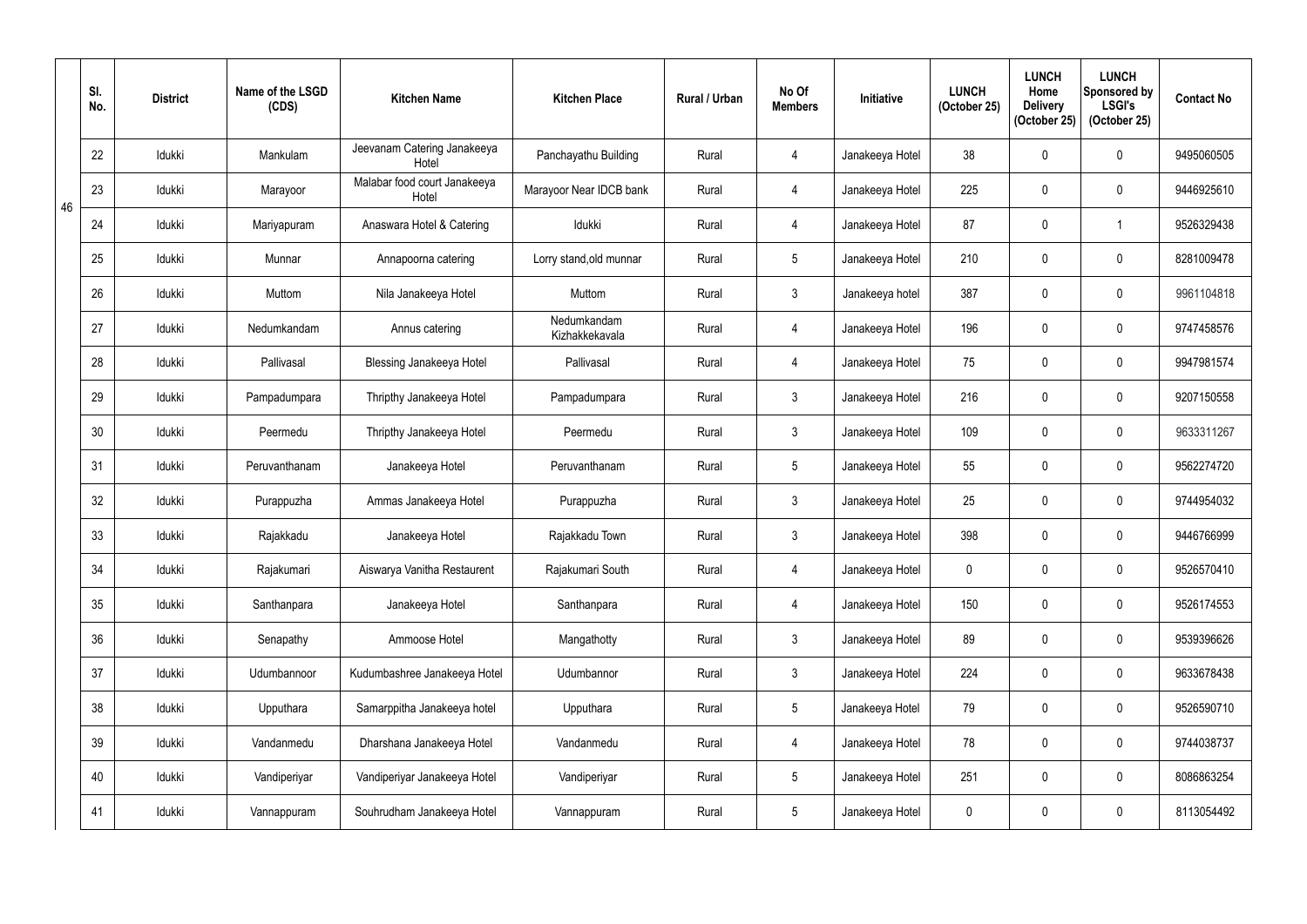| | Sl. No. | District | Name of the LSGD (CDS) | Kitchen Name | Kitchen Place | Rural / Urban | No Of Members | Initiative | LUNCH (October 25) | LUNCH Home Delivery (October 25) | LUNCH Sponsored by LSGI's (October 25) | Contact No |
|---|---|---|---|---|---|---|---|---|---|---|---|---|
| 46 | 22 | Idukki | Mankulam | Jeevanam Catering Janakeeya Hotel | Panchayathu Building | Rural | 4 | Janakeeya Hotel | 38 | 0 | 0 | 9495060505 |
| | 23 | Idukki | Marayoor | Malabar food court Janakeeya Hotel | Marayoor Near IDCB bank | Rural | 4 | Janakeeya Hotel | 225 | 0 | 0 | 9446925610 |
| | 24 | Idukki | Mariyapuram | Anaswara Hotel & Catering | Idukki | Rural | 4 | Janakeeya Hotel | 87 | 0 | 1 | 9526329438 |
| | 25 | Idukki | Munnar | Annapoorna catering | Lorry stand,old munnar | Rural | 5 | Janakeeya Hotel | 210 | 0 | 0 | 8281009478 |
| | 26 | Idukki | Muttom | Nila Janakeeya Hotel | Muttom | Rural | 3 | Janakeeya hotel | 387 | 0 | 0 | 9961104818 |
| | 27 | Idukki | Nedumkandam | Annus catering | Nedumkandam Kizhakkekavala | Rural | 4 | Janakeeya Hotel | 196 | 0 | 0 | 9747458576 |
| | 28 | Idukki | Pallivasal | Blessing Janakeeya Hotel | Pallivasal | Rural | 4 | Janakeeya Hotel | 75 | 0 | 0 | 9947981574 |
| | 29 | Idukki | Pampadumpara | Thripthy Janakeeya Hotel | Pampadumpara | Rural | 3 | Janakeeya Hotel | 216 | 0 | 0 | 9207150558 |
| | 30 | Idukki | Peermedu | Thripthy Janakeeya Hotel | Peermedu | Rural | 3 | Janakeeya Hotel | 109 | 0 | 0 | 9633311267 |
| | 31 | Idukki | Peruvanthanam | Janakeeya Hotel | Peruvanthanam | Rural | 5 | Janakeeya Hotel | 55 | 0 | 0 | 9562274720 |
| | 32 | Idukki | Purappuzha | Ammas Janakeeya Hotel | Purappuzha | Rural | 3 | Janakeeya Hotel | 25 | 0 | 0 | 9744954032 |
| | 33 | Idukki | Rajakkadu | Janakeeya Hotel | Rajakkadu Town | Rural | 3 | Janakeeya Hotel | 398 | 0 | 0 | 9446766999 |
| | 34 | Idukki | Rajakumari | Aiswarya Vanitha Restaurent | Rajakumari South | Rural | 4 | Janakeeya Hotel | 0 | 0 | 0 | 9526570410 |
| | 35 | Idukki | Santhanpara | Janakeeya Hotel | Santhanpara | Rural | 4 | Janakeeya Hotel | 150 | 0 | 0 | 9526174553 |
| | 36 | Idukki | Senapathy | Ammoose Hotel | Mangathotty | Rural | 3 | Janakeeya Hotel | 89 | 0 | 0 | 9539396626 |
| | 37 | Idukki | Udumbannoor | Kudumbashree Janakeeya Hotel | Udumbannor | Rural | 3 | Janakeeya Hotel | 224 | 0 | 0 | 9633678438 |
| | 38 | Idukki | Upputhara | Samarppitha Janakeeya hotel | Upputhara | Rural | 5 | Janakeeya Hotel | 79 | 0 | 0 | 9526590710 |
| | 39 | Idukki | Vandanmedu | Dharshana Janakeeya Hotel | Vandanmedu | Rural | 4 | Janakeeya Hotel | 78 | 0 | 0 | 9744038737 |
| | 40 | Idukki | Vandiperiyar | Vandiperiyar Janakeeya Hotel | Vandiperiyar | Rural | 5 | Janakeeya Hotel | 251 | 0 | 0 | 8086863254 |
| | 41 | Idukki | Vannappuram | Souhrudham Janakeeya Hotel | Vannappuram | Rural | 5 | Janakeeya Hotel | 0 | 0 | 0 | 8113054492 |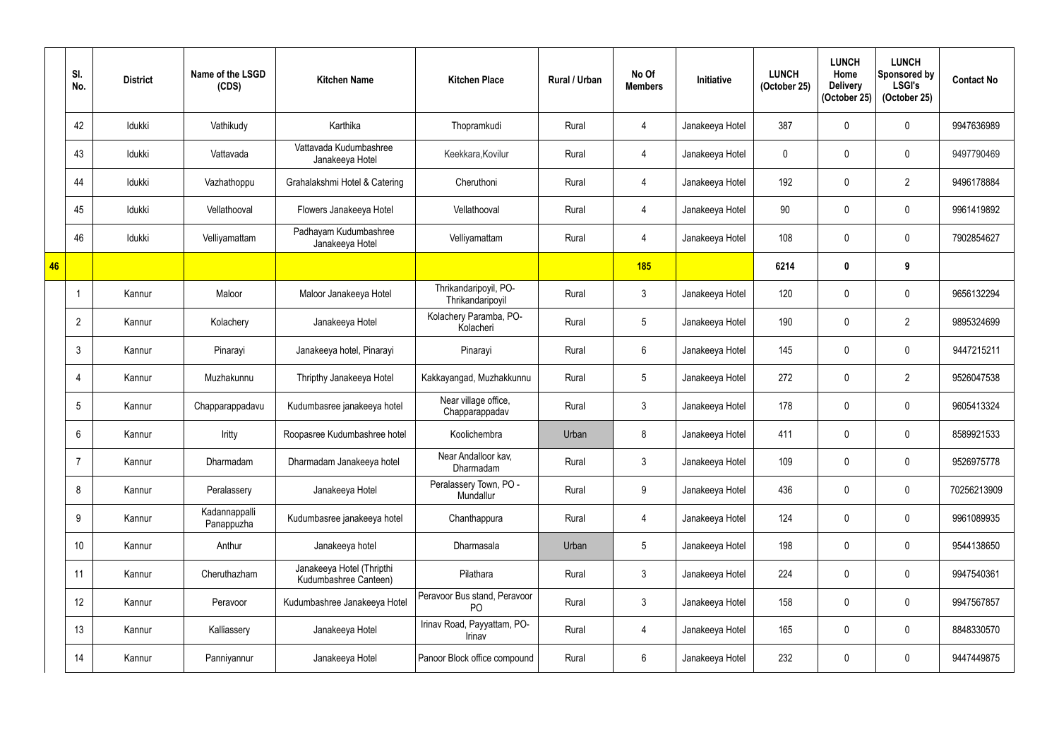| | Sl. No. | District | Name of the LSGD (CDS) | Kitchen Name | Kitchen Place | Rural / Urban | No Of Members | Initiative | LUNCH (October 25) | LUNCH Home Delivery (October 25) | LUNCH Sponsored by LSGI's (October 25) | Contact No |
|---|---|---|---|---|---|---|---|---|---|---|---|---|
| | 42 | Idukki | Vathikudy | Karthika | Thopramkudi | Rural | 4 | Janakeeya Hotel | 387 | 0 | 0 | 9947636989 |
| | 43 | Idukki | Vattavada | Vattavada Kudumbashree Janakeeya Hotel | Keekkara,Kovilur | Rural | 4 | Janakeeya Hotel | 0 | 0 | 0 | 9497790469 |
| | 44 | Idukki | Vazhathoppu | Grahalakshmi Hotel & Catering | Cheruthoni | Rural | 4 | Janakeeya Hotel | 192 | 0 | 2 | 9496178884 |
| | 45 | Idukki | Vellathooval | Flowers Janakeeya Hotel | Vellathooval | Rural | 4 | Janakeeya Hotel | 90 | 0 | 0 | 9961419892 |
| | 46 | Idukki | Velliyamattam | Padhayam Kudumbashree Janakeeya Hotel | Velliyamattam | Rural | 4 | Janakeeya Hotel | 108 | 0 | 0 | 7902854627 |
| 46 | | | | | | | 185 | | 6214 | 0 | 9 | |
| | 1 | Kannur | Maloor | Maloor Janakeeya Hotel | Thrikandaripoyil, PO-Thrikandaripoyil | Rural | 3 | Janakeeya Hotel | 120 | 0 | 0 | 9656132294 |
| | 2 | Kannur | Kolachery | Janakeeya Hotel | Kolachery Paramba, PO-Kolacheri | Rural | 5 | Janakeeya Hotel | 190 | 0 | 2 | 9895324699 |
| | 3 | Kannur | Pinarayi | Janakeeya hotel, Pinarayi | Pinarayi | Rural | 6 | Janakeeya Hotel | 145 | 0 | 0 | 9447215211 |
| | 4 | Kannur | Muzhakunnu | Thripthy Janakeeya Hotel | Kakkayangad, Muzhakkunnu | Rural | 5 | Janakeeya Hotel | 272 | 0 | 2 | 9526047538 |
| | 5 | Kannur | Chapparappadavu | Kudumbasree janakeeya hotel | Near village office, Chapparappadav | Rural | 3 | Janakeeya Hotel | 178 | 0 | 0 | 9605413324 |
| | 6 | Kannur | Iritty | Roopasree Kudumbashree hotel | Koolichembra | Urban | 8 | Janakeeya Hotel | 411 | 0 | 0 | 8589921533 |
| | 7 | Kannur | Dharmadam | Dharmadam Janakeeya hotel | Near Andalloor kav, Dharmadam | Rural | 3 | Janakeeya Hotel | 109 | 0 | 0 | 9526975778 |
| | 8 | Kannur | Peralassery | Janakeeya Hotel | Peralassery Town, PO - Mundallur | Rural | 9 | Janakeeya Hotel | 436 | 0 | 0 | 70256213909 |
| | 9 | Kannur | Kadannappalli Panappuzha | Kudumbasree janakeeya hotel | Chanthappura | Rural | 4 | Janakeeya Hotel | 124 | 0 | 0 | 9961089935 |
| | 10 | Kannur | Anthur | Janakeeya hotel | Dharmasala | Urban | 5 | Janakeeya Hotel | 198 | 0 | 0 | 9544138650 |
| | 11 | Kannur | Cheruthazham | Janakeeya Hotel (Thripthi Kudumbashree Canteen) | Pilathara | Rural | 3 | Janakeeya Hotel | 224 | 0 | 0 | 9947540361 |
| | 12 | Kannur | Peravoor | Kudumbashree Janakeeya Hotel | Peravoor Bus stand, Peravoor PO | Rural | 3 | Janakeeya Hotel | 158 | 0 | 0 | 9947567857 |
| | 13 | Kannur | Kalliassery | Janakeeya Hotel | Irinav Road, Payyattam, PO-Irinav | Rural | 4 | Janakeeya Hotel | 165 | 0 | 0 | 8848330570 |
| | 14 | Kannur | Panniyannur | Janakeeya Hotel | Panoor Block office compound | Rural | 6 | Janakeeya Hotel | 232 | 0 | 0 | 9447449875 |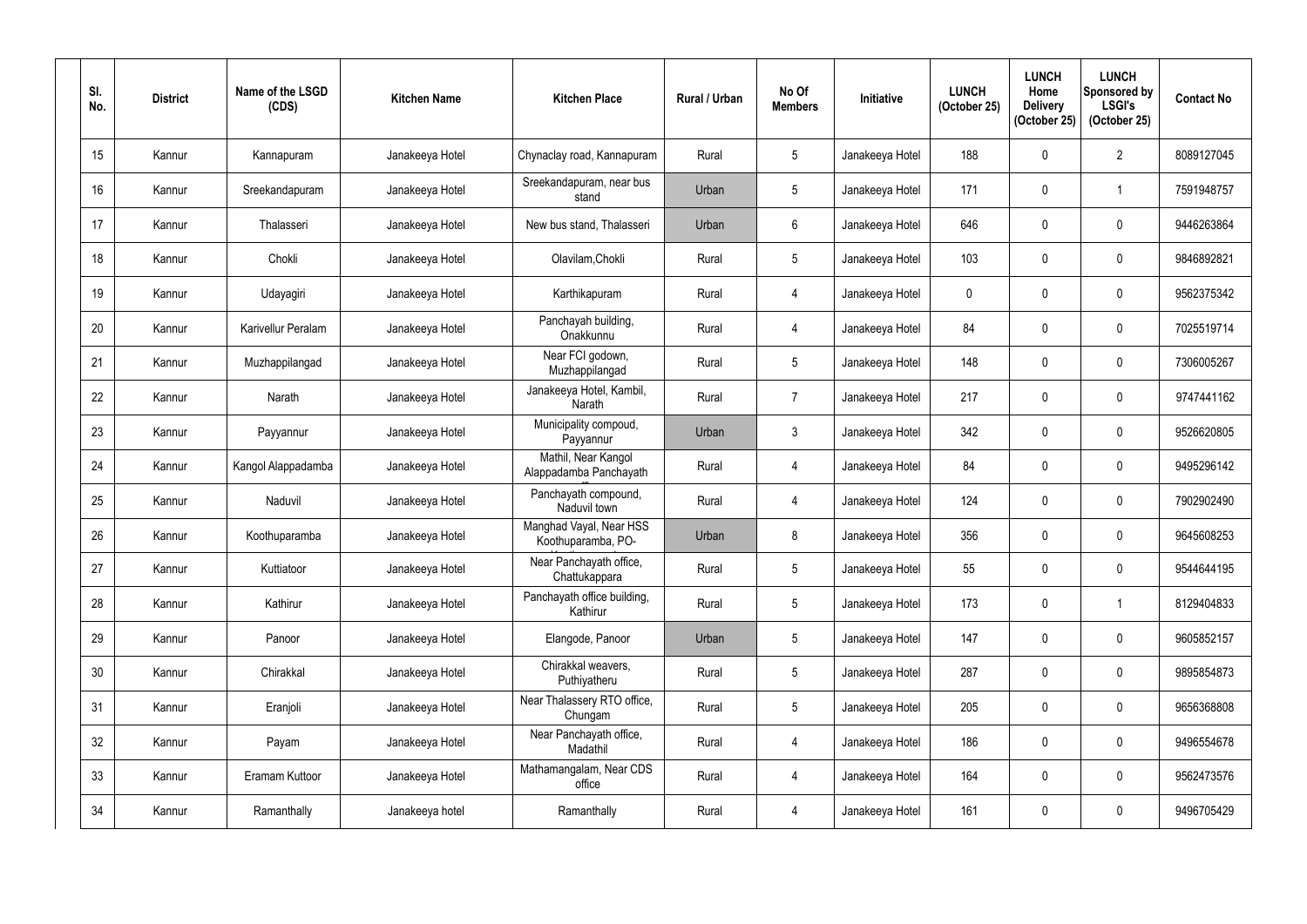| Sl. No. | District | Name of the LSGD (CDS) | Kitchen Name | Kitchen Place | Rural / Urban | No Of Members | Initiative | LUNCH (October 25) | LUNCH Home Delivery (October 25) | LUNCH Sponsored by LSGI's (October 25) | Contact No |
|---|---|---|---|---|---|---|---|---|---|---|---|
| 15 | Kannur | Kannapuram | Janakeeya Hotel | Chynaclay road, Kannapuram | Rural | 5 | Janakeeya Hotel | 188 | 0 | 2 | 8089127045 |
| 16 | Kannur | Sreekandapuram | Janakeeya Hotel | Sreekandapuram, near bus stand | Urban | 5 | Janakeeya Hotel | 171 | 0 | 1 | 7591948757 |
| 17 | Kannur | Thalasseri | Janakeeya Hotel | New bus stand, Thalasseri | Urban | 6 | Janakeeya Hotel | 646 | 0 | 0 | 9446263864 |
| 18 | Kannur | Chokli | Janakeeya Hotel | Olavilam,Chokli | Rural | 5 | Janakeeya Hotel | 103 | 0 | 0 | 9846892821 |
| 19 | Kannur | Udayagiri | Janakeeya Hotel | Karthikapuram | Rural | 4 | Janakeeya Hotel | 0 | 0 | 0 | 9562375342 |
| 20 | Kannur | Karivellur Peralam | Janakeeya Hotel | Panchayah building, Onakkunnu | Rural | 4 | Janakeeya Hotel | 84 | 0 | 0 | 7025519714 |
| 21 | Kannur | Muzhappilangad | Janakeeya Hotel | Near FCI godown, Muzhappilangad | Rural | 5 | Janakeeya Hotel | 148 | 0 | 0 | 7306005267 |
| 22 | Kannur | Narath | Janakeeya Hotel | Janakeeya Hotel, Kambil, Narath | Rural | 7 | Janakeeya Hotel | 217 | 0 | 0 | 9747441162 |
| 23 | Kannur | Payyannur | Janakeeya Hotel | Municipality compoud, Payyannur | Urban | 3 | Janakeeya Hotel | 342 | 0 | 0 | 9526620805 |
| 24 | Kannur | Kangol Alappadamba | Janakeeya Hotel | Mathil, Near Kangol Alappadamba Panchayath | Rural | 4 | Janakeeya Hotel | 84 | 0 | 0 | 9495296142 |
| 25 | Kannur | Naduvil | Janakeeya Hotel | Panchayath compound, Naduvil town | Rural | 4 | Janakeeya Hotel | 124 | 0 | 0 | 7902902490 |
| 26 | Kannur | Koothuparamba | Janakeeya Hotel | Manghad Vayal, Near HSS Koothuparamba, PO- | Urban | 8 | Janakeeya Hotel | 356 | 0 | 0 | 9645608253 |
| 27 | Kannur | Kuttiatoor | Janakeeya Hotel | Near Panchayath office, Chattukappara | Rural | 5 | Janakeeya Hotel | 55 | 0 | 0 | 9544644195 |
| 28 | Kannur | Kathirur | Janakeeya Hotel | Panchayath office building, Kathirur | Rural | 5 | Janakeeya Hotel | 173 | 0 | 1 | 8129404833 |
| 29 | Kannur | Panoor | Janakeeya Hotel | Elangode, Panoor | Urban | 5 | Janakeeya Hotel | 147 | 0 | 0 | 9605852157 |
| 30 | Kannur | Chirakkal | Janakeeya Hotel | Chirakkal weavers, Puthiyatheru | Rural | 5 | Janakeeya Hotel | 287 | 0 | 0 | 9895854873 |
| 31 | Kannur | Eranjoli | Janakeeya Hotel | Near Thalassery RTO office, Chungam | Rural | 5 | Janakeeya Hotel | 205 | 0 | 0 | 9656368808 |
| 32 | Kannur | Payam | Janakeeya Hotel | Near Panchayath office, Madathil | Rural | 4 | Janakeeya Hotel | 186 | 0 | 0 | 9496554678 |
| 33 | Kannur | Eramam Kuttoor | Janakeeya Hotel | Mathamangalam, Near CDS office | Rural | 4 | Janakeeya Hotel | 164 | 0 | 0 | 9562473576 |
| 34 | Kannur | Ramanthally | Janakeeya hotel | Ramanthally | Rural | 4 | Janakeeya Hotel | 161 | 0 | 0 | 9496705429 |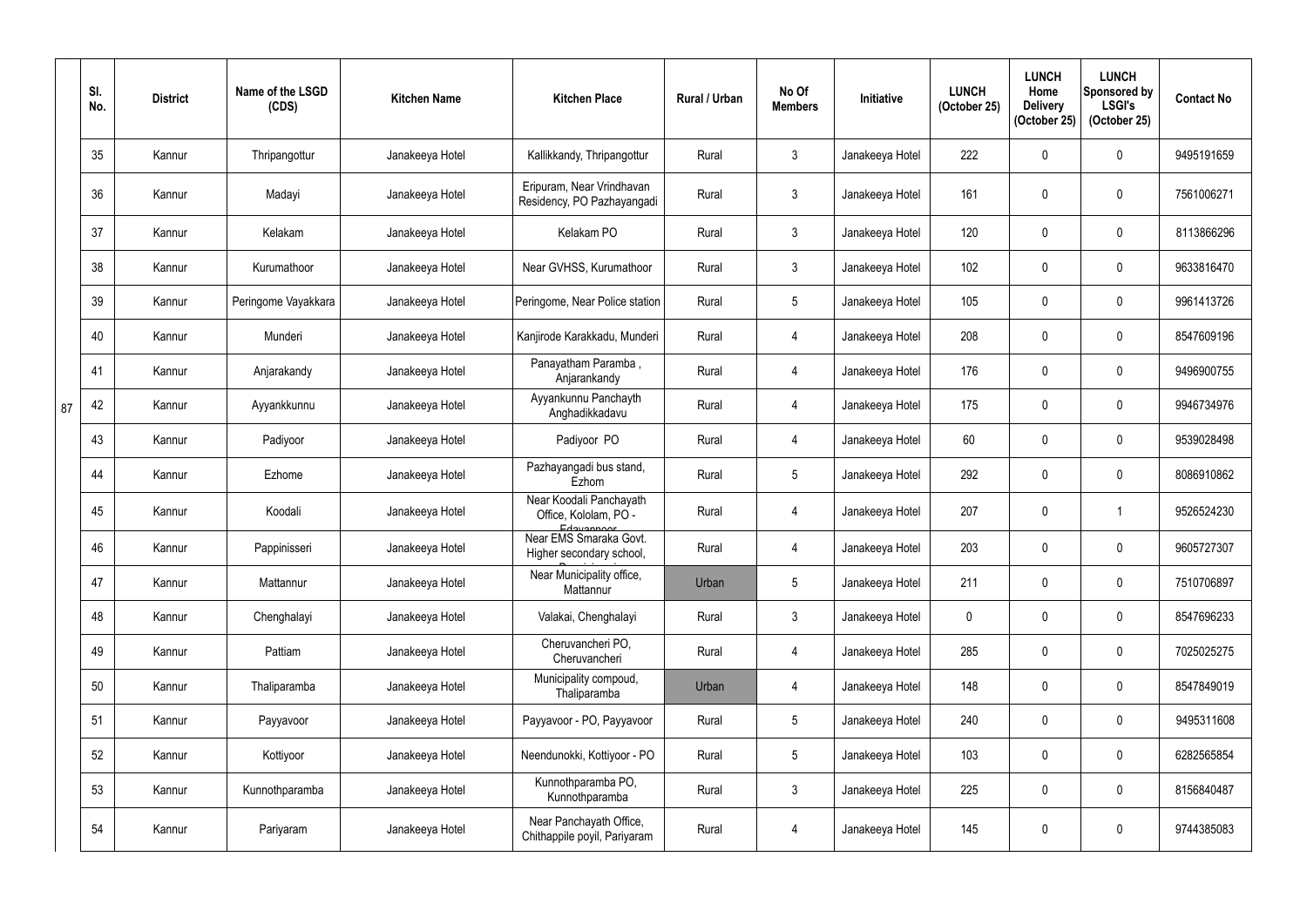| | Sl. No. | District | Name of the LSGD (CDS) | Kitchen Name | Kitchen Place | Rural / Urban | No Of Members | Initiative | LUNCH (October 25) | LUNCH Home Delivery (October 25) | LUNCH Sponsored by LSGI's (October 25) | Contact No |
|---|---|---|---|---|---|---|---|---|---|---|---|---|
| 87 | 35 | Kannur | Thripangottur | Janakeeya Hotel | Kallikkandy, Thripangottur | Rural | 3 | Janakeeya Hotel | 222 | 0 | 0 | 9495191659 |
| | 36 | Kannur | Madayi | Janakeeya Hotel | Eripuram, Near Vrindhavan Residency, PO Pazhayangadi | Rural | 3 | Janakeeya Hotel | 161 | 0 | 0 | 7561006271 |
| | 37 | Kannur | Kelakam | Janakeeya Hotel | Kelakam PO | Rural | 3 | Janakeeya Hotel | 120 | 0 | 0 | 8113866296 |
| | 38 | Kannur | Kurumathoor | Janakeeya Hotel | Near GVHSS, Kurumathoor | Rural | 3 | Janakeeya Hotel | 102 | 0 | 0 | 9633816470 |
| | 39 | Kannur | Peringome Vayakkara | Janakeeya Hotel | Peringome, Near Police station | Rural | 5 | Janakeeya Hotel | 105 | 0 | 0 | 9961413726 |
| | 40 | Kannur | Munderi | Janakeeya Hotel | Kanjirode Karakkadu, Munderi | Rural | 4 | Janakeeya Hotel | 208 | 0 | 0 | 8547609196 |
| | 41 | Kannur | Anjarakandy | Janakeeya Hotel | Panayatham Paramba , Anjarankandy | Rural | 4 | Janakeeya Hotel | 176 | 0 | 0 | 9496900755 |
| | 42 | Kannur | Ayyankkunnu | Janakeeya Hotel | Ayyankunnu Panchayth Anghadikkadavu | Rural | 4 | Janakeeya Hotel | 175 | 0 | 0 | 9946734976 |
| | 43 | Kannur | Padiyoor | Janakeeya Hotel | Padiyoor PO | Rural | 4 | Janakeeya Hotel | 60 | 0 | 0 | 9539028498 |
| | 44 | Kannur | Ezhome | Janakeeya Hotel | Pazhayangadi bus stand, Ezhom | Rural | 5 | Janakeeya Hotel | 292 | 0 | 0 | 8086910862 |
| | 45 | Kannur | Koodali | Janakeeya Hotel | Near Koodali Panchayath Office, Kololam, PO - Edayannoor | Rural | 4 | Janakeeya Hotel | 207 | 0 | 1 | 9526524230 |
| | 46 | Kannur | Pappinisseri | Janakeeya Hotel | Near EMS Smaraka Govt. Higher secondary school, Pappinisseri | Rural | 4 | Janakeeya Hotel | 203 | 0 | 0 | 9605727307 |
| | 47 | Kannur | Mattannur | Janakeeya Hotel | Near Municipality office, Mattannur | Urban | 5 | Janakeeya Hotel | 211 | 0 | 0 | 7510706897 |
| | 48 | Kannur | Chenghalayi | Janakeeya Hotel | Valakai, Chenghalayi | Rural | 3 | Janakeeya Hotel | 0 | 0 | 0 | 8547696233 |
| | 49 | Kannur | Pattiam | Janakeeya Hotel | Cheruvancheri PO, Cheruvancheri | Rural | 4 | Janakeeya Hotel | 285 | 0 | 0 | 7025025275 |
| | 50 | Kannur | Thaliparamba | Janakeeya Hotel | Municipality compoud, Thaliparamba | Urban | 4 | Janakeeya Hotel | 148 | 0 | 0 | 8547849019 |
| | 51 | Kannur | Payyavoor | Janakeeya Hotel | Payyavoor - PO, Payyavoor | Rural | 5 | Janakeeya Hotel | 240 | 0 | 0 | 9495311608 |
| | 52 | Kannur | Kottiyoor | Janakeeya Hotel | Neendunokki, Kottiyoor - PO | Rural | 5 | Janakeeya Hotel | 103 | 0 | 0 | 6282565854 |
| | 53 | Kannur | Kunnothparamba | Janakeeya Hotel | Kunnothparamba PO, Kunnothparamba | Rural | 3 | Janakeeya Hotel | 225 | 0 | 0 | 8156840487 |
| | 54 | Kannur | Pariyaram | Janakeeya Hotel | Near Panchayath Office, Chithappile poyil, Pariyaram | Rural | 4 | Janakeeya Hotel | 145 | 0 | 0 | 9744385083 |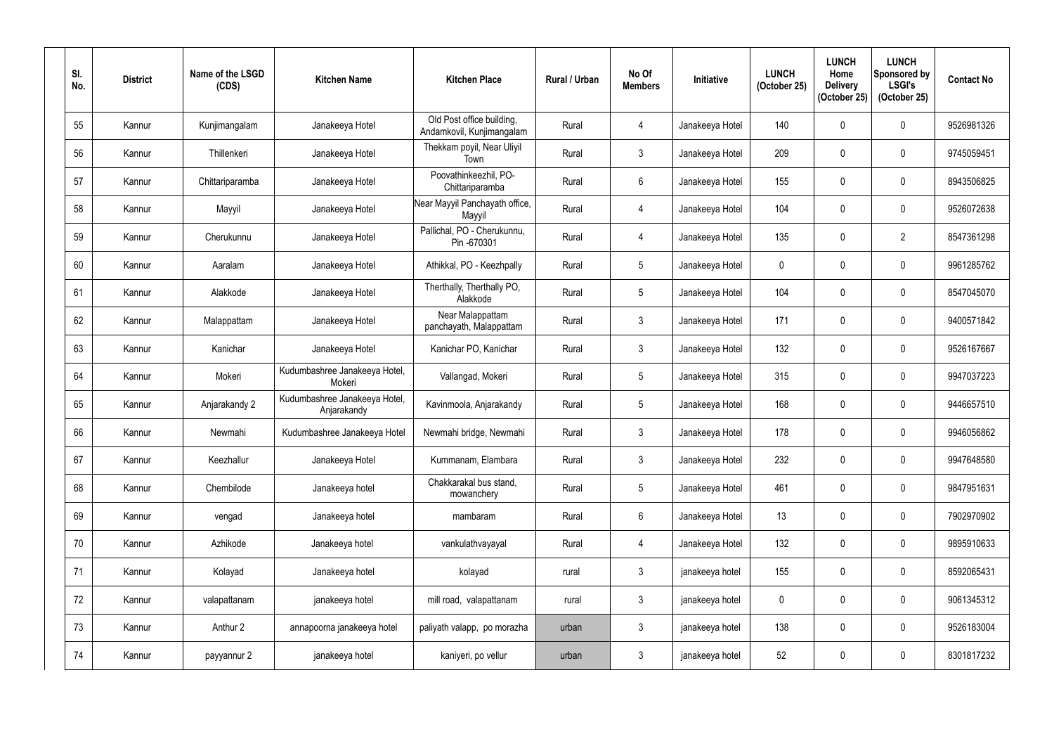| Sl. No. | District | Name of the LSGD (CDS) | Kitchen Name | Kitchen Place | Rural / Urban | No Of Members | Initiative | LUNCH (October 25) | LUNCH Home Delivery (October 25) | LUNCH Sponsored by LSGI's (October 25) | Contact No |
|---|---|---|---|---|---|---|---|---|---|---|---|
| 55 | Kannur | Kunjimangalam | Janakeeya Hotel | Old Post office building, Andamkovil, Kunjimangalam | Rural | 4 | Janakeeya Hotel | 140 | 0 | 0 | 9526981326 |
| 56 | Kannur | Thillenkeri | Janakeeya Hotel | Thekkam poyil, Near Uliyil Town | Rural | 3 | Janakeeya Hotel | 209 | 0 | 0 | 9745059451 |
| 57 | Kannur | Chittariparamba | Janakeeya Hotel | Poovathinkeezhil, PO-Chittariparamba | Rural | 6 | Janakeeya Hotel | 155 | 0 | 0 | 8943506825 |
| 58 | Kannur | Mayyil | Janakeeya Hotel | Near Mayyil Panchayath office, Mayyil | Rural | 4 | Janakeeya Hotel | 104 | 0 | 0 | 9526072638 |
| 59 | Kannur | Cherukunnu | Janakeeya Hotel | Pallichal, PO - Cherukunnu, Pin -670301 | Rural | 4 | Janakeeya Hotel | 135 | 0 | 2 | 8547361298 |
| 60 | Kannur | Aaralam | Janakeeya Hotel | Athikkal, PO - Keezhpally | Rural | 5 | Janakeeya Hotel | 0 | 0 | 0 | 9961285762 |
| 61 | Kannur | Alakkode | Janakeeya Hotel | Therthally, Therthally PO, Alakkode | Rural | 5 | Janakeeya Hotel | 104 | 0 | 0 | 8547045070 |
| 62 | Kannur | Malappattam | Janakeeya Hotel | Near Malappattam panchayath, Malappattam | Rural | 3 | Janakeeya Hotel | 171 | 0 | 0 | 9400571842 |
| 63 | Kannur | Kanichar | Janakeeya Hotel | Kanichar PO, Kanichar | Rural | 3 | Janakeeya Hotel | 132 | 0 | 0 | 9526167667 |
| 64 | Kannur | Mokeri | Kudumbashree Janakeeya Hotel, Mokeri | Vallangad, Mokeri | Rural | 5 | Janakeeya Hotel | 315 | 0 | 0 | 9947037223 |
| 65 | Kannur | Anjarakandy 2 | Kudumbashree Janakeeya Hotel, Anjarakandy | Kavinmoola, Anjarakandy | Rural | 5 | Janakeeya Hotel | 168 | 0 | 0 | 9446657510 |
| 66 | Kannur | Newmahi | Kudumbashree Janakeeya Hotel | Newmahi bridge, Newmahi | Rural | 3 | Janakeeya Hotel | 178 | 0 | 0 | 9946056862 |
| 67 | Kannur | Keezhallur | Janakeeya Hotel | Kummanam, Elambara | Rural | 3 | Janakeeya Hotel | 232 | 0 | 0 | 9947648580 |
| 68 | Kannur | Chembilode | Janakeeya hotel | Chakkarakal bus stand, mowanchery | Rural | 5 | Janakeeya Hotel | 461 | 0 | 0 | 9847951631 |
| 69 | Kannur | vengad | Janakeeya hotel | mambaram | Rural | 6 | Janakeeya Hotel | 13 | 0 | 0 | 7902970902 |
| 70 | Kannur | Azhikode | Janakeeya hotel | vankulathvayayal | Rural | 4 | Janakeeya Hotel | 132 | 0 | 0 | 9895910633 |
| 71 | Kannur | Kolayad | Janakeeya hotel | kolayad | rural | 3 | janakeeya hotel | 155 | 0 | 0 | 8592065431 |
| 72 | Kannur | valapattanam | janakeeya hotel | mill road, valapattanam | rural | 3 | janakeeya hotel | 0 | 0 | 0 | 9061345312 |
| 73 | Kannur | Anthur 2 | annapoorna janakeeya hotel | paliyath valapp, po morazha | urban | 3 | janakeeya hotel | 138 | 0 | 0 | 9526183004 |
| 74 | Kannur | payyannur 2 | janakeeya hotel | kaniyeri, po vellur | urban | 3 | janakeeya hotel | 52 | 0 | 0 | 8301817232 |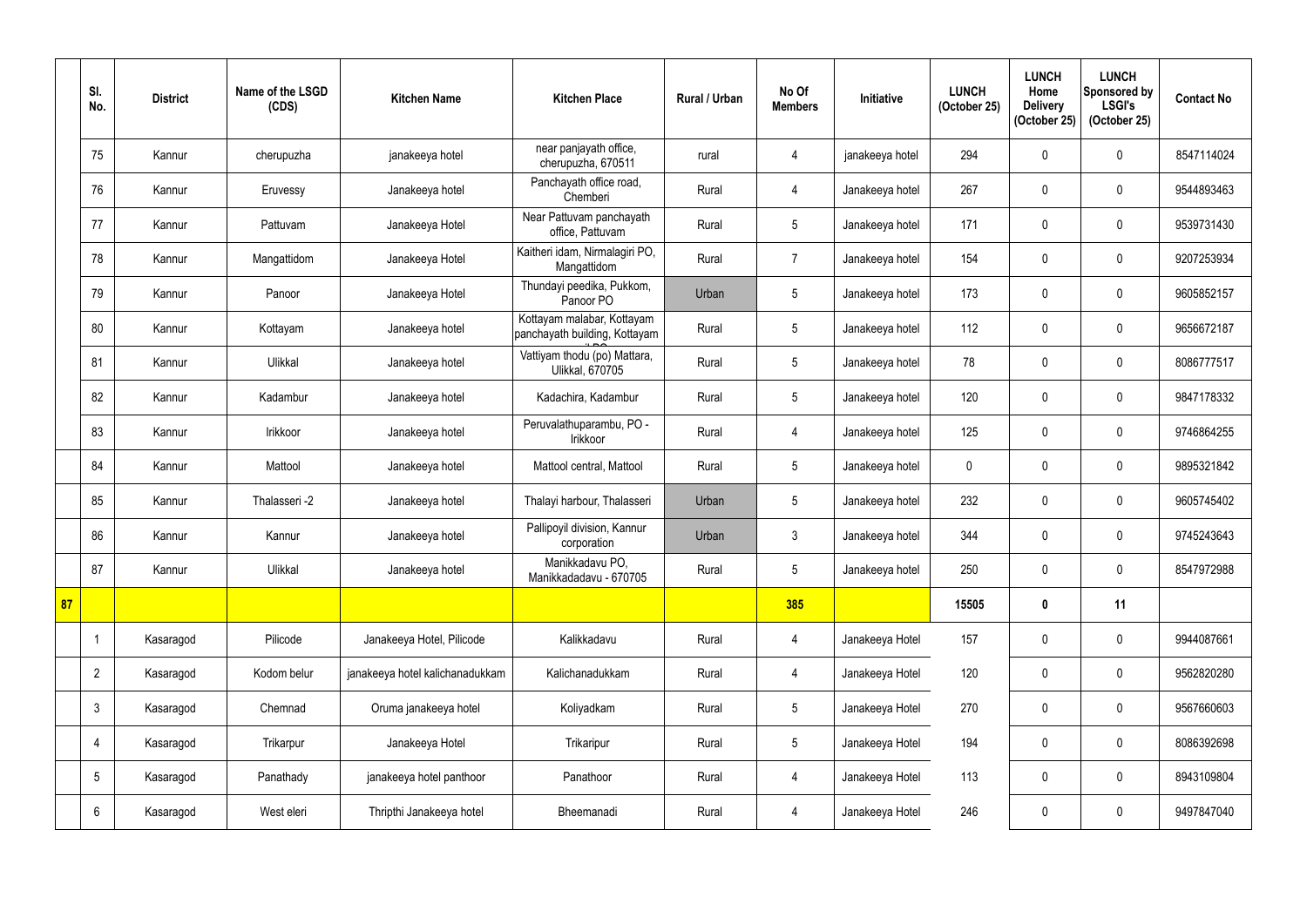| | Sl. No. | District | Name of the LSGD (CDS) | Kitchen Name | Kitchen Place | Rural / Urban | No Of Members | Initiative | LUNCH (October 25) | LUNCH Home Delivery (October 25) | LUNCH Sponsored by LSGI's (October 25) | Contact No |
|---|---|---|---|---|---|---|---|---|---|---|---|---|
| | 75 | Kannur | cherupuzha | janakeeya hotel | near panjayath office, cherupuzha, 670511 | rural | 4 | janakeeya hotel | 294 | 0 | 0 | 8547114024 |
| | 76 | Kannur | Eruvessy | Janakeeya hotel | Panchayath office road, Chemberi | Rural | 4 | Janakeeya hotel | 267 | 0 | 0 | 9544893463 |
| | 77 | Kannur | Pattuvam | Janakeeya Hotel | Near Pattuvam panchayath office, Pattuvam | Rural | 5 | Janakeeya hotel | 171 | 0 | 0 | 9539731430 |
| | 78 | Kannur | Mangattidom | Janakeeya Hotel | Kaitheri idam, Nirmalagiri PO, Mangattidom | Rural | 7 | Janakeeya hotel | 154 | 0 | 0 | 9207253934 |
| | 79 | Kannur | Panoor | Janakeeya Hotel | Thundayi peedika, Pukkom, Panoor PO | Urban | 5 | Janakeeya hotel | 173 | 0 | 0 | 9605852157 |
| | 80 | Kannur | Kottayam | Janakeeya hotel | Kottayam malabar, Kottayam panchayath building, Kottayam | Rural | 5 | Janakeeya hotel | 112 | 0 | 0 | 9656672187 |
| | 81 | Kannur | Ulikkal | Janakeeya hotel | Vattiyam thodu (po) Mattara, Ulikkal, 670705 | Rural | 5 | Janakeeya hotel | 78 | 0 | 0 | 8086777517 |
| | 82 | Kannur | Kadambur | Janakeeya hotel | Kadachira, Kadambur | Rural | 5 | Janakeeya hotel | 120 | 0 | 0 | 9847178332 |
| | 83 | Kannur | Irikkoor | Janakeeya hotel | Peruvalathuparambu, PO - Irikkoor | Rural | 4 | Janakeeya hotel | 125 | 0 | 0 | 9746864255 |
| | 84 | Kannur | Mattool | Janakeeya hotel | Mattool central, Mattool | Rural | 5 | Janakeeya hotel | 0 | 0 | 0 | 9895321842 |
| | 85 | Kannur | Thalasseri -2 | Janakeeya hotel | Thalayi harbour, Thalasseri | Urban | 5 | Janakeeya hotel | 232 | 0 | 0 | 9605745402 |
| | 86 | Kannur | Kannur | Janakeeya hotel | Pallipoyil division, Kannur corporation | Urban | 3 | Janakeeya hotel | 344 | 0 | 0 | 9745243643 |
| | 87 | Kannur | Ulikkal | Janakeeya hotel | Manikkadavu PO, Manikkadadavu - 670705 | Rural | 5 | Janakeeya hotel | 250 | 0 | 0 | 8547972988 |
| **87** | | | | | | | **385** | | **15505** | **0** | **11** | |
| | 1 | Kasaragod | Pilicode | Janakeeya Hotel, Pilicode | Kalikkadavu | Rural | 4 | Janakeeya Hotel | 157 | 0 | 0 | 9944087661 |
| | 2 | Kasaragod | Kodom belur | janakeeya hotel kalichanadukkam | Kalichanadukkam | Rural | 4 | Janakeeya Hotel | 120 | 0 | 0 | 9562820280 |
| | 3 | Kasaragod | Chemnad | Oruma janakeeya hotel | Koliyadkam | Rural | 5 | Janakeeya Hotel | 270 | 0 | 0 | 9567660603 |
| | 4 | Kasaragod | Trikarpur | Janakeeya Hotel | Trikaripur | Rural | 5 | Janakeeya Hotel | 194 | 0 | 0 | 8086392698 |
| | 5 | Kasaragod | Panathady | janakeeya hotel panthoor | Panathoor | Rural | 4 | Janakeeya Hotel | 113 | 0 | 0 | 8943109804 |
| | 6 | Kasaragod | West eleri | Thripthi Janakeeya hotel | Bheemanadi | Rural | 4 | Janakeeya Hotel | 246 | 0 | 0 | 9497847040 |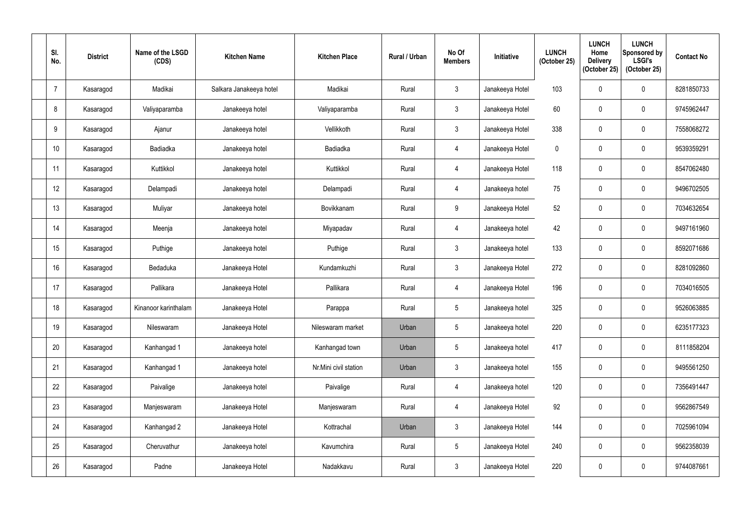| Sl. No. | District | Name of the LSGD (CDS) | Kitchen Name | Kitchen Place | Rural / Urban | No Of Members | Initiative | LUNCH (October 25) | LUNCH Home Delivery (October 25) | LUNCH Sponsored by LSGI's (October 25) | Contact No |
|---|---|---|---|---|---|---|---|---|---|---|---|
| 7 | Kasaragod | Madikai | Salkara Janakeeya hotel | Madikai | Rural | 3 | Janakeeya Hotel | 103 | 0 | 0 | 8281850733 |
| 8 | Kasaragod | Valiyaparamba | Janakeeya hotel | Valiyaparamba | Rural | 3 | Janakeeya Hotel | 60 | 0 | 0 | 9745962447 |
| 9 | Kasaragod | Ajanur | Janakeeya hotel | Vellikkoth | Rural | 3 | Janakeeya Hotel | 338 | 0 | 0 | 7558068272 |
| 10 | Kasaragod | Badiadka | Janakeeya hotel | Badiadka | Rural | 4 | Janakeeya Hotel | 0 | 0 | 0 | 9539359291 |
| 11 | Kasaragod | Kuttikkol | Janakeeya hotel | Kuttikkol | Rural | 4 | Janakeeya Hotel | 118 | 0 | 0 | 8547062480 |
| 12 | Kasaragod | Delampadi | Janakeeya hotel | Delampadi | Rural | 4 | Janakeeya hotel | 75 | 0 | 0 | 9496702505 |
| 13 | Kasaragod | Muliyar | Janakeeya hotel | Bovikkanam | Rural | 9 | Janakeeya Hotel | 52 | 0 | 0 | 7034632654 |
| 14 | Kasaragod | Meenja | Janakeeya hotel | Miyapadav | Rural | 4 | Janakeeya hotel | 42 | 0 | 0 | 9497161960 |
| 15 | Kasaragod | Puthige | Janakeeya hotel | Puthige | Rural | 3 | Janakeeya hotel | 133 | 0 | 0 | 8592071686 |
| 16 | Kasaragod | Bedaduka | Janakeeya Hotel | Kundamkuzhi | Rural | 3 | Janakeeya Hotel | 272 | 0 | 0 | 8281092860 |
| 17 | Kasaragod | Pallikara | Janakeeya Hotel | Pallikara | Rural | 4 | Janakeeya Hotel | 196 | 0 | 0 | 7034016505 |
| 18 | Kasaragod | Kinanoor karinthalam | Janakeeya Hotel | Parappa | Rural | 5 | Janakeeya hotel | 325 | 0 | 0 | 9526063885 |
| 19 | Kasaragod | Nileswaram | Janakeeya Hotel | Nileswaram market | Urban | 5 | Janakeeya hotel | 220 | 0 | 0 | 6235177323 |
| 20 | Kasaragod | Kanhangad 1 | Janakeeya hotel | Kanhangad town | Urban | 5 | Janakeeya hotel | 417 | 0 | 0 | 8111858204 |
| 21 | Kasaragod | Kanhangad 1 | Janakeeya hotel | Nr.Mini civil station | Urban | 3 | Janakeeya hotel | 155 | 0 | 0 | 9495561250 |
| 22 | Kasaragod | Paivalige | Janakeeya hotel | Paivalige | Rural | 4 | Janakeeya hotel | 120 | 0 | 0 | 7356491447 |
| 23 | Kasaragod | Manjeswaram | Janakeeya Hotel | Manjeswaram | Rural | 4 | Janakeeya Hotel | 92 | 0 | 0 | 9562867549 |
| 24 | Kasaragod | Kanhangad 2 | Janakeeya Hotel | Kottrachal | Urban | 3 | Janakeeya Hotel | 144 | 0 | 0 | 7025961094 |
| 25 | Kasaragod | Cheruvathur | Janakeeya hotel | Kavumchira | Rural | 5 | Janakeeya Hotel | 240 | 0 | 0 | 9562358039 |
| 26 | Kasaragod | Padne | Janakeeya Hotel | Nadakkavu | Rural | 3 | Janakeeya Hotel | 220 | 0 | 0 | 9744087661 |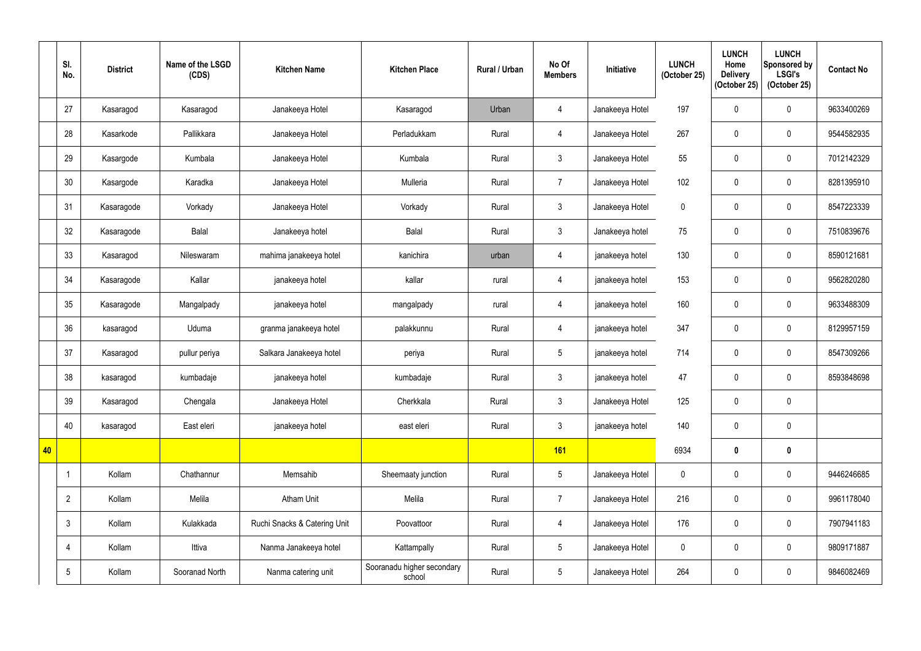| | Sl. No. | District | Name of the LSGD (CDS) | Kitchen Name | Kitchen Place | Rural / Urban | No Of Members | Initiative | LUNCH (October 25) | LUNCH Home Delivery (October 25) | LUNCH Sponsored by LSGI's (October 25) | Contact No |
|---|---|---|---|---|---|---|---|---|---|---|---|---|
| | 27 | Kasaragod | Kasaragod | Janakeeya Hotel | Kasaragod | Urban | 4 | Janakeeya Hotel | 197 | 0 | 0 | 9633400269 |
| | 28 | Kasarkode | Pallikkara | Janakeeya Hotel | Perladukkam | Rural | 4 | Janakeeya Hotel | 267 | 0 | 0 | 9544582935 |
| | 29 | Kasargode | Kumbala | Janakeeya Hotel | Kumbala | Rural | 3 | Janakeeya Hotel | 55 | 0 | 0 | 7012142329 |
| | 30 | Kasargode | Karadka | Janakeeya Hotel | Mulleria | Rural | 7 | Janakeeya Hotel | 102 | 0 | 0 | 8281395910 |
| | 31 | Kasaragode | Vorkady | Janakeeya Hotel | Vorkady | Rural | 3 | Janakeeya Hotel | 0 | 0 | 0 | 8547223339 |
| | 32 | Kasaragode | Balal | Janakeeya hotel | Balal | Rural | 3 | Janakeeya hotel | 75 | 0 | 0 | 7510839676 |
| | 33 | Kasaragod | Nileswaram | mahima janakeeya hotel | kanichira | urban | 4 | janakeeya hotel | 130 | 0 | 0 | 8590121681 |
| | 34 | Kasaragode | Kallar | janakeeya hotel | kallar | rural | 4 | janakeeya hotel | 153 | 0 | 0 | 9562820280 |
| | 35 | Kasaragode | Mangalpady | janakeeya hotel | mangalpady | rural | 4 | janakeeya hotel | 160 | 0 | 0 | 9633488309 |
| | 36 | kasaragod | Uduma | granma janakeeya hotel | palakkunnu | Rural | 4 | janakeeya hotel | 347 | 0 | 0 | 8129957159 |
| | 37 | Kasaragod | pullur periya | Salkara Janakeeya hotel | periya | Rural | 5 | janakeeya hotel | 714 | 0 | 0 | 8547309266 |
| | 38 | kasaragod | kumbadaje | janakeeya hotel | kumbadaje | Rural | 3 | janakeeya hotel | 47 | 0 | 0 | 8593848698 |
| | 39 | Kasaragod | Chengala | Janakeeya Hotel | Cherkkala | Rural | 3 | Janakeeya Hotel | 125 | 0 | 0 | |
| | 40 | kasaragod | East eleri | janakeeya hotel | east eleri | Rural | 3 | janakeeya hotel | 140 | 0 | 0 | |
| 40 | | | | | | | 161 | | 6934 | 0 | 0 | |
| | 1 | Kollam | Chathannur | Memsahib | Sheemaaty junction | Rural | 5 | Janakeeya Hotel | 0 | 0 | 0 | 9446246685 |
| | 2 | Kollam | Melila | Atham Unit | Melila | Rural | 7 | Janakeeya Hotel | 216 | 0 | 0 | 9961178040 |
| | 3 | Kollam | Kulakkada | Ruchi Snacks & Catering Unit | Poovattoor | Rural | 4 | Janakeeya Hotel | 176 | 0 | 0 | 7907941183 |
| | 4 | Kollam | Ittiva | Nanma Janakeeya hotel | Kattampally | Rural | 5 | Janakeeya Hotel | 0 | 0 | 0 | 9809171887 |
| | 5 | Kollam | Sooranad North | Nanma catering unit | Sooranadu higher secondary school | Rural | 5 | Janakeeya Hotel | 264 | 0 | 0 | 9846082469 |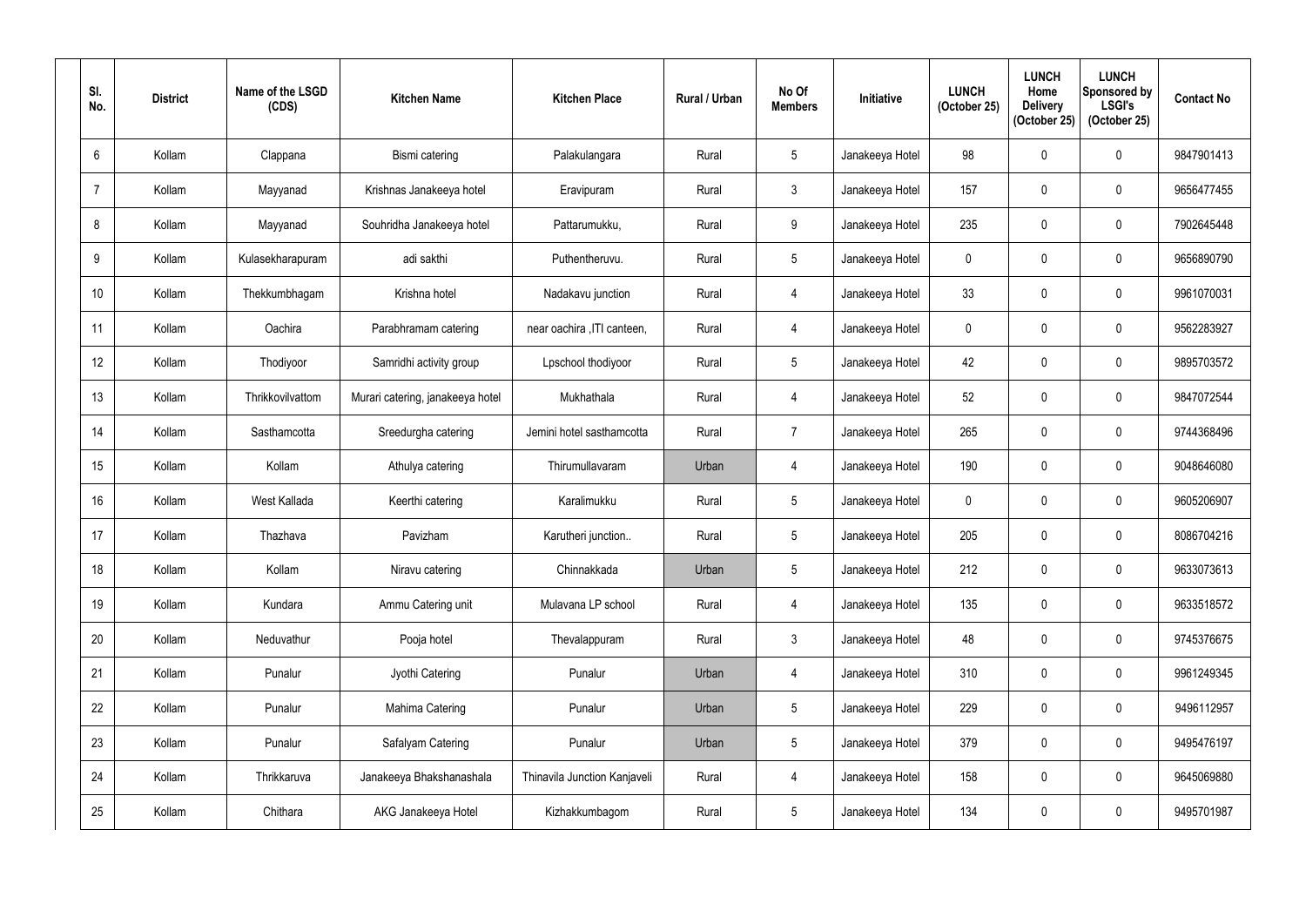| Sl. No. | District | Name of the LSGD (CDS) | Kitchen Name | Kitchen Place | Rural / Urban | No Of Members | Initiative | LUNCH (October 25) | LUNCH Home Delivery (October 25) | LUNCH Sponsored by LSGI's (October 25) | Contact No |
|---|---|---|---|---|---|---|---|---|---|---|---|
| 6 | Kollam | Clappana | Bismi catering | Palakulangara | Rural | 5 | Janakeeya Hotel | 98 | 0 | 0 | 9847901413 |
| 7 | Kollam | Mayyanad | Krishnas Janakeeya hotel | Eravipuram | Rural | 3 | Janakeeya Hotel | 157 | 0 | 0 | 9656477455 |
| 8 | Kollam | Mayyanad | Souhridha Janakeeya hotel | Pattarumukku, | Rural | 9 | Janakeeya Hotel | 235 | 0 | 0 | 7902645448 |
| 9 | Kollam | Kulasekharapuram | adi sakthi | Puthentheruvu. | Rural | 5 | Janakeeya Hotel | 0 | 0 | 0 | 9656890790 |
| 10 | Kollam | Thekkumbhagam | Krishna hotel | Nadakavu junction | Rural | 4 | Janakeeya Hotel | 33 | 0 | 0 | 9961070031 |
| 11 | Kollam | Oachira | Parabhramam catering | near oachira ,ITI canteen, | Rural | 4 | Janakeeya Hotel | 0 | 0 | 0 | 9562283927 |
| 12 | Kollam | Thodiyoor | Samridhi activity group | Lpschool thodiyoor | Rural | 5 | Janakeeya Hotel | 42 | 0 | 0 | 9895703572 |
| 13 | Kollam | Thrikkovilvattom | Murari catering, janakeeya hotel | Mukhathala | Rural | 4 | Janakeeya Hotel | 52 | 0 | 0 | 9847072544 |
| 14 | Kollam | Sasthamcotta | Sreedurgha catering | Jemini hotel sasthamcotta | Rural | 7 | Janakeeya Hotel | 265 | 0 | 0 | 9744368496 |
| 15 | Kollam | Kollam | Athulya catering | Thirumullavaram | Urban | 4 | Janakeeya Hotel | 190 | 0 | 0 | 9048646080 |
| 16 | Kollam | West Kallada | Keerthi catering | Karalimukku | Rural | 5 | Janakeeya Hotel | 0 | 0 | 0 | 9605206907 |
| 17 | Kollam | Thazhava | Pavizham | Karutheri junction.. | Rural | 5 | Janakeeya Hotel | 205 | 0 | 0 | 8086704216 |
| 18 | Kollam | Kollam | Niravu catering | Chinnakkada | Urban | 5 | Janakeeya Hotel | 212 | 0 | 0 | 9633073613 |
| 19 | Kollam | Kundara | Ammu Catering unit | Mulavana LP school | Rural | 4 | Janakeeya Hotel | 135 | 0 | 0 | 9633518572 |
| 20 | Kollam | Neduvathur | Pooja hotel | Thevalappuram | Rural | 3 | Janakeeya Hotel | 48 | 0 | 0 | 9745376675 |
| 21 | Kollam | Punalur | Jyothi Catering | Punalur | Urban | 4 | Janakeeya Hotel | 310 | 0 | 0 | 9961249345 |
| 22 | Kollam | Punalur | Mahima Catering | Punalur | Urban | 5 | Janakeeya Hotel | 229 | 0 | 0 | 9496112957 |
| 23 | Kollam | Punalur | Safalyam Catering | Punalur | Urban | 5 | Janakeeya Hotel | 379 | 0 | 0 | 9495476197 |
| 24 | Kollam | Thrikkaruva | Janakeeya Bhakshanashala | Thinavila Junction Kanjaveli | Rural | 4 | Janakeeya Hotel | 158 | 0 | 0 | 9645069880 |
| 25 | Kollam | Chithara | AKG Janakeeya Hotel | Kizhakkumbagom | Rural | 5 | Janakeeya Hotel | 134 | 0 | 0 | 9495701987 |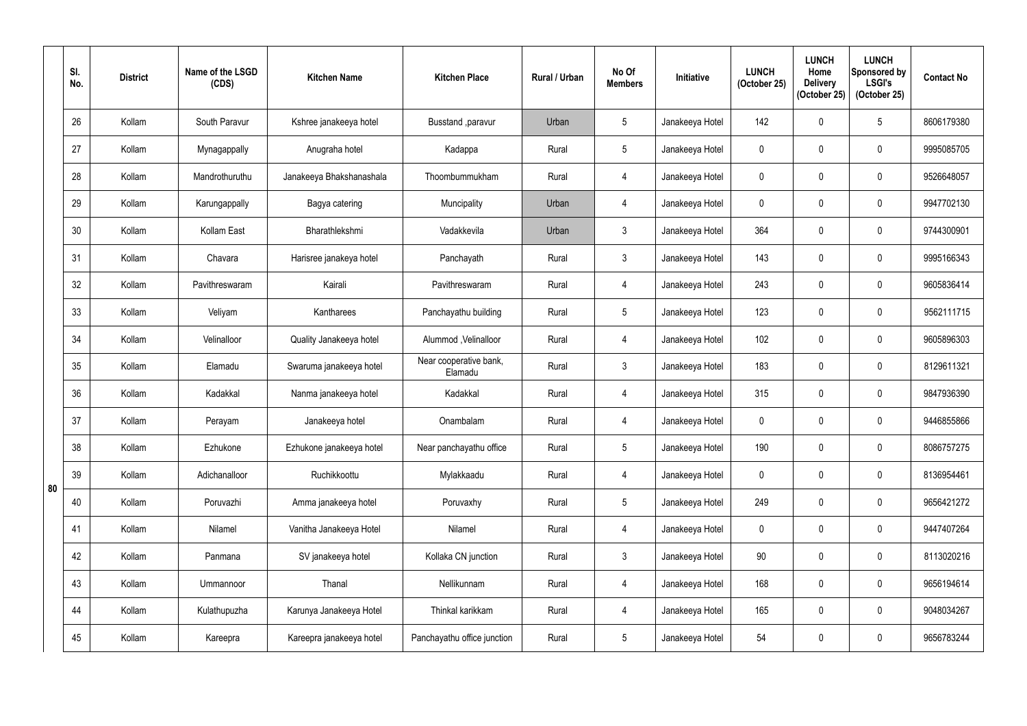| | Sl. No. | District | Name of the LSGD (CDS) | Kitchen Name | Kitchen Place | Rural / Urban | No Of Members | Initiative | LUNCH (October 25) | LUNCH Home Delivery (October 25) | LUNCH Sponsored by LSGI's (October 25) | Contact No |
|---|---|---|---|---|---|---|---|---|---|---|---|---|
| 80 | 26 | Kollam | South Paravur | Kshree janakeeya hotel | Busstand ,paravur | Urban | 5 | Janakeeya Hotel | 142 | 0 | 5 | 8606179380 |
| | 27 | Kollam | Mynagappally | Anugraha hotel | Kadappa | Rural | 5 | Janakeeya Hotel | 0 | 0 | 0 | 9995085705 |
| | 28 | Kollam | Mandrothuruthu | Janakeeya Bhakshanashala | Thoombummukham | Rural | 4 | Janakeeya Hotel | 0 | 0 | 0 | 9526648057 |
| | 29 | Kollam | Karungappally | Bagya catering | Muncipality | Urban | 4 | Janakeeya Hotel | 0 | 0 | 0 | 9947702130 |
| | 30 | Kollam | Kollam East | Bharathlekshmi | Vadakkevila | Urban | 3 | Janakeeya Hotel | 364 | 0 | 0 | 9744300901 |
| | 31 | Kollam | Chavara | Harisree janakeya hotel | Panchayath | Rural | 3 | Janakeeya Hotel | 143 | 0 | 0 | 9995166343 |
| | 32 | Kollam | Pavithreswaram | Kairali | Pavithreswaram | Rural | 4 | Janakeeya Hotel | 243 | 0 | 0 | 9605836414 |
| | 33 | Kollam | Veliyam | Kantharees | Panchayathu building | Rural | 5 | Janakeeya Hotel | 123 | 0 | 0 | 9562111715 |
| | 34 | Kollam | Velinalloor | Quality Janakeeya hotel | Alummod ,Velinalloor | Rural | 4 | Janakeeya Hotel | 102 | 0 | 0 | 9605896303 |
| | 35 | Kollam | Elamadu | Swaruma janakeeya hotel | Near cooperative bank, Elamadu | Rural | 3 | Janakeeya Hotel | 183 | 0 | 0 | 8129611321 |
| | 36 | Kollam | Kadakkal | Nanma janakeeya hotel | Kadakkal | Rural | 4 | Janakeeya Hotel | 315 | 0 | 0 | 9847936390 |
| | 37 | Kollam | Perayam | Janakeeya hotel | Onambalam | Rural | 4 | Janakeeya Hotel | 0 | 0 | 0 | 9446855866 |
| | 38 | Kollam | Ezhukone | Ezhukone janakeeya hotel | Near panchayathu office | Rural | 5 | Janakeeya Hotel | 190 | 0 | 0 | 8086757275 |
| | 39 | Kollam | Adichanalloor | Ruchikkoottu | Mylakkaadu | Rural | 4 | Janakeeya Hotel | 0 | 0 | 0 | 8136954461 |
| | 40 | Kollam | Poruvazhi | Amma janakeeya hotel | Poruvaxhy | Rural | 5 | Janakeeya Hotel | 249 | 0 | 0 | 9656421272 |
| | 41 | Kollam | Nilamel | Vanitha Janakeeya Hotel | Nilamel | Rural | 4 | Janakeeya Hotel | 0 | 0 | 0 | 9447407264 |
| | 42 | Kollam | Panmana | SV janakeeya hotel | Kollaka CN junction | Rural | 3 | Janakeeya Hotel | 90 | 0 | 0 | 8113020216 |
| | 43 | Kollam | Ummannoor | Thanal | Nellikunnam | Rural | 4 | Janakeeya Hotel | 168 | 0 | 0 | 9656194614 |
| | 44 | Kollam | Kulathupuzha | Karunya Janakeeya Hotel | Thinkal karikkam | Rural | 4 | Janakeeya Hotel | 165 | 0 | 0 | 9048034267 |
| | 45 | Kollam | Kareepra | Kareepra janakeeya hotel | Panchayathu office junction | Rural | 5 | Janakeeya Hotel | 54 | 0 | 0 | 9656783244 |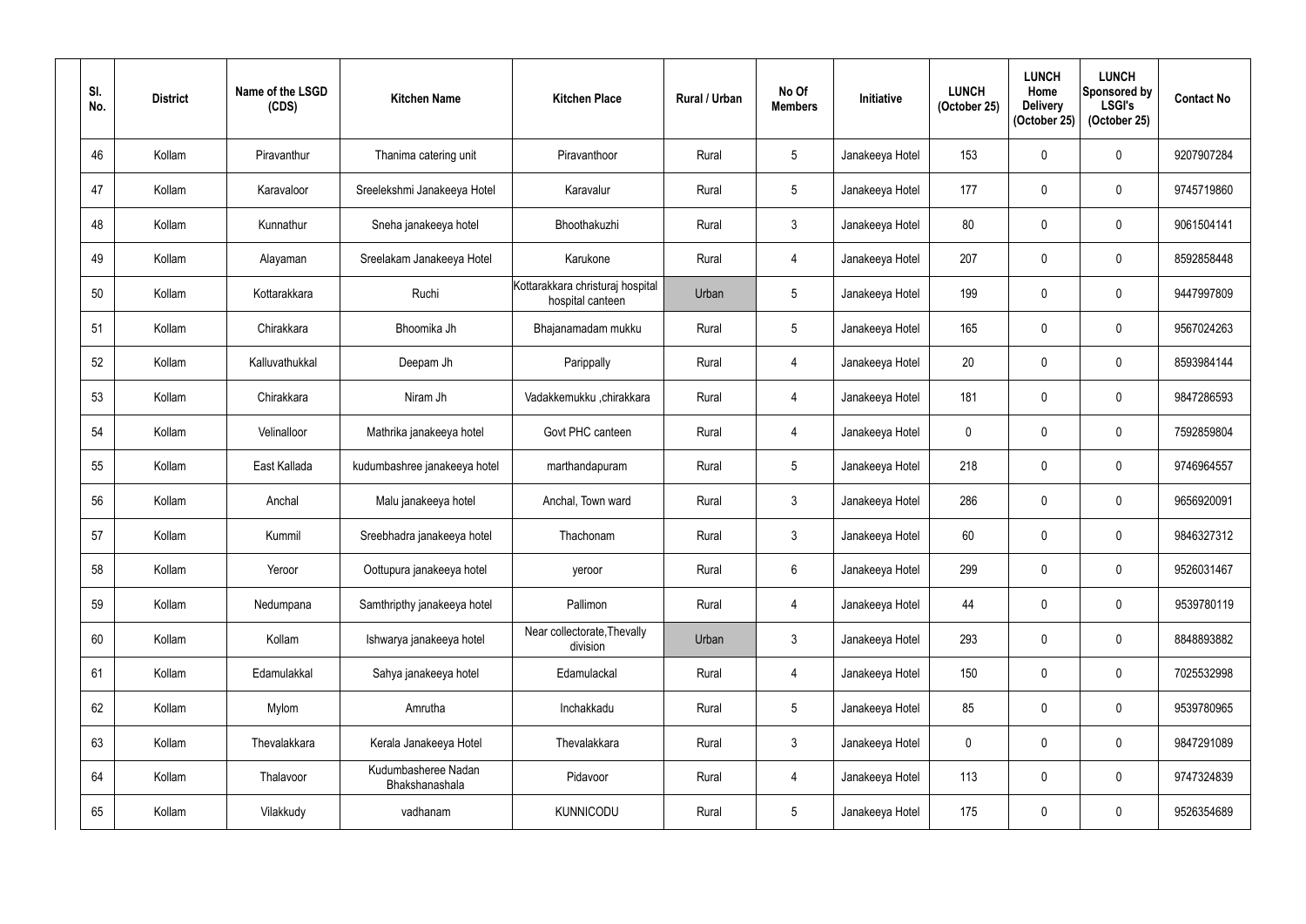| Sl. No. | District | Name of the LSGD (CDS) | Kitchen Name | Kitchen Place | Rural / Urban | No Of Members | Initiative | LUNCH (October 25) | LUNCH Home Delivery (October 25) | LUNCH Sponsored by LSGI's (October 25) | Contact No |
|---|---|---|---|---|---|---|---|---|---|---|---|
| 46 | Kollam | Piravanthur | Thanima catering unit | Piravanthoor | Rural | 5 | Janakeeya Hotel | 153 | 0 | 0 | 9207907284 |
| 47 | Kollam | Karavaloor | Sreelekshmi Janakeeya Hotel | Karavalur | Rural | 5 | Janakeeya Hotel | 177 | 0 | 0 | 9745719860 |
| 48 | Kollam | Kunnathur | Sneha janakeeya hotel | Bhoothakuzhi | Rural | 3 | Janakeeya Hotel | 80 | 0 | 0 | 9061504141 |
| 49 | Kollam | Alayaman | Sreelakam Janakeeya Hotel | Karukone | Rural | 4 | Janakeeya Hotel | 207 | 0 | 0 | 8592858448 |
| 50 | Kollam | Kottarakkara | Ruchi | Kottarakkara christuraj hospital hospital canteen | Urban | 5 | Janakeeya Hotel | 199 | 0 | 0 | 9447997809 |
| 51 | Kollam | Chirakkara | Bhoomika Jh | Bhajanamadam mukku | Rural | 5 | Janakeeya Hotel | 165 | 0 | 0 | 9567024263 |
| 52 | Kollam | Kalluvathukkal | Deepam Jh | Parippally | Rural | 4 | Janakeeya Hotel | 20 | 0 | 0 | 8593984144 |
| 53 | Kollam | Chirakkara | Niram Jh | Vadakkemukku ,chirakkara | Rural | 4 | Janakeeya Hotel | 181 | 0 | 0 | 9847286593 |
| 54 | Kollam | Velinalloor | Mathrika janakeeya hotel | Govt PHC canteen | Rural | 4 | Janakeeya Hotel | 0 | 0 | 0 | 7592859804 |
| 55 | Kollam | East Kallada | kudumbashree janakeeya hotel | marthandapuram | Rural | 5 | Janakeeya Hotel | 218 | 0 | 0 | 9746964557 |
| 56 | Kollam | Anchal | Malu janakeeya hotel | Anchal, Town ward | Rural | 3 | Janakeeya Hotel | 286 | 0 | 0 | 9656920091 |
| 57 | Kollam | Kummil | Sreebhadra janakeeya hotel | Thachonam | Rural | 3 | Janakeeya Hotel | 60 | 0 | 0 | 9846327312 |
| 58 | Kollam | Yeroor | Oottupura janakeeya hotel | yeroor | Rural | 6 | Janakeeya Hotel | 299 | 0 | 0 | 9526031467 |
| 59 | Kollam | Nedumpana | Samthripthy janakeeya hotel | Pallimon | Rural | 4 | Janakeeya Hotel | 44 | 0 | 0 | 9539780119 |
| 60 | Kollam | Kollam | Ishwarya janakeeya hotel | Near collectorate,Thevally division | Urban | 3 | Janakeeya Hotel | 293 | 0 | 0 | 8848893882 |
| 61 | Kollam | Edamulakkal | Sahya janakeeya hotel | Edamulackal | Rural | 4 | Janakeeya Hotel | 150 | 0 | 0 | 7025532998 |
| 62 | Kollam | Mylom | Amrutha | Inchakkadu | Rural | 5 | Janakeeya Hotel | 85 | 0 | 0 | 9539780965 |
| 63 | Kollam | Thevalakkara | Kerala Janakeeya Hotel | Thevalakkara | Rural | 3 | Janakeeya Hotel | 0 | 0 | 0 | 9847291089 |
| 64 | Kollam | Thalavoor | Kudumbasheree Nadan Bhakshanashala | Pidavoor | Rural | 4 | Janakeeya Hotel | 113 | 0 | 0 | 9747324839 |
| 65 | Kollam | Vilakkudy | vadhanam | KUNNICODU | Rural | 5 | Janakeeya Hotel | 175 | 0 | 0 | 9526354689 |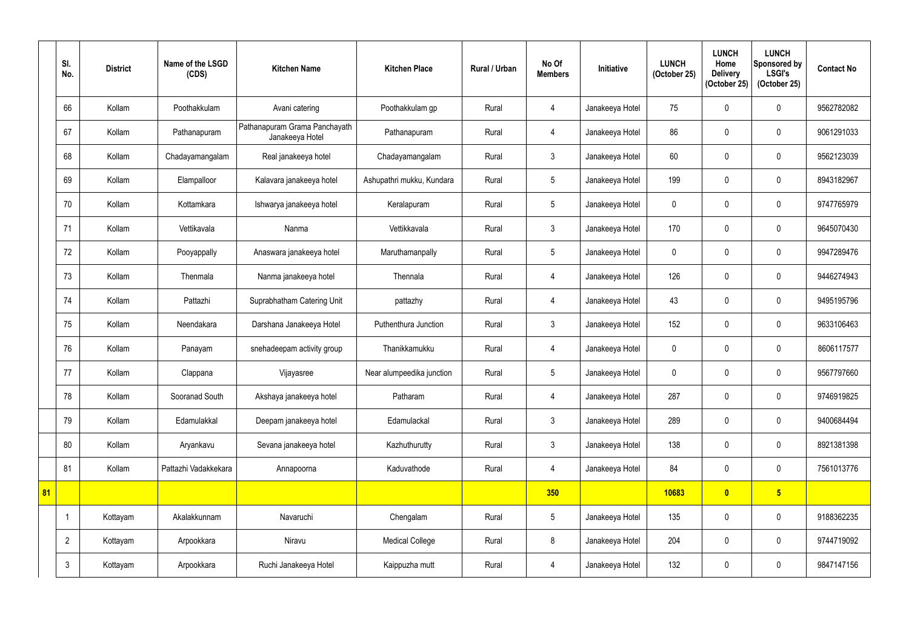| | Sl. No. | District | Name of the LSGD (CDS) | Kitchen Name | Kitchen Place | Rural / Urban | No Of Members | Initiative | LUNCH (October 25) | LUNCH Home Delivery (October 25) | LUNCH Sponsored by LSGI's (October 25) | Contact No |
|---|---|---|---|---|---|---|---|---|---|---|---|---|
| | 66 | Kollam | Poothakkulam | Avani catering | Poothakkulam gp | Rural | 4 | Janakeeya Hotel | 75 | 0 | 0 | 9562782082 |
| | 67 | Kollam | Pathanapuram | Pathanapuram Grama Panchayath Janakeeya Hotel | Pathanapuram | Rural | 4 | Janakeeya Hotel | 86 | 0 | 0 | 9061291033 |
| | 68 | Kollam | Chadayamangalam | Real janakeeya hotel | Chadayamangalam | Rural | 3 | Janakeeya Hotel | 60 | 0 | 0 | 9562123039 |
| | 69 | Kollam | Elampalloor | Kalavara janakeeya hotel | Ashupathri mukku, Kundara | Rural | 5 | Janakeeya Hotel | 199 | 0 | 0 | 8943182967 |
| | 70 | Kollam | Kottamkara | Ishwarya janakeeya hotel | Keralapuram | Rural | 5 | Janakeeya Hotel | 0 | 0 | 0 | 9747765979 |
| | 71 | Kollam | Vettikavala | Nanma | Vettikkavala | Rural | 3 | Janakeeya Hotel | 170 | 0 | 0 | 9645070430 |
| | 72 | Kollam | Pooyappally | Anaswara janakeeya hotel | Maruthamanpally | Rural | 5 | Janakeeya Hotel | 0 | 0 | 0 | 9947289476 |
| | 73 | Kollam | Thenmala | Nanma janakeeya hotel | Thennala | Rural | 4 | Janakeeya Hotel | 126 | 0 | 0 | 9446274943 |
| | 74 | Kollam | Pattazhi | Suprabhatham Catering Unit | pattazhy | Rural | 4 | Janakeeya Hotel | 43 | 0 | 0 | 9495195796 |
| | 75 | Kollam | Neendakara | Darshana Janakeeya Hotel | Puthenthura Junction | Rural | 3 | Janakeeya Hotel | 152 | 0 | 0 | 9633106463 |
| | 76 | Kollam | Panayam | snehadeepam activity group | Thanikkamukku | Rural | 4 | Janakeeya Hotel | 0 | 0 | 0 | 8606117577 |
| | 77 | Kollam | Clappana | Vijayasree | Near alumpeedika junction | Rural | 5 | Janakeeya Hotel | 0 | 0 | 0 | 9567797660 |
| | 78 | Kollam | Sooranad South | Akshaya janakeeya hotel | Patharam | Rural | 4 | Janakeeya Hotel | 287 | 0 | 0 | 9746919825 |
| | 79 | Kollam | Edamulakkal | Deepam janakeeya hotel | Edamulackal | Rural | 3 | Janakeeya Hotel | 289 | 0 | 0 | 9400684494 |
| | 80 | Kollam | Aryankavu | Sevana janakeeya hotel | Kazhuthurutty | Rural | 3 | Janakeeya Hotel | 138 | 0 | 0 | 8921381398 |
| | 81 | Kollam | Pattazhi Vadakkekara | Annapoorna | Kaduvathode | Rural | 4 | Janakeeya Hotel | 84 | 0 | 0 | 7561013776 |
| **81** | | | | | | | **350** | | **10683** | **0** | **5** | |
| | 1 | Kottayam | Akalakkunnam | Navaruchi | Chengalam | Rural | 5 | Janakeeya Hotel | 135 | 0 | 0 | 9188362235 |
| | 2 | Kottayam | Arpookkara | Niravu | Medical College | Rural | 8 | Janakeeya Hotel | 204 | 0 | 0 | 9744719092 |
| | 3 | Kottayam | Arpookkara | Ruchi Janakeeya Hotel | Kaippuzha mutt | Rural | 4 | Janakeeya Hotel | 132 | 0 | 0 | 9847147156 |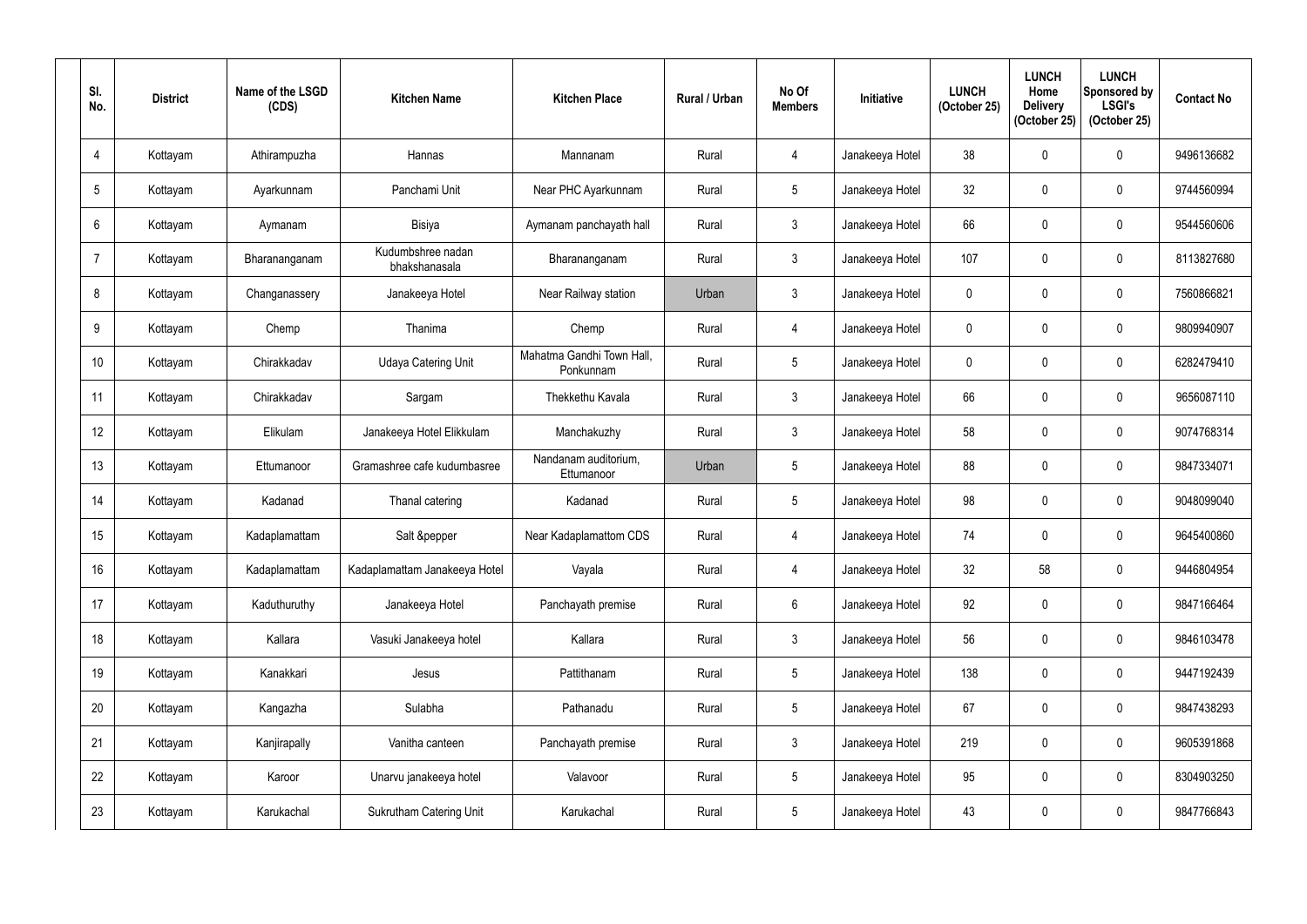| Sl. No. | District | Name of the LSGD (CDS) | Kitchen Name | Kitchen Place | Rural / Urban | No Of Members | Initiative | LUNCH (October 25) | LUNCH Home Delivery (October 25) | LUNCH Sponsored by LSGI's (October 25) | Contact No |
|---|---|---|---|---|---|---|---|---|---|---|---|
| 4 | Kottayam | Athirampuzha | Hannas | Mannanam | Rural | 4 | Janakeeya Hotel | 38 | 0 | 0 | 9496136682 |
| 5 | Kottayam | Ayarkunnam | Panchami Unit | Near PHC Ayarkunnam | Rural | 5 | Janakeeya Hotel | 32 | 0 | 0 | 9744560994 |
| 6 | Kottayam | Aymanam | Bisiya | Aymanam panchayath hall | Rural | 3 | Janakeeya Hotel | 66 | 0 | 0 | 9544560606 |
| 7 | Kottayam | Bharananganam | Kudumbshree nadan bhakshanasala | Bharananganam | Rural | 3 | Janakeeya Hotel | 107 | 0 | 0 | 8113827680 |
| 8 | Kottayam | Changanassery | Janakeeya Hotel | Near Railway station | Urban | 3 | Janakeeya Hotel | 0 | 0 | 0 | 7560866821 |
| 9 | Kottayam | Chemp | Thanima | Chemp | Rural | 4 | Janakeeya Hotel | 0 | 0 | 0 | 9809940907 |
| 10 | Kottayam | Chirakkadav | Udaya Catering Unit | Mahatma Gandhi Town Hall, Ponkunnam | Rural | 5 | Janakeeya Hotel | 0 | 0 | 0 | 6282479410 |
| 11 | Kottayam | Chirakkadav | Sargam | Thekkethu Kavala | Rural | 3 | Janakeeya Hotel | 66 | 0 | 0 | 9656087110 |
| 12 | Kottayam | Elikulam | Janakeeya Hotel Elikkulam | Manchakuzhy | Rural | 3 | Janakeeya Hotel | 58 | 0 | 0 | 9074768314 |
| 13 | Kottayam | Ettumanoor | Gramashree cafe kudumbasree | Nandanam auditorium, Ettumanoor | Urban | 5 | Janakeeya Hotel | 88 | 0 | 0 | 9847334071 |
| 14 | Kottayam | Kadanad | Thanal catering | Kadanad | Rural | 5 | Janakeeya Hotel | 98 | 0 | 0 | 9048099040 |
| 15 | Kottayam | Kadaplamattam | Salt &pepper | Near Kadaplamattom CDS | Rural | 4 | Janakeeya Hotel | 74 | 0 | 0 | 9645400860 |
| 16 | Kottayam | Kadaplamattam | Kadaplamattam Janakeeya Hotel | Vayala | Rural | 4 | Janakeeya Hotel | 32 | 58 | 0 | 9446804954 |
| 17 | Kottayam | Kaduthuruthy | Janakeeya Hotel | Panchayath premise | Rural | 6 | Janakeeya Hotel | 92 | 0 | 0 | 9847166464 |
| 18 | Kottayam | Kallara | Vasuki Janakeeya hotel | Kallara | Rural | 3 | Janakeeya Hotel | 56 | 0 | 0 | 9846103478 |
| 19 | Kottayam | Kanakkari | Jesus | Pattithanam | Rural | 5 | Janakeeya Hotel | 138 | 0 | 0 | 9447192439 |
| 20 | Kottayam | Kangazha | Sulabha | Pathanadu | Rural | 5 | Janakeeya Hotel | 67 | 0 | 0 | 9847438293 |
| 21 | Kottayam | Kanjirapally | Vanitha canteen | Panchayath premise | Rural | 3 | Janakeeya Hotel | 219 | 0 | 0 | 9605391868 |
| 22 | Kottayam | Karoor | Unarvu janakeeya hotel | Valavoor | Rural | 5 | Janakeeya Hotel | 95 | 0 | 0 | 8304903250 |
| 23 | Kottayam | Karukachal | Sukrutham Catering Unit | Karukachal | Rural | 5 | Janakeeya Hotel | 43 | 0 | 0 | 9847766843 |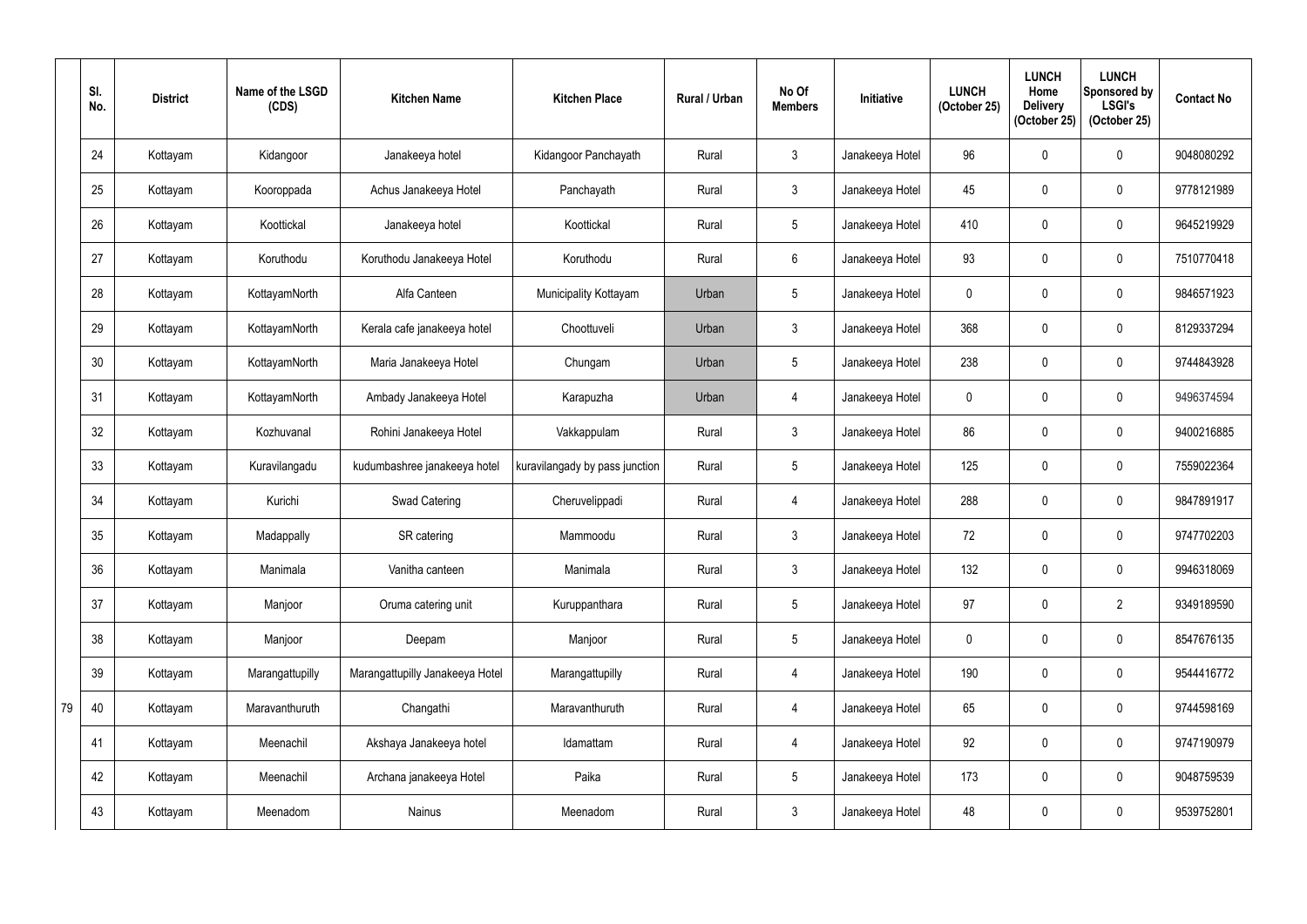| Sl. No. | District | Name of the LSGD (CDS) | Kitchen Name | Kitchen Place | Rural / Urban | No Of Members | Initiative | LUNCH (October 25) | LUNCH Home Delivery (October 25) | LUNCH Sponsored by LSGI's (October 25) | Contact No |
|---|---|---|---|---|---|---|---|---|---|---|---|
| 24 | Kottayam | Kidangoor | Janakeeya hotel | Kidangoor Panchayath | Rural | 3 | Janakeeya Hotel | 96 | 0 | 0 | 9048080292 |
| 25 | Kottayam | Kooroppada | Achus Janakeeya Hotel | Panchayath | Rural | 3 | Janakeeya Hotel | 45 | 0 | 0 | 9778121989 |
| 26 | Kottayam | Koottickal | Janakeeya hotel | Koottickal | Rural | 5 | Janakeeya Hotel | 410 | 0 | 0 | 9645219929 |
| 27 | Kottayam | Koruthodu | Koruthodu Janakeeya Hotel | Koruthodu | Rural | 6 | Janakeeya Hotel | 93 | 0 | 0 | 7510770418 |
| 28 | Kottayam | KottayamNorth | Alfa Canteen | Municipality Kottayam | Urban | 5 | Janakeeya Hotel | 0 | 0 | 0 | 9846571923 |
| 29 | Kottayam | KottayamNorth | Kerala cafe janakeeya hotel | Choottuveli | Urban | 3 | Janakeeya Hotel | 368 | 0 | 0 | 8129337294 |
| 30 | Kottayam | KottayamNorth | Maria Janakeeya Hotel | Chungam | Urban | 5 | Janakeeya Hotel | 238 | 0 | 0 | 9744843928 |
| 31 | Kottayam | KottayamNorth | Ambady Janakeeya Hotel | Karapuzha | Urban | 4 | Janakeeya Hotel | 0 | 0 | 0 | 9496374594 |
| 32 | Kottayam | Kozhuvanal | Rohini Janakeeya Hotel | Vakkappulam | Rural | 3 | Janakeeya Hotel | 86 | 0 | 0 | 9400216885 |
| 33 | Kottayam | Kuravilangadu | kudumbashree janakeeya hotel | kuravilangady by pass junction | Rural | 5 | Janakeeya Hotel | 125 | 0 | 0 | 7559022364 |
| 34 | Kottayam | Kurichi | Swad Catering | Cheruvelippadi | Rural | 4 | Janakeeya Hotel | 288 | 0 | 0 | 9847891917 |
| 35 | Kottayam | Madappally | SR catering | Mammoodu | Rural | 3 | Janakeeya Hotel | 72 | 0 | 0 | 9747702203 |
| 36 | Kottayam | Manimala | Vanitha canteen | Manimala | Rural | 3 | Janakeeya Hotel | 132 | 0 | 0 | 9946318069 |
| 37 | Kottayam | Manjoor | Oruma catering unit | Kuruppanthara | Rural | 5 | Janakeeya Hotel | 97 | 0 | 2 | 9349189590 |
| 38 | Kottayam | Manjoor | Deepam | Manjoor | Rural | 5 | Janakeeya Hotel | 0 | 0 | 0 | 8547676135 |
| 39 | Kottayam | Marangattupilly | Marangattupilly Janakeeya Hotel | Marangattupilly | Rural | 4 | Janakeeya Hotel | 190 | 0 | 0 | 9544416772 |
| 40 | Kottayam | Maravanthuruth | Changathi | Maravanthuruth | Rural | 4 | Janakeeya Hotel | 65 | 0 | 0 | 9744598169 |
| 41 | Kottayam | Meenachil | Akshaya Janakeeya hotel | Idamattam | Rural | 4 | Janakeeya Hotel | 92 | 0 | 0 | 9747190979 |
| 42 | Kottayam | Meenachil | Archana janakeeya Hotel | Paika | Rural | 5 | Janakeeya Hotel | 173 | 0 | 0 | 9048759539 |
| 43 | Kottayam | Meenadom | Nainus | Meenadom | Rural | 3 | Janakeeya Hotel | 48 | 0 | 0 | 9539752801 |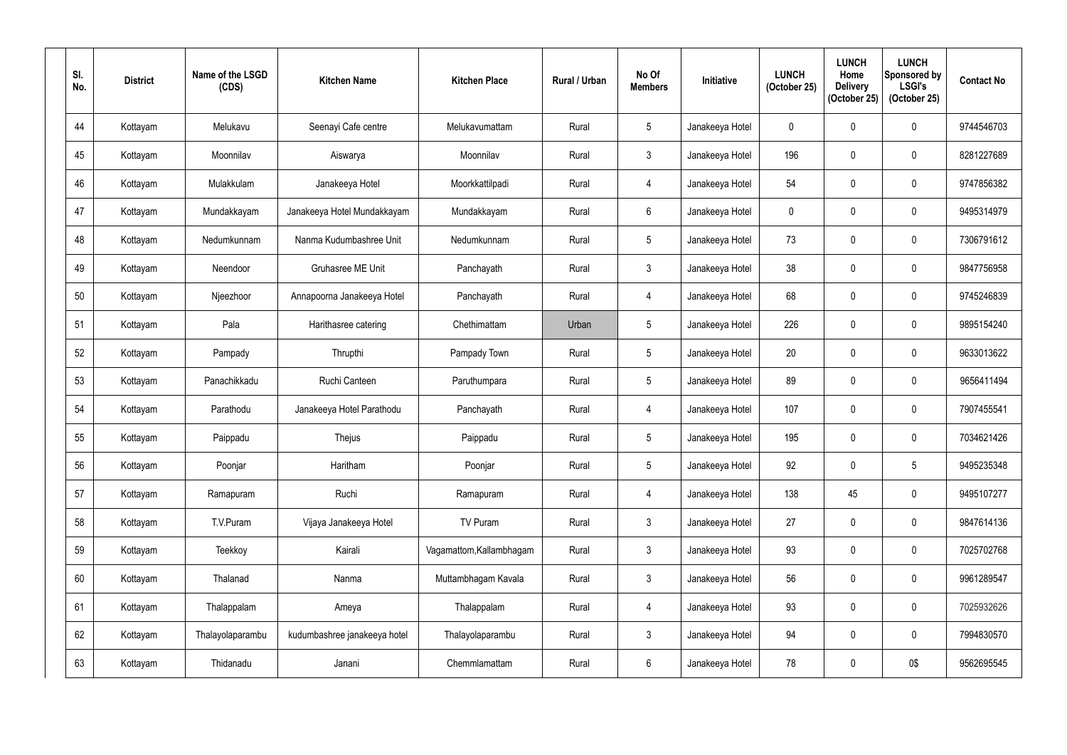| Sl. No. | District | Name of the LSGD (CDS) | Kitchen Name | Kitchen Place | Rural / Urban | No Of Members | Initiative | LUNCH (October 25) | LUNCH Home Delivery (October 25) | LUNCH Sponsored by LSGI's (October 25) | Contact No |
|---|---|---|---|---|---|---|---|---|---|---|---|
| 44 | Kottayam | Melukavu | Seenayi Cafe centre | Melukavumattam | Rural | 5 | Janakeeya Hotel | 0 | 0 | 0 | 9744546703 |
| 45 | Kottayam | Moonnilav | Aiswarya | Moonnilav | Rural | 3 | Janakeeya Hotel | 196 | 0 | 0 | 8281227689 |
| 46 | Kottayam | Mulakkulam | Janakeeya Hotel | Moorkkattilpadi | Rural | 4 | Janakeeya Hotel | 54 | 0 | 0 | 9747856382 |
| 47 | Kottayam | Mundakkayam | Janakeeya Hotel Mundakkayam | Mundakkayam | Rural | 6 | Janakeeya Hotel | 0 | 0 | 0 | 9495314979 |
| 48 | Kottayam | Nedumkunnam | Nanma Kudumbashree Unit | Nedumkunnam | Rural | 5 | Janakeeya Hotel | 73 | 0 | 0 | 7306791612 |
| 49 | Kottayam | Neendoor | Gruhasree ME Unit | Panchayath | Rural | 3 | Janakeeya Hotel | 38 | 0 | 0 | 9847756958 |
| 50 | Kottayam | Njeezhoor | Annapoorna Janakeeya Hotel | Panchayath | Rural | 4 | Janakeeya Hotel | 68 | 0 | 0 | 9745246839 |
| 51 | Kottayam | Pala | Harithasree catering | Chethimattam | Urban | 5 | Janakeeya Hotel | 226 | 0 | 0 | 9895154240 |
| 52 | Kottayam | Pampady | Thrupthi | Pampady Town | Rural | 5 | Janakeeya Hotel | 20 | 0 | 0 | 9633013622 |
| 53 | Kottayam | Panachikkadu | Ruchi Canteen | Paruthumpara | Rural | 5 | Janakeeya Hotel | 89 | 0 | 0 | 9656411494 |
| 54 | Kottayam | Parathodu | Janakeeya Hotel Parathodu | Panchayath | Rural | 4 | Janakeeya Hotel | 107 | 0 | 0 | 7907455541 |
| 55 | Kottayam | Paippadu | Thejus | Paippadu | Rural | 5 | Janakeeya Hotel | 195 | 0 | 0 | 7034621426 |
| 56 | Kottayam | Poonjar | Haritham | Poonjar | Rural | 5 | Janakeeya Hotel | 92 | 0 | 5 | 9495235348 |
| 57 | Kottayam | Ramapuram | Ruchi | Ramapuram | Rural | 4 | Janakeeya Hotel | 138 | 45 | 0 | 9495107277 |
| 58 | Kottayam | T.V.Puram | Vijaya Janakeeya Hotel | TV Puram | Rural | 3 | Janakeeya Hotel | 27 | 0 | 0 | 9847614136 |
| 59 | Kottayam | Teekkoy | Kairali | Vagamattom,Kallambhagam | Rural | 3 | Janakeeya Hotel | 93 | 0 | 0 | 7025702768 |
| 60 | Kottayam | Thalanad | Nanma | Muttambhagam Kavala | Rural | 3 | Janakeeya Hotel | 56 | 0 | 0 | 9961289547 |
| 61 | Kottayam | Thalappalam | Ameya | Thalappalam | Rural | 4 | Janakeeya Hotel | 93 | 0 | 0 | 7025932626 |
| 62 | Kottayam | Thalayolaparambu | kudumbashree janakeeya hotel | Thalayolaparambu | Rural | 3 | Janakeeya Hotel | 94 | 0 | 0 | 7994830570 |
| 63 | Kottayam | Thidanadu | Janani | Chemmlamattam | Rural | 6 | Janakeeya Hotel | 78 | 0 | 0$ | 9562695545 |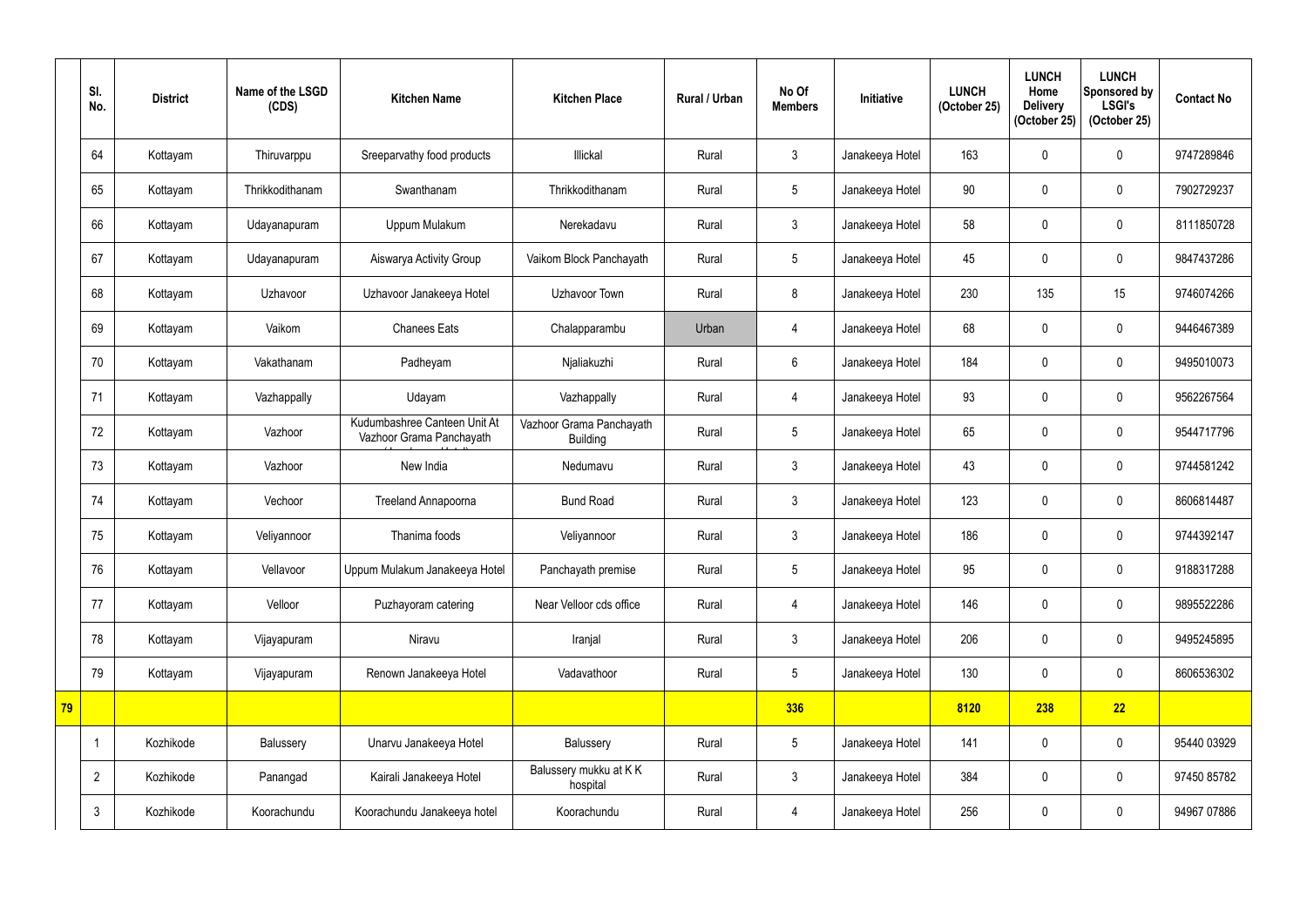| | Sl. No. | District | Name of the LSGD (CDS) | Kitchen Name | Kitchen Place | Rural / Urban | No Of Members | Initiative | LUNCH (October 25) | LUNCH Home Delivery (October 25) | LUNCH Sponsored by LSGI's (October 25) | Contact No |
|---|---|---|---|---|---|---|---|---|---|---|---|---|
| | 64 | Kottayam | Thiruvarppu | Sreeparvathy food products | Illickal | Rural | 3 | Janakeeya Hotel | 163 | 0 | 0 | 9747289846 |
| | 65 | Kottayam | Thrikkodithanam | Swanthanam | Thrikkodithanam | Rural | 5 | Janakeeya Hotel | 90 | 0 | 0 | 7902729237 |
| | 66 | Kottayam | Udayanapuram | Uppum Mulakum | Nerekadavu | Rural | 3 | Janakeeya Hotel | 58 | 0 | 0 | 8111850728 |
| | 67 | Kottayam | Udayanapuram | Aiswarya Activity Group | Vaikom Block Panchayath | Rural | 5 | Janakeeya Hotel | 45 | 0 | 0 | 9847437286 |
| | 68 | Kottayam | Uzhavoor | Uzhavoor Janakeeya Hotel | Uzhavoor Town | Rural | 8 | Janakeeya Hotel | 230 | 135 | 15 | 9746074266 |
| | 69 | Kottayam | Vaikom | Chanees Eats | Chalapparambu | Urban | 4 | Janakeeya Hotel | 68 | 0 | 0 | 9446467389 |
| | 70 | Kottayam | Vakathanam | Padheyam | Njaliakuzhi | Rural | 6 | Janakeeya Hotel | 184 | 0 | 0 | 9495010073 |
| | 71 | Kottayam | Vazhappally | Udayam | Vazhappally | Rural | 4 | Janakeeya Hotel | 93 | 0 | 0 | 9562267564 |
| | 72 | Kottayam | Vazhoor | Kudumbashree Canteen Unit At Vazhoor Grama Panchayath | Vazhoor Grama Panchayath Building | Rural | 5 | Janakeeya Hotel | 65 | 0 | 0 | 9544717796 |
| | 73 | Kottayam | Vazhoor | New India | Nedumavu | Rural | 3 | Janakeeya Hotel | 43 | 0 | 0 | 9744581242 |
| | 74 | Kottayam | Vechoor | Treeland Annapoorna | Bund Road | Rural | 3 | Janakeeya Hotel | 123 | 0 | 0 | 8606814487 |
| | 75 | Kottayam | Veliyannoor | Thanima foods | Veliyannoor | Rural | 3 | Janakeeya Hotel | 186 | 0 | 0 | 9744392147 |
| | 76 | Kottayam | Vellavoor | Uppum Mulakum Janakeeya Hotel | Panchayath premise | Rural | 5 | Janakeeya Hotel | 95 | 0 | 0 | 9188317288 |
| | 77 | Kottayam | Velloor | Puzhayoram catering | Near Velloor cds office | Rural | 4 | Janakeeya Hotel | 146 | 0 | 0 | 9895522286 |
| | 78 | Kottayam | Vijayapuram | Niravu | Iranjal | Rural | 3 | Janakeeya Hotel | 206 | 0 | 0 | 9495245895 |
| | 79 | Kottayam | Vijayapuram | Renown Janakeeya Hotel | Vadavathoor | Rural | 5 | Janakeeya Hotel | 130 | 0 | 0 | 8606536302 |
| **79** | | | | | | | **336** | | **8120** | **238** | **22** | |
| | 1 | Kozhikode | Balussery | Unarvu Janakeeya Hotel | Balussery | Rural | 5 | Janakeeya Hotel | 141 | 0 | 0 | 95440 03929 |
| | 2 | Kozhikode | Panangad | Kairali Janakeeya Hotel | Balussery mukku at K K hospital | Rural | 3 | Janakeeya Hotel | 384 | 0 | 0 | 97450 85782 |
| | 3 | Kozhikode | Koorachundu | Koorachundu Janakeeya hotel | Koorachundu | Rural | 4 | Janakeeya Hotel | 256 | 0 | 0 | 94967 07886 |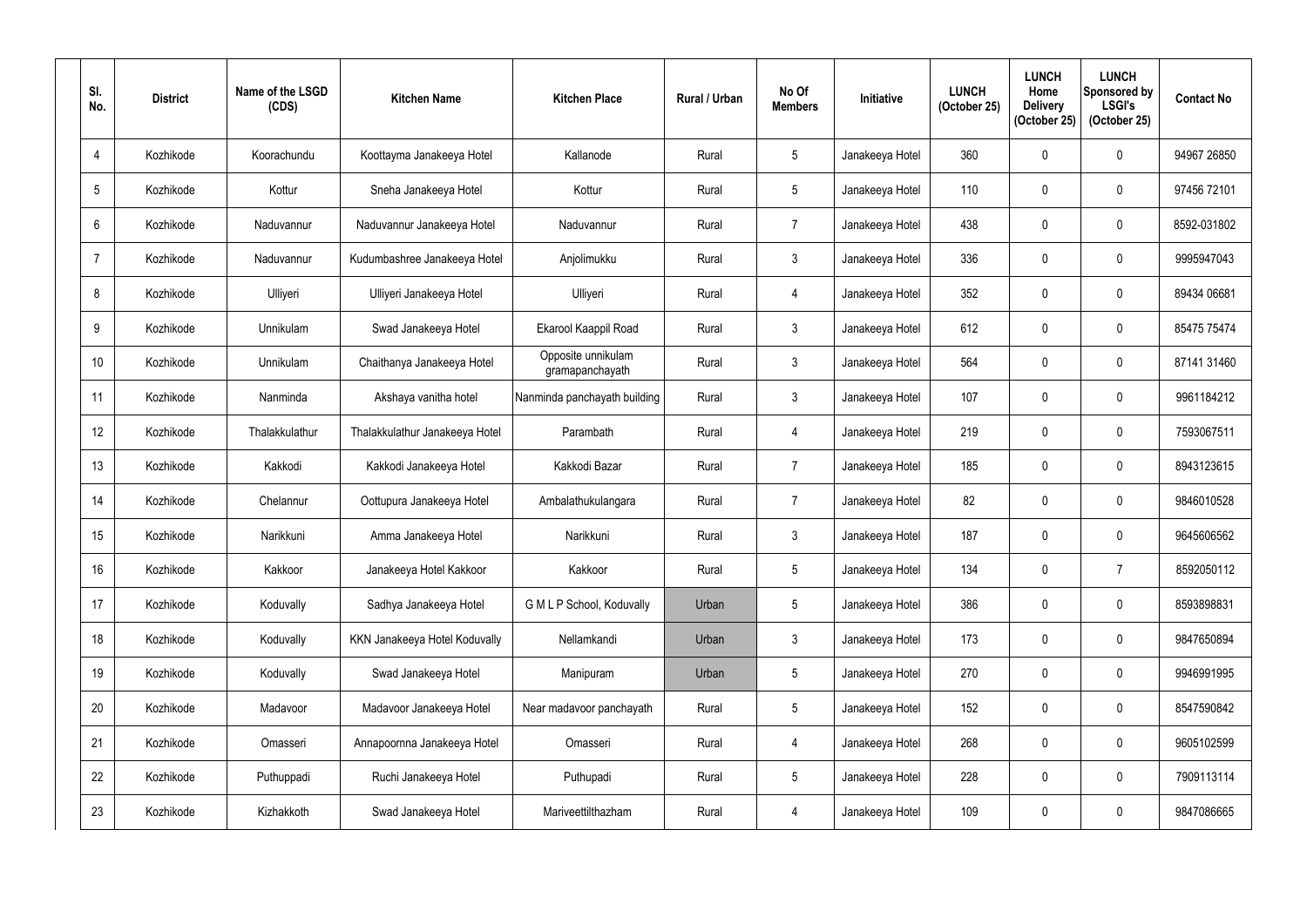| Sl. No. | District | Name of the LSGD (CDS) | Kitchen Name | Kitchen Place | Rural / Urban | No Of Members | Initiative | LUNCH (October 25) | LUNCH Home Delivery (October 25) | LUNCH Sponsored by LSGI's (October 25) | Contact No |
|---|---|---|---|---|---|---|---|---|---|---|---|
| 4 | Kozhikode | Koorachundu | Koottayma Janakeeya Hotel | Kallanode | Rural | 5 | Janakeeya Hotel | 360 | 0 | 0 | 94967 26850 |
| 5 | Kozhikode | Kottur | Sneha Janakeeya Hotel | Kottur | Rural | 5 | Janakeeya Hotel | 110 | 0 | 0 | 97456 72101 |
| 6 | Kozhikode | Naduvannur | Naduvannur Janakeeya Hotel | Naduvannur | Rural | 7 | Janakeeya Hotel | 438 | 0 | 0 | 8592-031802 |
| 7 | Kozhikode | Naduvannur | Kudumbashree Janakeeya Hotel | Anjolimukku | Rural | 3 | Janakeeya Hotel | 336 | 0 | 0 | 9995947043 |
| 8 | Kozhikode | Ulliyeri | Ulliyeri Janakeeya Hotel | Ulliyeri | Rural | 4 | Janakeeya Hotel | 352 | 0 | 0 | 89434 06681 |
| 9 | Kozhikode | Unnikulam | Swad Janakeeya Hotel | Ekarool Kaappil Road | Rural | 3 | Janakeeya Hotel | 612 | 0 | 0 | 85475 75474 |
| 10 | Kozhikode | Unnikulam | Chaithanya Janakeeya Hotel | Opposite unnikulam gramapanchayath | Rural | 3 | Janakeeya Hotel | 564 | 0 | 0 | 87141 31460 |
| 11 | Kozhikode | Nanminda | Akshaya vanitha hotel | Nanminda panchayath building | Rural | 3 | Janakeeya Hotel | 107 | 0 | 0 | 9961184212 |
| 12 | Kozhikode | Thalakkulathur | Thalakkulathur Janakeeya Hotel | Parambath | Rural | 4 | Janakeeya Hotel | 219 | 0 | 0 | 7593067511 |
| 13 | Kozhikode | Kakkodi | Kakkodi Janakeeya Hotel | Kakkodi Bazar | Rural | 7 | Janakeeya Hotel | 185 | 0 | 0 | 8943123615 |
| 14 | Kozhikode | Chelannur | Oottupura Janakeeya Hotel | Ambalathukulangara | Rural | 7 | Janakeeya Hotel | 82 | 0 | 0 | 9846010528 |
| 15 | Kozhikode | Narikkuni | Amma Janakeeya Hotel | Narikkuni | Rural | 3 | Janakeeya Hotel | 187 | 0 | 0 | 9645606562 |
| 16 | Kozhikode | Kakkoor | Janakeeya Hotel Kakkoor | Kakkoor | Rural | 5 | Janakeeya Hotel | 134 | 0 | 7 | 8592050112 |
| 17 | Kozhikode | Koduvally | Sadhya Janakeeya Hotel | G M L P School, Koduvally | Urban | 5 | Janakeeya Hotel | 386 | 0 | 0 | 8593898831 |
| 18 | Kozhikode | Koduvally | KKN Janakeeya Hotel Koduvally | Nellamkandi | Urban | 3 | Janakeeya Hotel | 173 | 0 | 0 | 9847650894 |
| 19 | Kozhikode | Koduvally | Swad Janakeeya Hotel | Manipuram | Urban | 5 | Janakeeya Hotel | 270 | 0 | 0 | 9946991995 |
| 20 | Kozhikode | Madavoor | Madavoor Janakeeya Hotel | Near madavoor panchayath | Rural | 5 | Janakeeya Hotel | 152 | 0 | 0 | 8547590842 |
| 21 | Kozhikode | Omasseri | Annapoornna Janakeeya Hotel | Omasseri | Rural | 4 | Janakeeya Hotel | 268 | 0 | 0 | 9605102599 |
| 22 | Kozhikode | Puthuppadi | Ruchi Janakeeya Hotel | Puthupadi | Rural | 5 | Janakeeya Hotel | 228 | 0 | 0 | 7909113114 |
| 23 | Kozhikode | Kizhakkoth | Swad Janakeeya Hotel | Mariveettilthazham | Rural | 4 | Janakeeya Hotel | 109 | 0 | 0 | 9847086665 |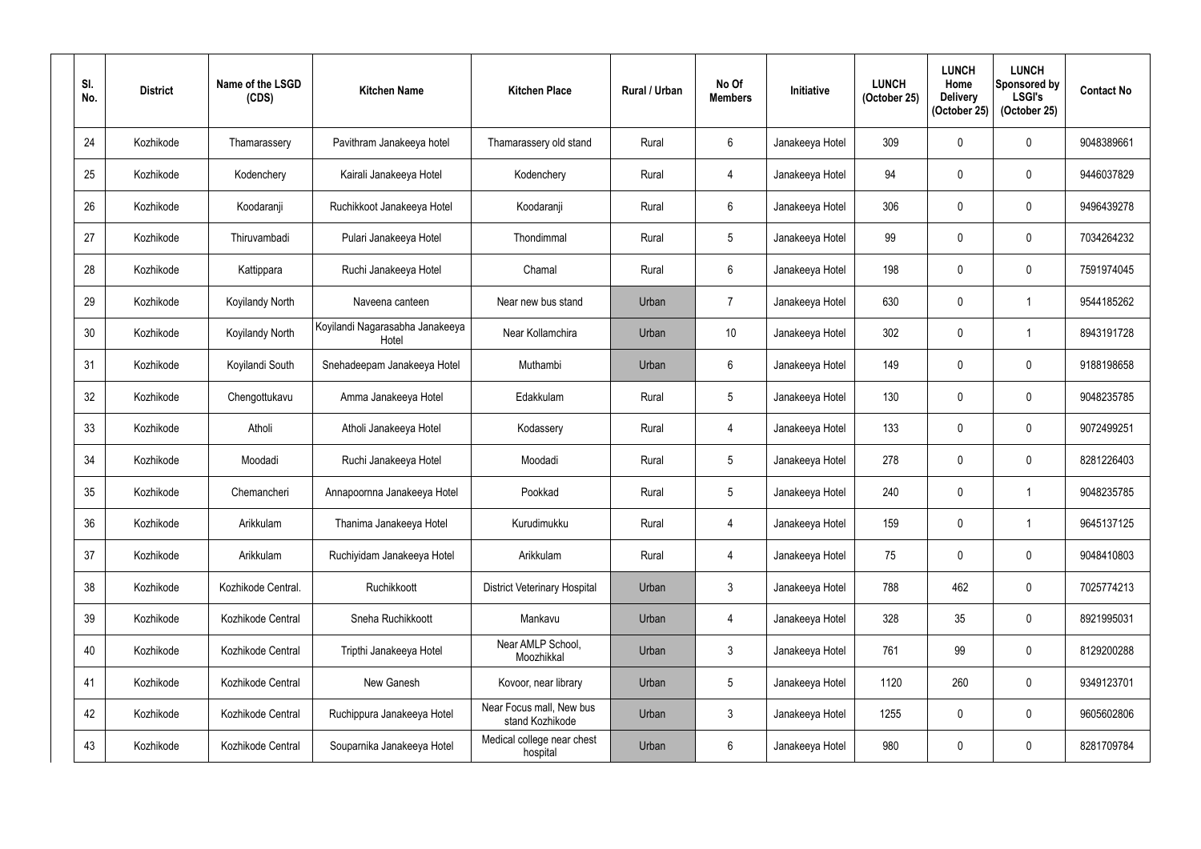| Sl. No. | District | Name of the LSGD (CDS) | Kitchen Name | Kitchen Place | Rural / Urban | No Of Members | Initiative | LUNCH (October 25) | LUNCH Home Delivery (October 25) | LUNCH Sponsored by LSGI's (October 25) | Contact No |
|---|---|---|---|---|---|---|---|---|---|---|---|
| 24 | Kozhikode | Thamarassery | Pavithram Janakeeya hotel | Thamarassery old stand | Rural | 6 | Janakeeya Hotel | 309 | 0 | 0 | 9048389661 |
| 25 | Kozhikode | Kodenchery | Kairali Janakeeya Hotel | Kodenchery | Rural | 4 | Janakeeya Hotel | 94 | 0 | 0 | 9446037829 |
| 26 | Kozhikode | Koodaranji | Ruchikkoot Janakeeya Hotel | Koodaranji | Rural | 6 | Janakeeya Hotel | 306 | 0 | 0 | 9496439278 |
| 27 | Kozhikode | Thiruvambadi | Pulari Janakeeya Hotel | Thondimmal | Rural | 5 | Janakeeya Hotel | 99 | 0 | 0 | 7034264232 |
| 28 | Kozhikode | Kattippara | Ruchi Janakeeya Hotel | Chamal | Rural | 6 | Janakeeya Hotel | 198 | 0 | 0 | 7591974045 |
| 29 | Kozhikode | Koyilandy North | Naveena canteen | Near new bus stand | Urban | 7 | Janakeeya Hotel | 630 | 0 | 1 | 9544185262 |
| 30 | Kozhikode | Koyilandy North | Koyilandi Nagarasabha Janakeeya Hotel | Near Kollamchira | Urban | 10 | Janakeeya Hotel | 302 | 0 | 1 | 8943191728 |
| 31 | Kozhikode | Koyilandi South | Snehadeepam Janakeeya Hotel | Muthambi | Urban | 6 | Janakeeya Hotel | 149 | 0 | 0 | 9188198658 |
| 32 | Kozhikode | Chengottukavu | Amma Janakeeya Hotel | Edakkulam | Rural | 5 | Janakeeya Hotel | 130 | 0 | 0 | 9048235785 |
| 33 | Kozhikode | Atholi | Atholi Janakeeya Hotel | Kodassery | Rural | 4 | Janakeeya Hotel | 133 | 0 | 0 | 9072499251 |
| 34 | Kozhikode | Moodadi | Ruchi Janakeeya Hotel | Moodadi | Rural | 5 | Janakeeya Hotel | 278 | 0 | 0 | 8281226403 |
| 35 | Kozhikode | Chemancheri | Annapoornna Janakeeya Hotel | Pookkad | Rural | 5 | Janakeeya Hotel | 240 | 0 | 1 | 9048235785 |
| 36 | Kozhikode | Arikkulam | Thanima Janakeeya Hotel | Kurudimukku | Rural | 4 | Janakeeya Hotel | 159 | 0 | 1 | 9645137125 |
| 37 | Kozhikode | Arikkulam | Ruchiyidam Janakeeya Hotel | Arikkulam | Rural | 4 | Janakeeya Hotel | 75 | 0 | 0 | 9048410803 |
| 38 | Kozhikode | Kozhikode Central. | Ruchikkoott | District Veterinary Hospital | Urban | 3 | Janakeeya Hotel | 788 | 462 | 0 | 7025774213 |
| 39 | Kozhikode | Kozhikode Central | Sneha Ruchikkoott | Mankavu | Urban | 4 | Janakeeya Hotel | 328 | 35 | 0 | 8921995031 |
| 40 | Kozhikode | Kozhikode Central | Tripthi Janakeeya Hotel | Near AMLP School, Moozhikkal | Urban | 3 | Janakeeya Hotel | 761 | 99 | 0 | 8129200288 |
| 41 | Kozhikode | Kozhikode Central | New Ganesh | Kovoor, near library | Urban | 5 | Janakeeya Hotel | 1120 | 260 | 0 | 9349123701 |
| 42 | Kozhikode | Kozhikode Central | Ruchippura Janakeeya Hotel | Near Focus mall, New bus stand Kozhikode | Urban | 3 | Janakeeya Hotel | 1255 | 0 | 0 | 9605602806 |
| 43 | Kozhikode | Kozhikode Central | Souparnika Janakeeya Hotel | Medical college near chest hospital | Urban | 6 | Janakeeya Hotel | 980 | 0 | 0 | 8281709784 |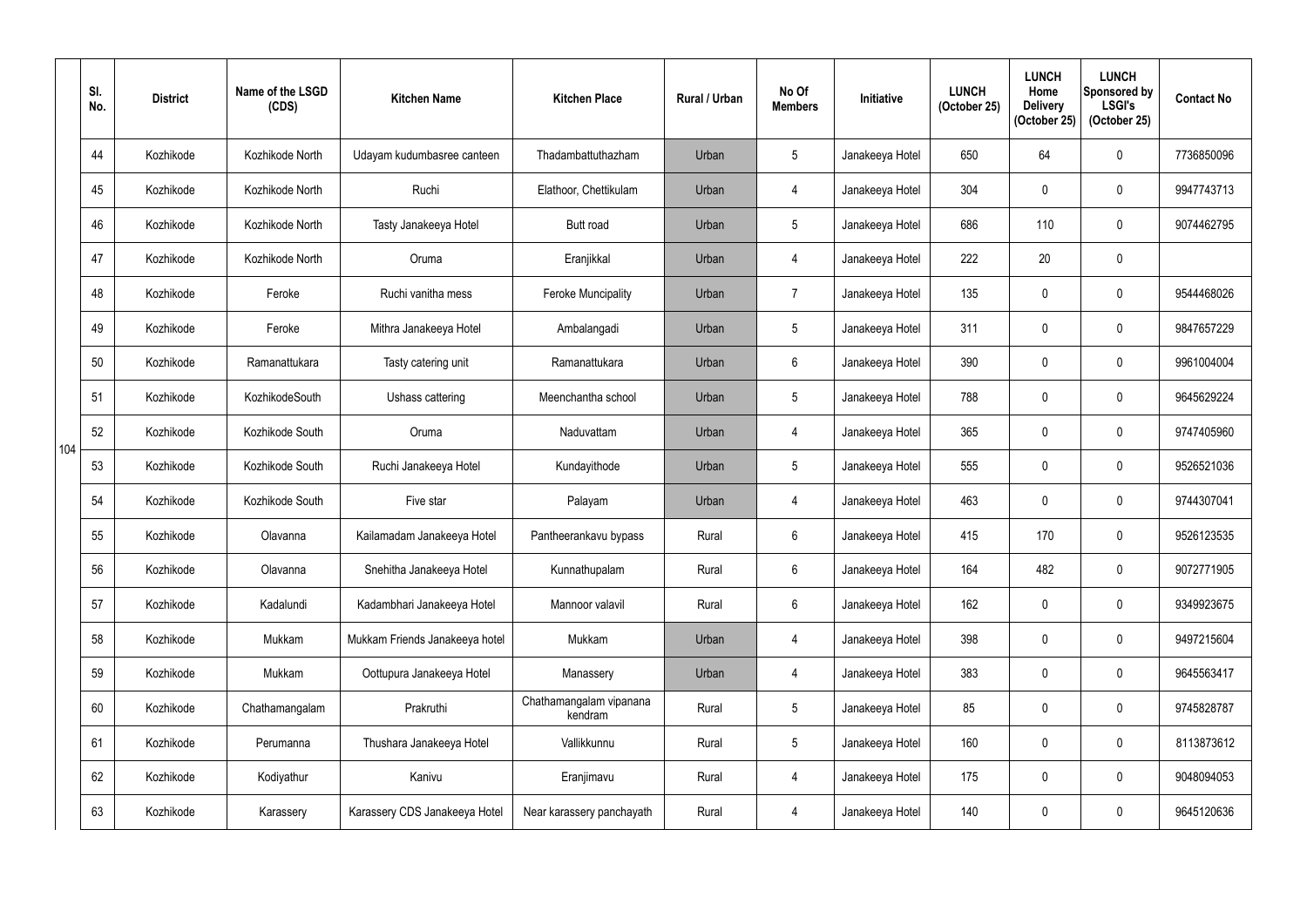| | Sl. No. | District | Name of the LSGD (CDS) | Kitchen Name | Kitchen Place | Rural / Urban | No Of Members | Initiative | LUNCH (October 25) | LUNCH Home Delivery (October 25) | LUNCH Sponsored by LSGI's (October 25) | Contact No |
|---|---|---|---|---|---|---|---|---|---|---|---|---|
| 104 | 44 | Kozhikode | Kozhikode North | Udayam kudumbasree canteen | Thadambattuthazham | Urban | 5 | Janakeeya Hotel | 650 | 64 | 0 | 7736850096 |
| | 45 | Kozhikode | Kozhikode North | Ruchi | Elathoor, Chettikulam | Urban | 4 | Janakeeya Hotel | 304 | 0 | 0 | 9947743713 |
| | 46 | Kozhikode | Kozhikode North | Tasty Janakeeya Hotel | Butt road | Urban | 5 | Janakeeya Hotel | 686 | 110 | 0 | 9074462795 |
| | 47 | Kozhikode | Kozhikode North | Oruma | Eranjikkal | Urban | 4 | Janakeeya Hotel | 222 | 20 | 0 | |
| | 48 | Kozhikode | Feroke | Ruchi vanitha mess | Feroke Muncipality | Urban | 7 | Janakeeya Hotel | 135 | 0 | 0 | 9544468026 |
| | 49 | Kozhikode | Feroke | Mithra Janakeeya Hotel | Ambalangadi | Urban | 5 | Janakeeya Hotel | 311 | 0 | 0 | 9847657229 |
| | 50 | Kozhikode | Ramanattukara | Tasty catering unit | Ramanattukara | Urban | 6 | Janakeeya Hotel | 390 | 0 | 0 | 9961004004 |
| | 51 | Kozhikode | KozhikodeSouth | Ushass cattering | Meenchantha school | Urban | 5 | Janakeeya Hotel | 788 | 0 | 0 | 9645629224 |
| | 52 | Kozhikode | Kozhikode South | Oruma | Naduvattam | Urban | 4 | Janakeeya Hotel | 365 | 0 | 0 | 9747405960 |
| | 53 | Kozhikode | Kozhikode South | Ruchi Janakeeya Hotel | Kundayithode | Urban | 5 | Janakeeya Hotel | 555 | 0 | 0 | 9526521036 |
| | 54 | Kozhikode | Kozhikode South | Five star | Palayam | Urban | 4 | Janakeeya Hotel | 463 | 0 | 0 | 9744307041 |
| | 55 | Kozhikode | Olavanna | Kailamadam Janakeeya Hotel | Pantheerankavu bypass | Rural | 6 | Janakeeya Hotel | 415 | 170 | 0 | 9526123535 |
| | 56 | Kozhikode | Olavanna | Snehitha Janakeeya Hotel | Kunnathupalam | Rural | 6 | Janakeeya Hotel | 164 | 482 | 0 | 9072771905 |
| | 57 | Kozhikode | Kadalundi | Kadambhari Janakeeya Hotel | Mannoor valavil | Rural | 6 | Janakeeya Hotel | 162 | 0 | 0 | 9349923675 |
| | 58 | Kozhikode | Mukkam | Mukkam Friends Janakeeya hotel | Mukkam | Urban | 4 | Janakeeya Hotel | 398 | 0 | 0 | 9497215604 |
| | 59 | Kozhikode | Mukkam | Oottupura Janakeeya Hotel | Manassery | Urban | 4 | Janakeeya Hotel | 383 | 0 | 0 | 9645563417 |
| | 60 | Kozhikode | Chathamangalam | Prakruthi | Chathamangalam vipanana kendram | Rural | 5 | Janakeeya Hotel | 85 | 0 | 0 | 9745828787 |
| | 61 | Kozhikode | Perumanna | Thushara Janakeeya Hotel | Vallikkunnu | Rural | 5 | Janakeeya Hotel | 160 | 0 | 0 | 8113873612 |
| | 62 | Kozhikode | Kodiyathur | Kanivu | Eranjimavu | Rural | 4 | Janakeeya Hotel | 175 | 0 | 0 | 9048094053 |
| | 63 | Kozhikode | Karassery | Karassery CDS Janakeeya Hotel | Near karassery panchayath | Rural | 4 | Janakeeya Hotel | 140 | 0 | 0 | 9645120636 |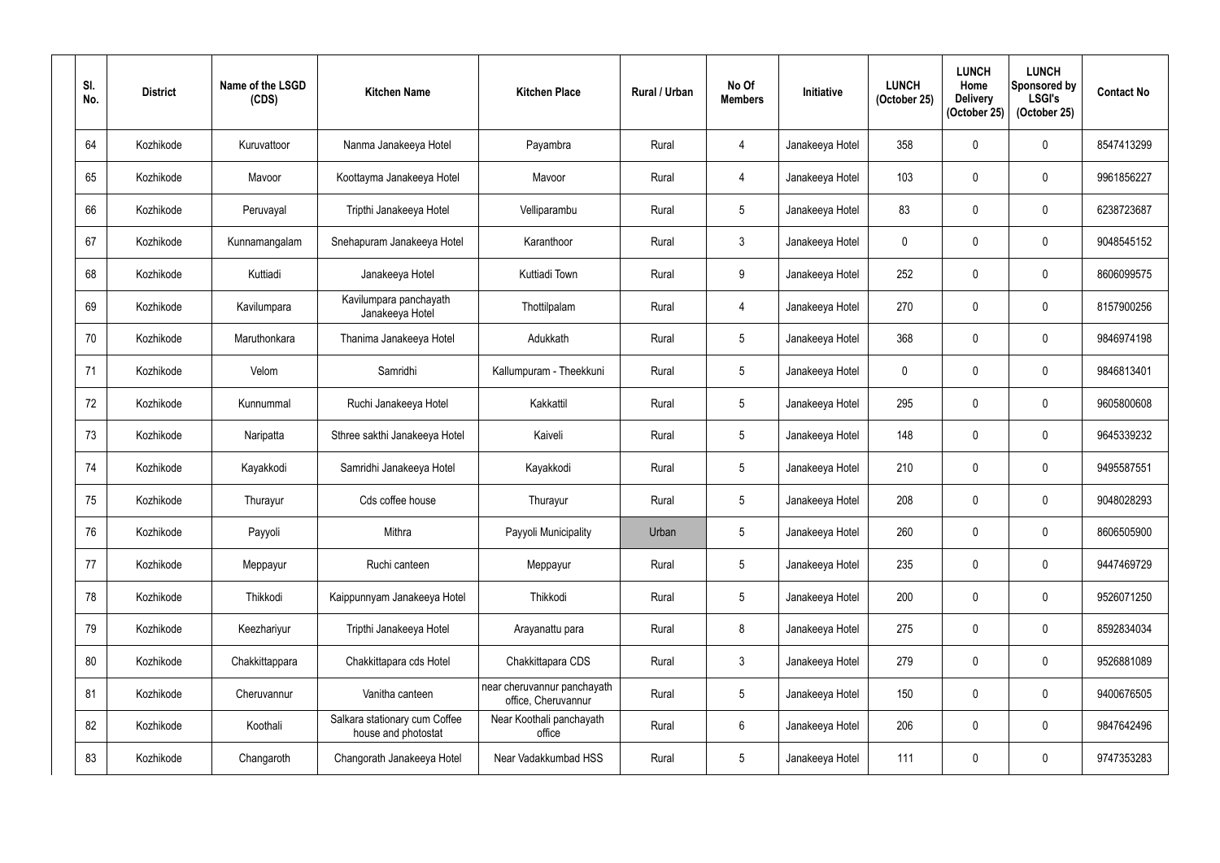| Sl. No. | District | Name of the LSGD (CDS) | Kitchen Name | Kitchen Place | Rural / Urban | No Of Members | Initiative | LUNCH (October 25) | LUNCH Home Delivery (October 25) | LUNCH Sponsored by LSGI's (October 25) | Contact No |
|---|---|---|---|---|---|---|---|---|---|---|---|
| 64 | Kozhikode | Kuruvattoor | Nanma Janakeeya Hotel | Payambra | Rural | 4 | Janakeeya Hotel | 358 | 0 | 0 | 8547413299 |
| 65 | Kozhikode | Mavoor | Koottayma Janakeeya Hotel | Mavoor | Rural | 4 | Janakeeya Hotel | 103 | 0 | 0 | 9961856227 |
| 66 | Kozhikode | Peruvayal | Tripthi Janakeeya Hotel | Velliparambu | Rural | 5 | Janakeeya Hotel | 83 | 0 | 0 | 6238723687 |
| 67 | Kozhikode | Kunnamangalam | Snehapuram Janakeeya Hotel | Karanthoor | Rural | 3 | Janakeeya Hotel | 0 | 0 | 0 | 9048545152 |
| 68 | Kozhikode | Kuttiadi | Janakeeya Hotel | Kuttiadi Town | Rural | 9 | Janakeeya Hotel | 252 | 0 | 0 | 8606099575 |
| 69 | Kozhikode | Kavilumpara | Kavilumpara panchayath Janakeeya Hotel | Thottilpalam | Rural | 4 | Janakeeya Hotel | 270 | 0 | 0 | 8157900256 |
| 70 | Kozhikode | Maruthonkara | Thanima Janakeeya Hotel | Adukkath | Rural | 5 | Janakeeya Hotel | 368 | 0 | 0 | 9846974198 |
| 71 | Kozhikode | Velom | Samridhi | Kallumpuram - Theekkuni | Rural | 5 | Janakeeya Hotel | 0 | 0 | 0 | 9846813401 |
| 72 | Kozhikode | Kunnummal | Ruchi Janakeeya Hotel | Kakkattil | Rural | 5 | Janakeeya Hotel | 295 | 0 | 0 | 9605800608 |
| 73 | Kozhikode | Naripatta | Sthree sakthi Janakeeya Hotel | Kaiveli | Rural | 5 | Janakeeya Hotel | 148 | 0 | 0 | 9645339232 |
| 74 | Kozhikode | Kayakkodi | Samridhi Janakeeya Hotel | Kayakkodi | Rural | 5 | Janakeeya Hotel | 210 | 0 | 0 | 9495587551 |
| 75 | Kozhikode | Thurayur | Cds coffee house | Thurayur | Rural | 5 | Janakeeya Hotel | 208 | 0 | 0 | 9048028293 |
| 76 | Kozhikode | Payyoli | Mithra | Payyoli Municipality | Urban | 5 | Janakeeya Hotel | 260 | 0 | 0 | 8606505900 |
| 77 | Kozhikode | Meppayur | Ruchi canteen | Meppayur | Rural | 5 | Janakeeya Hotel | 235 | 0 | 0 | 9447469729 |
| 78 | Kozhikode | Thikkodi | Kaippunnyam Janakeeya Hotel | Thikkodi | Rural | 5 | Janakeeya Hotel | 200 | 0 | 0 | 9526071250 |
| 79 | Kozhikode | Keezhariyur | Tripthi Janakeeya Hotel | Arayanattu para | Rural | 8 | Janakeeya Hotel | 275 | 0 | 0 | 8592834034 |
| 80 | Kozhikode | Chakkittappara | Chakkittapara cds Hotel | Chakkittapara CDS | Rural | 3 | Janakeeya Hotel | 279 | 0 | 0 | 9526881089 |
| 81 | Kozhikode | Cheruvannur | Vanitha canteen | near cheruvannur panchayath office, Cheruvannur | Rural | 5 | Janakeeya Hotel | 150 | 0 | 0 | 9400676505 |
| 82 | Kozhikode | Koothali | Salkara stationary cum Coffee house and photostat | Near Koothali panchayath office | Rural | 6 | Janakeeya Hotel | 206 | 0 | 0 | 9847642496 |
| 83 | Kozhikode | Changaroth | Changorath Janakeeya Hotel | Near Vadakkumbad HSS | Rural | 5 | Janakeeya Hotel | 111 | 0 | 0 | 9747353283 |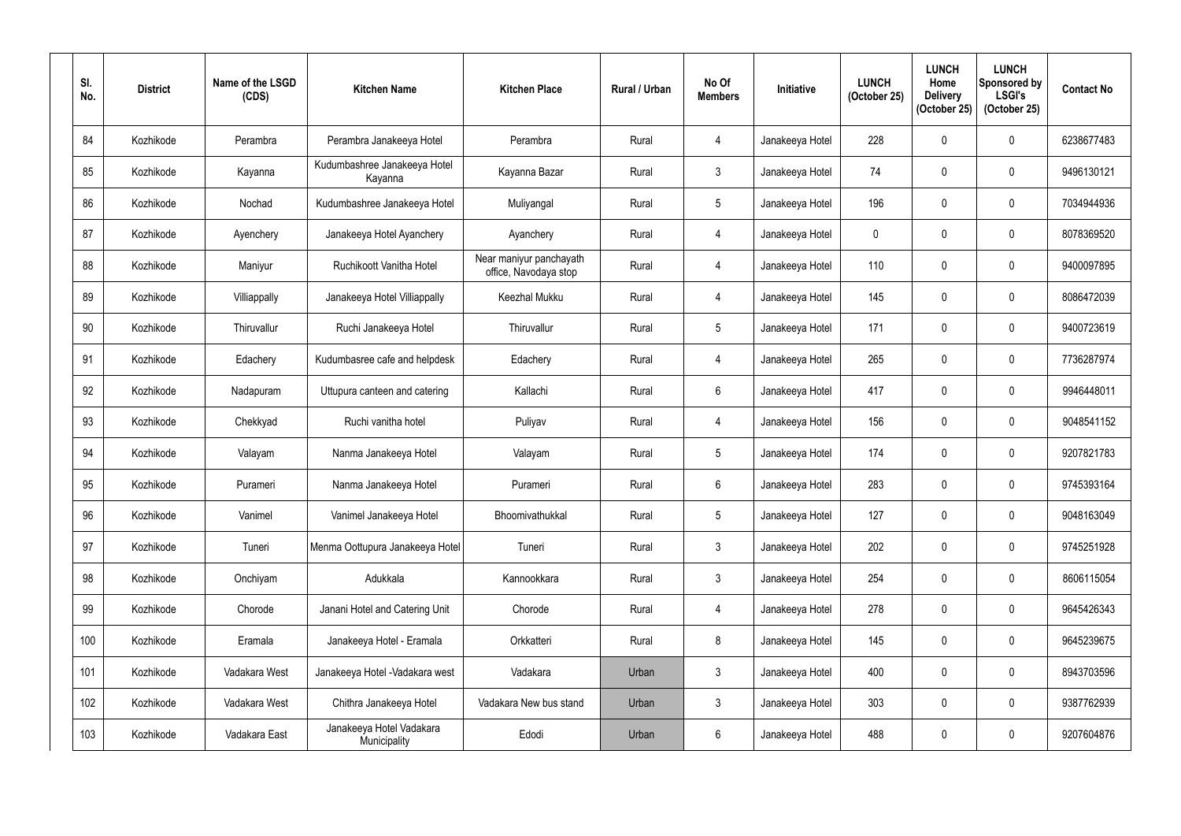| Sl. No. | District | Name of the LSGD (CDS) | Kitchen Name | Kitchen Place | Rural / Urban | No Of Members | Initiative | LUNCH (October 25) | LUNCH Home Delivery (October 25) | LUNCH Sponsored by LSGI's (October 25) | Contact No |
|---|---|---|---|---|---|---|---|---|---|---|---|
| 84 | Kozhikode | Perambra | Perambra Janakeeya Hotel | Perambra | Rural | 4 | Janakeeya Hotel | 228 | 0 | 0 | 6238677483 |
| 85 | Kozhikode | Kayanna | Kudumbashree Janakeeya Hotel Kayanna | Kayanna Bazar | Rural | 3 | Janakeeya Hotel | 74 | 0 | 0 | 9496130121 |
| 86 | Kozhikode | Nochad | Kudumbashree Janakeeya Hotel | Muliyangal | Rural | 5 | Janakeeya Hotel | 196 | 0 | 0 | 7034944936 |
| 87 | Kozhikode | Ayenchery | Janakeeya Hotel Ayanchery | Ayanchery | Rural | 4 | Janakeeya Hotel | 0 | 0 | 0 | 8078369520 |
| 88 | Kozhikode | Maniyur | Ruchikoott Vanitha Hotel | Near maniyur panchayath office, Navodaya stop | Rural | 4 | Janakeeya Hotel | 110 | 0 | 0 | 9400097895 |
| 89 | Kozhikode | Villiappally | Janakeeya Hotel Villiappally | Keezhal Mukku | Rural | 4 | Janakeeya Hotel | 145 | 0 | 0 | 8086472039 |
| 90 | Kozhikode | Thiruvallur | Ruchi Janakeeya Hotel | Thiruvallur | Rural | 5 | Janakeeya Hotel | 171 | 0 | 0 | 9400723619 |
| 91 | Kozhikode | Edachery | Kudumbasree cafe and helpdesk | Edachery | Rural | 4 | Janakeeya Hotel | 265 | 0 | 0 | 7736287974 |
| 92 | Kozhikode | Nadapuram | Uttupura canteen and catering | Kallachi | Rural | 6 | Janakeeya Hotel | 417 | 0 | 0 | 9946448011 |
| 93 | Kozhikode | Chekkyad | Ruchi vanitha hotel | Puliyav | Rural | 4 | Janakeeya Hotel | 156 | 0 | 0 | 9048541152 |
| 94 | Kozhikode | Valayam | Nanma Janakeeya Hotel | Valayam | Rural | 5 | Janakeeya Hotel | 174 | 0 | 0 | 9207821783 |
| 95 | Kozhikode | Purameri | Nanma Janakeeya Hotel | Purameri | Rural | 6 | Janakeeya Hotel | 283 | 0 | 0 | 9745393164 |
| 96 | Kozhikode | Vanimel | Vanimel Janakeeya Hotel | Bhoomivathukkal | Rural | 5 | Janakeeya Hotel | 127 | 0 | 0 | 9048163049 |
| 97 | Kozhikode | Tuneri | Menma Oottupura Janakeeya Hotel | Tuneri | Rural | 3 | Janakeeya Hotel | 202 | 0 | 0 | 9745251928 |
| 98 | Kozhikode | Onchiyam | Adukkala | Kannookkara | Rural | 3 | Janakeeya Hotel | 254 | 0 | 0 | 8606115054 |
| 99 | Kozhikode | Chorode | Janani Hotel and Catering Unit | Chorode | Rural | 4 | Janakeeya Hotel | 278 | 0 | 0 | 9645426343 |
| 100 | Kozhikode | Eramala | Janakeeya Hotel - Eramala | Orkkatteri | Rural | 8 | Janakeeya Hotel | 145 | 0 | 0 | 9645239675 |
| 101 | Kozhikode | Vadakara West | Janakeeya Hotel -Vadakara west | Vadakara | Urban | 3 | Janakeeya Hotel | 400 | 0 | 0 | 8943703596 |
| 102 | Kozhikode | Vadakara West | Chithra Janakeeya Hotel | Vadakara New bus stand | Urban | 3 | Janakeeya Hotel | 303 | 0 | 0 | 9387762939 |
| 103 | Kozhikode | Vadakara East | Janakeeya Hotel Vadakara Municipality | Edodi | Urban | 6 | Janakeeya Hotel | 488 | 0 | 0 | 9207604876 |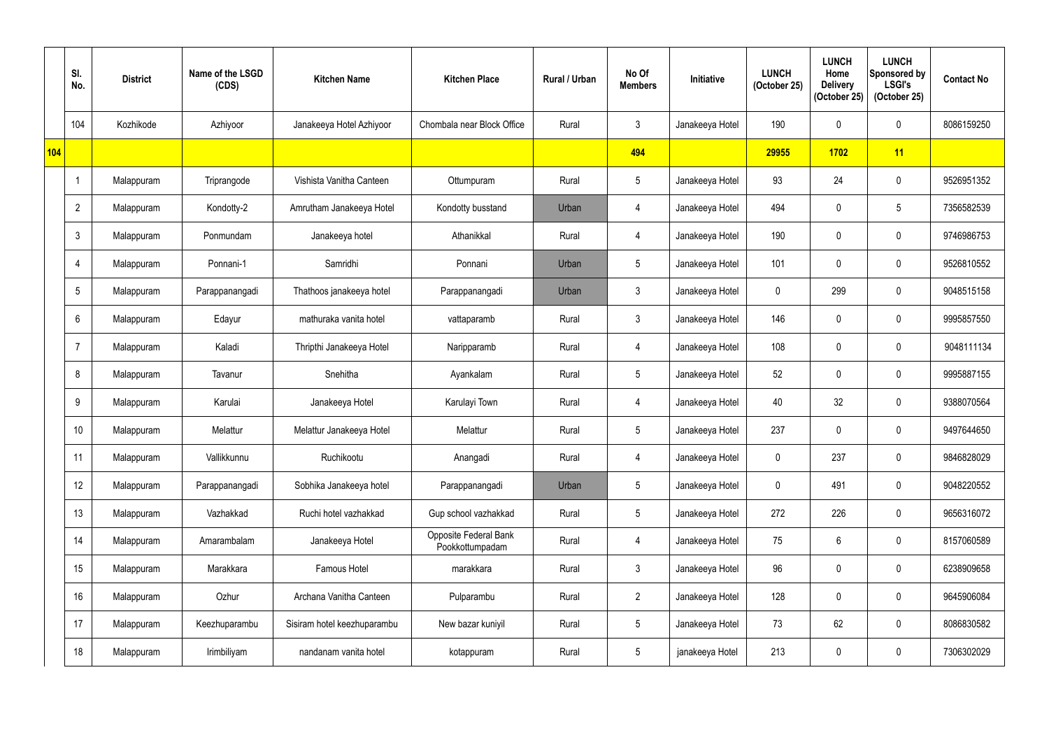| | Sl. No. | District | Name of the LSGD (CDS) | Kitchen Name | Kitchen Place | Rural / Urban | No Of Members | Initiative | LUNCH (October 25) | LUNCH Home Delivery (October 25) | LUNCH Sponsored by LSGI's (October 25) | Contact No |
|---|---|---|---|---|---|---|---|---|---|---|---|---|
| | 104 | Kozhikode | Azhiyoor | Janakeeya Hotel Azhiyoor | Chombala near Block Office | Rural | 3 | Janakeeya Hotel | 190 | 0 | 0 | 8086159250 |
| 104 | | | | | | | 494 | | 29955 | 1702 | 11 | |
| | 1 | Malappuram | Triprangode | Vishista Vanitha Canteen | Ottumpuram | Rural | 5 | Janakeeya Hotel | 93 | 24 | 0 | 9526951352 |
| | 2 | Malappuram | Kondotty-2 | Amrutham Janakeeya Hotel | Kondotty busstand | Urban | 4 | Janakeeya Hotel | 494 | 0 | 5 | 7356582539 |
| | 3 | Malappuram | Ponmundam | Janakeeya hotel | Athanikkal | Rural | 4 | Janakeeya Hotel | 190 | 0 | 0 | 9746986753 |
| | 4 | Malappuram | Ponnani-1 | Samridhi | Ponnani | Urban | 5 | Janakeeya Hotel | 101 | 0 | 0 | 9526810552 |
| | 5 | Malappuram | Parappanangadi | Thathoos janakeeya hotel | Parappanangadi | Urban | 3 | Janakeeya Hotel | 0 | 299 | 0 | 9048515158 |
| | 6 | Malappuram | Edayur | mathuraka vanita hotel | vattaparamb | Rural | 3 | Janakeeya Hotel | 146 | 0 | 0 | 9995857550 |
| | 7 | Malappuram | Kaladi | Thripthi Janakeeya Hotel | Naripparamb | Rural | 4 | Janakeeya Hotel | 108 | 0 | 0 | 9048111134 |
| | 8 | Malappuram | Tavanur | Snehitha | Ayankalam | Rural | 5 | Janakeeya Hotel | 52 | 0 | 0 | 9995887155 |
| | 9 | Malappuram | Karulai | Janakeeya Hotel | Karulayi Town | Rural | 4 | Janakeeya Hotel | 40 | 32 | 0 | 9388070564 |
| | 10 | Malappuram | Melattur | Melattur Janakeeya Hotel | Melattur | Rural | 5 | Janakeeya Hotel | 237 | 0 | 0 | 9497644650 |
| | 11 | Malappuram | Vallikkunnu | Ruchikootu | Anangadi | Rural | 4 | Janakeeya Hotel | 0 | 237 | 0 | 9846828029 |
| | 12 | Malappuram | Parappanangadi | Sobhika Janakeeya hotel | Parappanangadi | Urban | 5 | Janakeeya Hotel | 0 | 491 | 0 | 9048220552 |
| | 13 | Malappuram | Vazhakkad | Ruchi hotel vazhakkad | Gup school vazhakkad | Rural | 5 | Janakeeya Hotel | 272 | 226 | 0 | 9656316072 |
| | 14 | Malappuram | Amarambalam | Janakeeya Hotel | Opposite Federal Bank Pookkottumpadam | Rural | 4 | Janakeeya Hotel | 75 | 6 | 0 | 8157060589 |
| | 15 | Malappuram | Marakkara | Famous Hotel | marakkara | Rural | 3 | Janakeeya Hotel | 96 | 0 | 0 | 6238909658 |
| | 16 | Malappuram | Ozhur | Archana Vanitha Canteen | Pulparambu | Rural | 2 | Janakeeya Hotel | 128 | 0 | 0 | 9645906084 |
| | 17 | Malappuram | Keezhuparambu | Sisiram hotel keezhuparambu | New bazar kuniyil | Rural | 5 | Janakeeya Hotel | 73 | 62 | 0 | 8086830582 |
| | 18 | Malappuram | Irimbiliyam | nandanam vanita hotel | kotappuram | Rural | 5 | janakeeya Hotel | 213 | 0 | 0 | 7306302029 |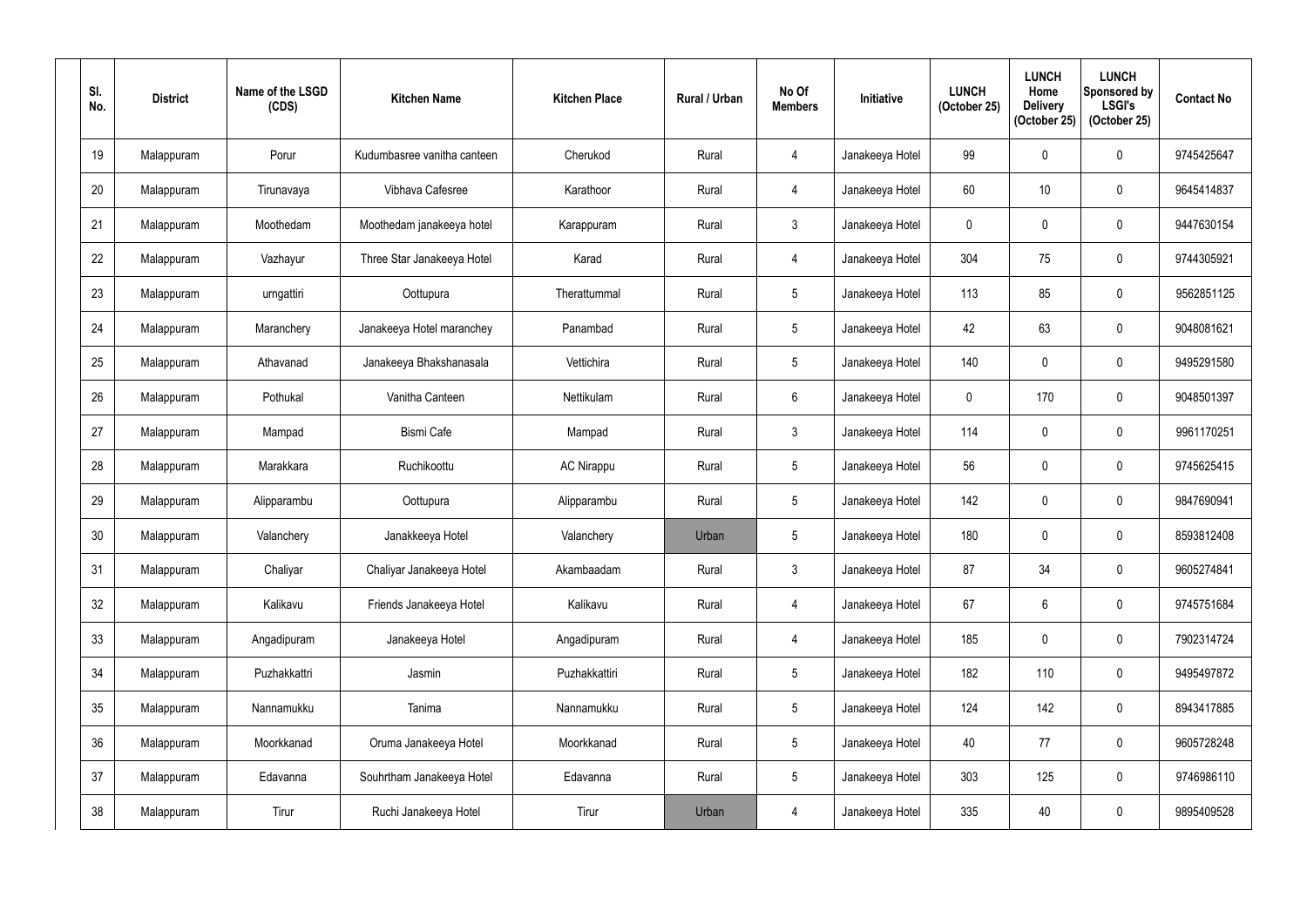| Sl. No. | District | Name of the LSGD (CDS) | Kitchen Name | Kitchen Place | Rural / Urban | No Of Members | Initiative | LUNCH (October 25) | LUNCH Home Delivery (October 25) | LUNCH Sponsored by LSGI's (October 25) | Contact No |
|---|---|---|---|---|---|---|---|---|---|---|---|
| 19 | Malappuram | Porur | Kudumbasree vanitha canteen | Cherukod | Rural | 4 | Janakeeya Hotel | 99 | 0 | 0 | 9745425647 |
| 20 | Malappuram | Tirunavaya | Vibhava Cafesree | Karathoor | Rural | 4 | Janakeeya Hotel | 60 | 10 | 0 | 9645414837 |
| 21 | Malappuram | Moothedam | Moothedam janakeeya hotel | Karappuram | Rural | 3 | Janakeeya Hotel | 0 | 0 | 0 | 9447630154 |
| 22 | Malappuram | Vazhayur | Three Star Janakeeya Hotel | Karad | Rural | 4 | Janakeeya Hotel | 304 | 75 | 0 | 9744305921 |
| 23 | Malappuram | urngattiri | Oottupura | Therattummal | Rural | 5 | Janakeeya Hotel | 113 | 85 | 0 | 9562851125 |
| 24 | Malappuram | Maranchery | Janakeeya Hotel maranchey | Panambad | Rural | 5 | Janakeeya Hotel | 42 | 63 | 0 | 9048081621 |
| 25 | Malappuram | Athavanad | Janakeeya Bhakshanasala | Vettichira | Rural | 5 | Janakeeya Hotel | 140 | 0 | 0 | 9495291580 |
| 26 | Malappuram | Pothukal | Vanitha Canteen | Nettikulam | Rural | 6 | Janakeeya Hotel | 0 | 170 | 0 | 9048501397 |
| 27 | Malappuram | Mampad | Bismi Cafe | Mampad | Rural | 3 | Janakeeya Hotel | 114 | 0 | 0 | 9961170251 |
| 28 | Malappuram | Marakkara | Ruchikoottu | AC Nirappu | Rural | 5 | Janakeeya Hotel | 56 | 0 | 0 | 9745625415 |
| 29 | Malappuram | Alipparambu | Oottupura | Alipparambu | Rural | 5 | Janakeeya Hotel | 142 | 0 | 0 | 9847690941 |
| 30 | Malappuram | Valanchery | Janakkeeya Hotel | Valanchery | Urban | 5 | Janakeeya Hotel | 180 | 0 | 0 | 8593812408 |
| 31 | Malappuram | Chaliyar | Chaliyar Janakeeya Hotel | Akambaadam | Rural | 3 | Janakeeya Hotel | 87 | 34 | 0 | 9605274841 |
| 32 | Malappuram | Kalikavu | Friends Janakeeya Hotel | Kalikavu | Rural | 4 | Janakeeya Hotel | 67 | 6 | 0 | 9745751684 |
| 33 | Malappuram | Angadipuram | Janakeeya Hotel | Angadipuram | Rural | 4 | Janakeeya Hotel | 185 | 0 | 0 | 7902314724 |
| 34 | Malappuram | Puzhakkattri | Jasmin | Puzhakkattiri | Rural | 5 | Janakeeya Hotel | 182 | 110 | 0 | 9495497872 |
| 35 | Malappuram | Nannamukku | Tanima | Nannamukku | Rural | 5 | Janakeeya Hotel | 124 | 142 | 0 | 8943417885 |
| 36 | Malappuram | Moorkkanad | Oruma Janakeeya Hotel | Moorkkanad | Rural | 5 | Janakeeya Hotel | 40 | 77 | 0 | 9605728248 |
| 37 | Malappuram | Edavanna | Souhrtham Janakeeya Hotel | Edavanna | Rural | 5 | Janakeeya Hotel | 303 | 125 | 0 | 9746986110 |
| 38 | Malappuram | Tirur | Ruchi Janakeeya Hotel | Tirur | Urban | 4 | Janakeeya Hotel | 335 | 40 | 0 | 9895409528 |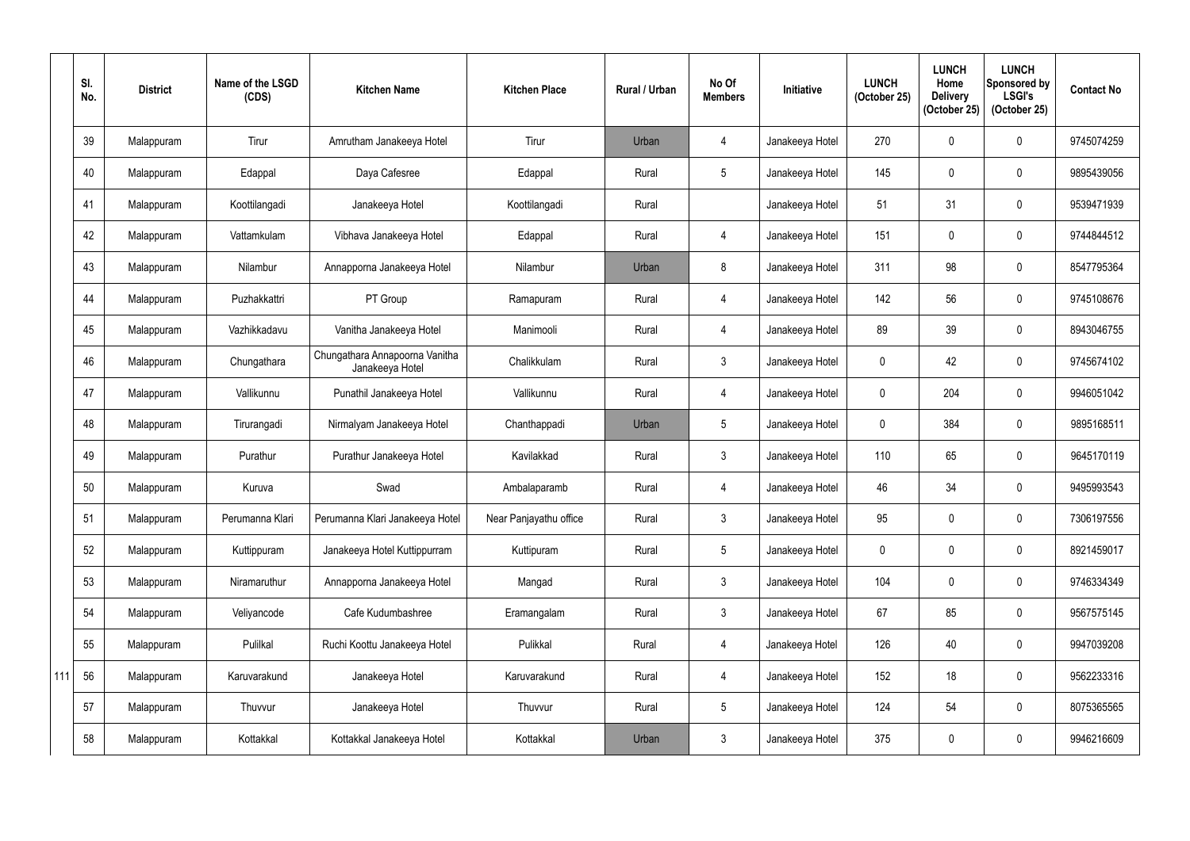| Sl. No. | District | Name of the LSGD (CDS) | Kitchen Name | Kitchen Place | Rural / Urban | No Of Members | Initiative | LUNCH (October 25) | LUNCH Home Delivery (October 25) | LUNCH Sponsored by LSGI's (October 25) | Contact No |
|---|---|---|---|---|---|---|---|---|---|---|---|
| 39 | Malappuram | Tirur | Amrutham Janakeeya Hotel | Tirur | Urban | 4 | Janakeeya Hotel | 270 | 0 | 0 | 9745074259 |
| 40 | Malappuram | Edappal | Daya Cafesree | Edappal | Rural | 5 | Janakeeya Hotel | 145 | 0 | 0 | 9895439056 |
| 41 | Malappuram | Koottilangadi | Janakeeya Hotel | Koottilangadi | Rural | | Janakeeya Hotel | 51 | 31 | 0 | 9539471939 |
| 42 | Malappuram | Vattamkulam | Vibhava Janakeeya Hotel | Edappal | Rural | 4 | Janakeeya Hotel | 151 | 0 | 0 | 9744844512 |
| 43 | Malappuram | Nilambur | Annapporna Janakeeya Hotel | Nilambur | Urban | 8 | Janakeeya Hotel | 311 | 98 | 0 | 8547795364 |
| 44 | Malappuram | Puzhakkattri | PT Group | Ramapuram | Rural | 4 | Janakeeya Hotel | 142 | 56 | 0 | 9745108676 |
| 45 | Malappuram | Vazhikkadavu | Vanitha Janakeeya Hotel | Manimooli | Rural | 4 | Janakeeya Hotel | 89 | 39 | 0 | 8943046755 |
| 46 | Malappuram | Chungathara | Chungathara Annapoorna Vanitha Janakeeya Hotel | Chalikkulam | Rural | 3 | Janakeeya Hotel | 0 | 42 | 0 | 9745674102 |
| 47 | Malappuram | Vallikunnu | Punathil Janakeeya Hotel | Vallikunnu | Rural | 4 | Janakeeya Hotel | 0 | 204 | 0 | 9946051042 |
| 48 | Malappuram | Tirurangadi | Nirmalyam Janakeeya Hotel | Chanthappadi | Urban | 5 | Janakeeya Hotel | 0 | 384 | 0 | 9895168511 |
| 49 | Malappuram | Purathur | Purathur Janakeeya Hotel | Kavilakkad | Rural | 3 | Janakeeya Hotel | 110 | 65 | 0 | 9645170119 |
| 50 | Malappuram | Kuruva | Swad | Ambalaparamb | Rural | 4 | Janakeeya Hotel | 46 | 34 | 0 | 9495993543 |
| 51 | Malappuram | Perumanna Klari | Perumanna Klari Janakeeya Hotel | Near Panjayathu office | Rural | 3 | Janakeeya Hotel | 95 | 0 | 0 | 7306197556 |
| 52 | Malappuram | Kuttippuram | Janakeeya Hotel Kuttippurram | Kuttipuram | Rural | 5 | Janakeeya Hotel | 0 | 0 | 0 | 8921459017 |
| 53 | Malappuram | Niramaruthur | Annapporna Janakeeya Hotel | Mangad | Rural | 3 | Janakeeya Hotel | 104 | 0 | 0 | 9746334349 |
| 54 | Malappuram | Veliyancode | Cafe Kudumbashree | Eramangalam | Rural | 3 | Janakeeya Hotel | 67 | 85 | 0 | 9567575145 |
| 55 | Malappuram | Pulilkal | Ruchi Koottu Janakeeya Hotel | Pulikkal | Rural | 4 | Janakeeya Hotel | 126 | 40 | 0 | 9947039208 |
| 56 | Malappuram | Karuvarakund | Janakeeya Hotel | Karuvarakund | Rural | 4 | Janakeeya Hotel | 152 | 18 | 0 | 9562233316 |
| 57 | Malappuram | Thuvvur | Janakeeya Hotel | Thuvvur | Rural | 5 | Janakeeya Hotel | 124 | 54 | 0 | 8075365565 |
| 58 | Malappuram | Kottakkal | Kottakkal Janakeeya Hotel | Kottakkal | Urban | 3 | Janakeeya Hotel | 375 | 0 | 0 | 9946216609 |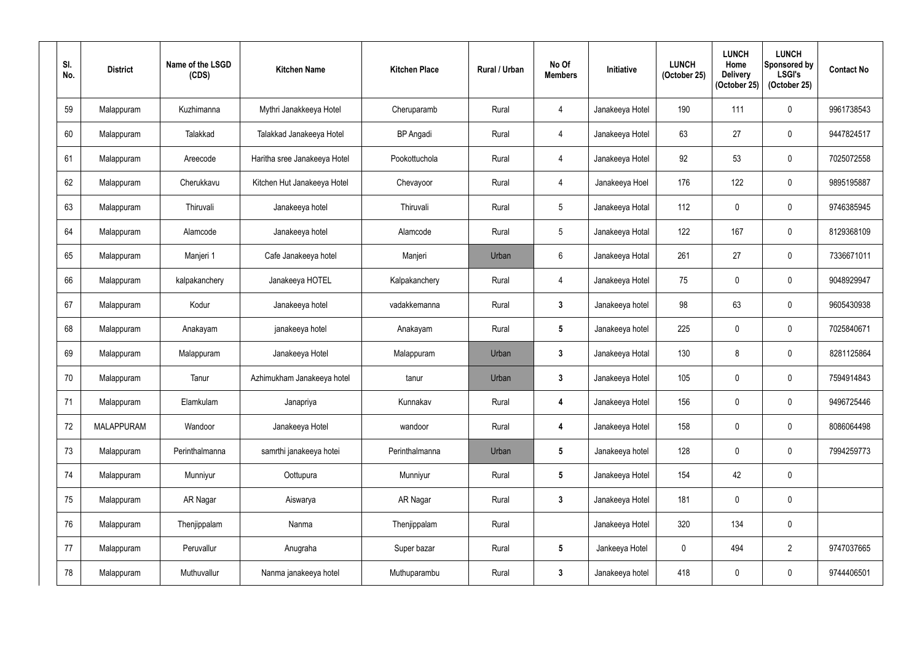| Sl. No. | District | Name of the LSGD (CDS) | Kitchen Name | Kitchen Place | Rural / Urban | No Of Members | Initiative | LUNCH (October 25) | LUNCH Home Delivery (October 25) | LUNCH Sponsored by LSGI's (October 25) | Contact No |
|---|---|---|---|---|---|---|---|---|---|---|---|
| 59 | Malappuram | Kuzhimanna | Mythri Janakkeeya Hotel | Cheruparamb | Rural | 4 | Janakeeya Hotel | 190 | 111 | 0 | 9961738543 |
| 60 | Malappuram | Talakkad | Talakkad Janakeeya Hotel | BP Angadi | Rural | 4 | Janakeeya Hotel | 63 | 27 | 0 | 9447824517 |
| 61 | Malappuram | Areecode | Haritha sree Janakeeya Hotel | Pookottuchola | Rural | 4 | Janakeeya Hotel | 92 | 53 | 0 | 7025072558 |
| 62 | Malappuram | Cherukkavu | Kitchen Hut Janakeeya Hotel | Chevayoor | Rural | 4 | Janakeeya Hoel | 176 | 122 | 0 | 9895195887 |
| 63 | Malappuram | Thiruvali | Janakeeya hotel | Thiruvali | Rural | 5 | Janakeeya Hotal | 112 | 0 | 0 | 9746385945 |
| 64 | Malappuram | Alamcode | Janakeeya hotel | Alamcode | Rural | 5 | Janakeeya Hotal | 122 | 167 | 0 | 8129368109 |
| 65 | Malappuram | Manjeri 1 | Cafe Janakeeya hotel | Manjeri | Urban | 6 | Janakeeya Hotal | 261 | 27 | 0 | 7336671011 |
| 66 | Malappuram | kalpakanchery | Janakeeya HOTEL | Kalpakanchery | Rural | 4 | Janakeeya Hotel | 75 | 0 | 0 | 9048929947 |
| 67 | Malappuram | Kodur | Janakeeya hotel | vadakkemanna | Rural | **3** | Janakeeya hotel | 98 | 63 | 0 | 9605430938 |
| 68 | Malappuram | Anakayam | janakeeya hotel | Anakayam | Rural | **5** | Janakeeya hotel | 225 | 0 | 0 | 7025840671 |
| 69 | Malappuram | Malappuram | Janakeeya Hotel | Malappuram | Urban | **3** | Janakeeya Hotal | 130 | 8 | 0 | 8281125864 |
| 70 | Malappuram | Tanur | Azhimukham Janakeeya hotel | tanur | Urban | **3** | Janakeeya Hotel | 105 | 0 | 0 | 7594914843 |
| 71 | Malappuram | Elamkulam | Janapriya | Kunnakav | Rural | **4** | Janakeeya Hotel | 156 | 0 | 0 | 9496725446 |
| 72 | MALAPPURAM | Wandoor | Janakeeya Hotel | wandoor | Rural | **4** | Janakeeya Hotel | 158 | 0 | 0 | 8086064498 |
| 73 | Malappuram | Perinthalmanna | samrthi janakeeya hotei | Perinthalmanna | Urban | **5** | Janakeeya hotel | 128 | 0 | 0 | 7994259773 |
| 74 | Malappuram | Munniyur | Oottupura | Munniyur | Rural | **5** | Janakeeya Hotel | 154 | 42 | 0 | |
| 75 | Malappuram | AR Nagar | Aiswarya | AR Nagar | Rural | **3** | Janakeeya Hotel | 181 | 0 | 0 | |
| 76 | Malappuram | Thenjippalam | Nanma | Thenjippalam | Rural | | Janakeeya Hotel | 320 | 134 | 0 | |
| 77 | Malappuram | Peruvallur | Anugraha | Super bazar | Rural | **5** | Jankeeya Hotel | 0 | 494 | 2 | 9747037665 |
| 78 | Malappuram | Muthuvallur | Nanma janakeeya hotel | Muthuparambu | Rural | **3** | Janakeeya hotel | 418 | 0 | 0 | 9744406501 |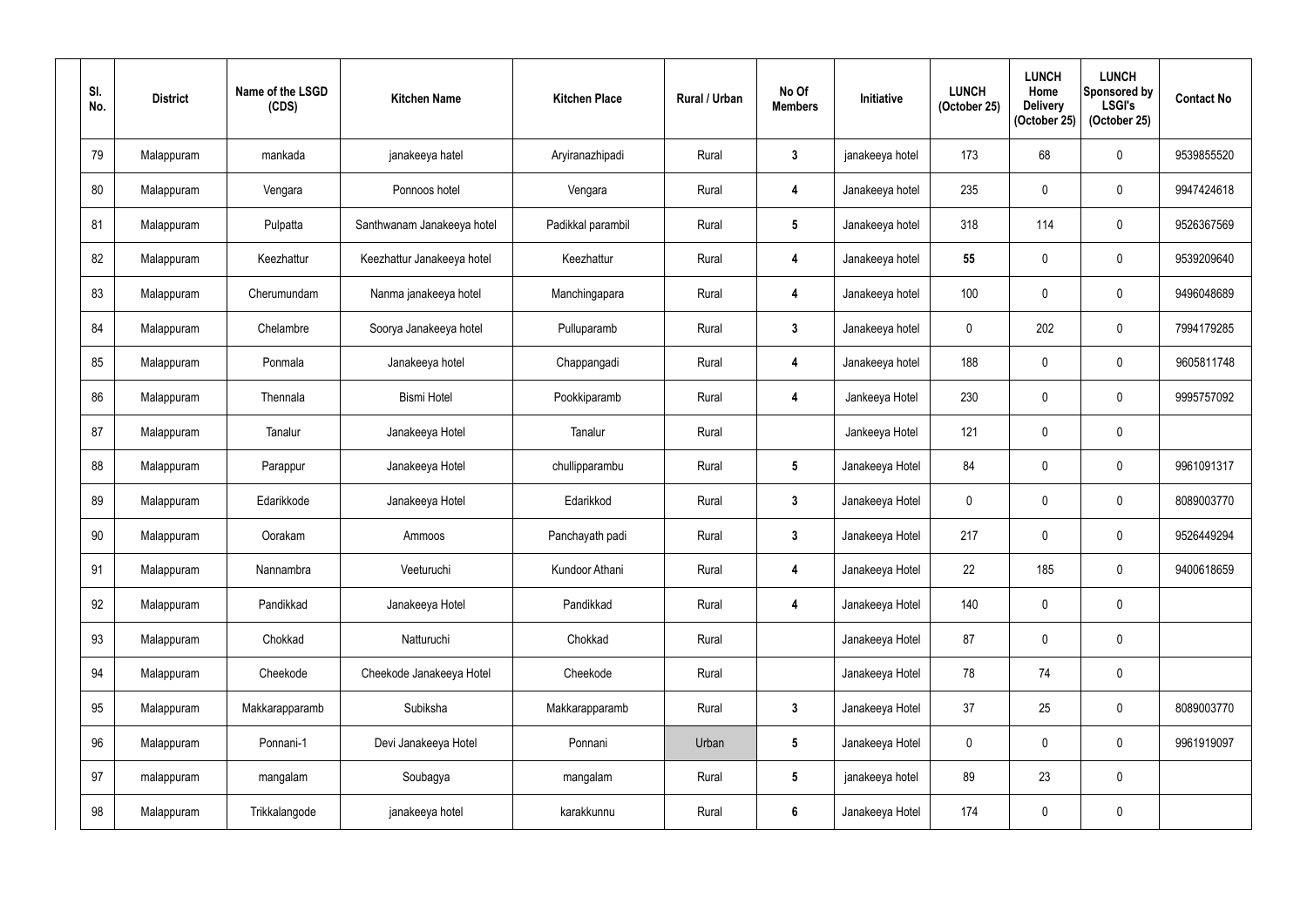| Sl. No. | District | Name of the LSGD (CDS) | Kitchen Name | Kitchen Place | Rural / Urban | No Of Members | Initiative | LUNCH (October 25) | LUNCH Home Delivery (October 25) | LUNCH Sponsored by LSGI's (October 25) | Contact No |
|---|---|---|---|---|---|---|---|---|---|---|---|
| 79 | Malappuram | mankada | janakeeya hatel | Aryiranazhipadi | Rural | 3 | janakeeya hotel | 173 | 68 | 0 | 9539855520 |
| 80 | Malappuram | Vengara | Ponnoos hotel | Vengara | Rural | 4 | Janakeeya hotel | 235 | 0 | 0 | 9947424618 |
| 81 | Malappuram | Pulpatta | Santhwanam Janakeeya hotel | Padikkal parambil | Rural | 5 | Janakeeya hotel | 318 | 114 | 0 | 9526367569 |
| 82 | Malappuram | Keezhattur | Keezhattur Janakeeya hotel | Keezhattur | Rural | 4 | Janakeeya hotel | 55 | 0 | 0 | 9539209640 |
| 83 | Malappuram | Cherumundam | Nanma janakeeya hotel | Manchingapara | Rural | 4 | Janakeeya hotel | 100 | 0 | 0 | 9496048689 |
| 84 | Malappuram | Chelambre | Soorya Janakeeya hotel | Pulluparamb | Rural | 3 | Janakeeya hotel | 0 | 202 | 0 | 7994179285 |
| 85 | Malappuram | Ponmala | Janakeeya hotel | Chappangadi | Rural | 4 | Janakeeya hotel | 188 | 0 | 0 | 9605811748 |
| 86 | Malappuram | Thennala | Bismi Hotel | Pookkiparamb | Rural | 4 | Jankeeya Hotel | 230 | 0 | 0 | 9995757092 |
| 87 | Malappuram | Tanalur | Janakeeya Hotel | Tanalur | Rural | | Jankeeya Hotel | 121 | 0 | 0 | |
| 88 | Malappuram | Parappur | Janakeeya Hotel | chullipparambu | Rural | 5 | Janakeeya Hotel | 84 | 0 | 0 | 9961091317 |
| 89 | Malappuram | Edarikkode | Janakeeya Hotel | Edarikkod | Rural | 3 | Janakeeya Hotel | 0 | 0 | 0 | 8089003770 |
| 90 | Malappuram | Oorakam | Ammoos | Panchayath padi | Rural | 3 | Janakeeya Hotel | 217 | 0 | 0 | 9526449294 |
| 91 | Malappuram | Nannambra | Veeturuchi | Kundoor Athani | Rural | 4 | Janakeeya Hotel | 22 | 185 | 0 | 9400618659 |
| 92 | Malappuram | Pandikkad | Janakeeya Hotel | Pandikkad | Rural | 4 | Janakeeya Hotel | 140 | 0 | 0 | |
| 93 | Malappuram | Chokkad | Natturuchi | Chokkad | Rural | | Janakeeya Hotel | 87 | 0 | 0 | |
| 94 | Malappuram | Cheekode | Cheekode Janakeeya Hotel | Cheekode | Rural | | Janakeeya Hotel | 78 | 74 | 0 | |
| 95 | Malappuram | Makkarapparamb | Subiksha | Makkarapparamb | Rural | 3 | Janakeeya Hotel | 37 | 25 | 0 | 8089003770 |
| 96 | Malappuram | Ponnani-1 | Devi Janakeeya Hotel | Ponnani | Urban | 5 | Janakeeya Hotel | 0 | 0 | 0 | 9961919097 |
| 97 | malappuram | mangalam | Soubagya | mangalam | Rural | 5 | janakeeya hotel | 89 | 23 | 0 | |
| 98 | Malappuram | Trikkalangode | janakeeya hotel | karakkunnu | Rural | 6 | Janakeeya Hotel | 174 | 0 | 0 | |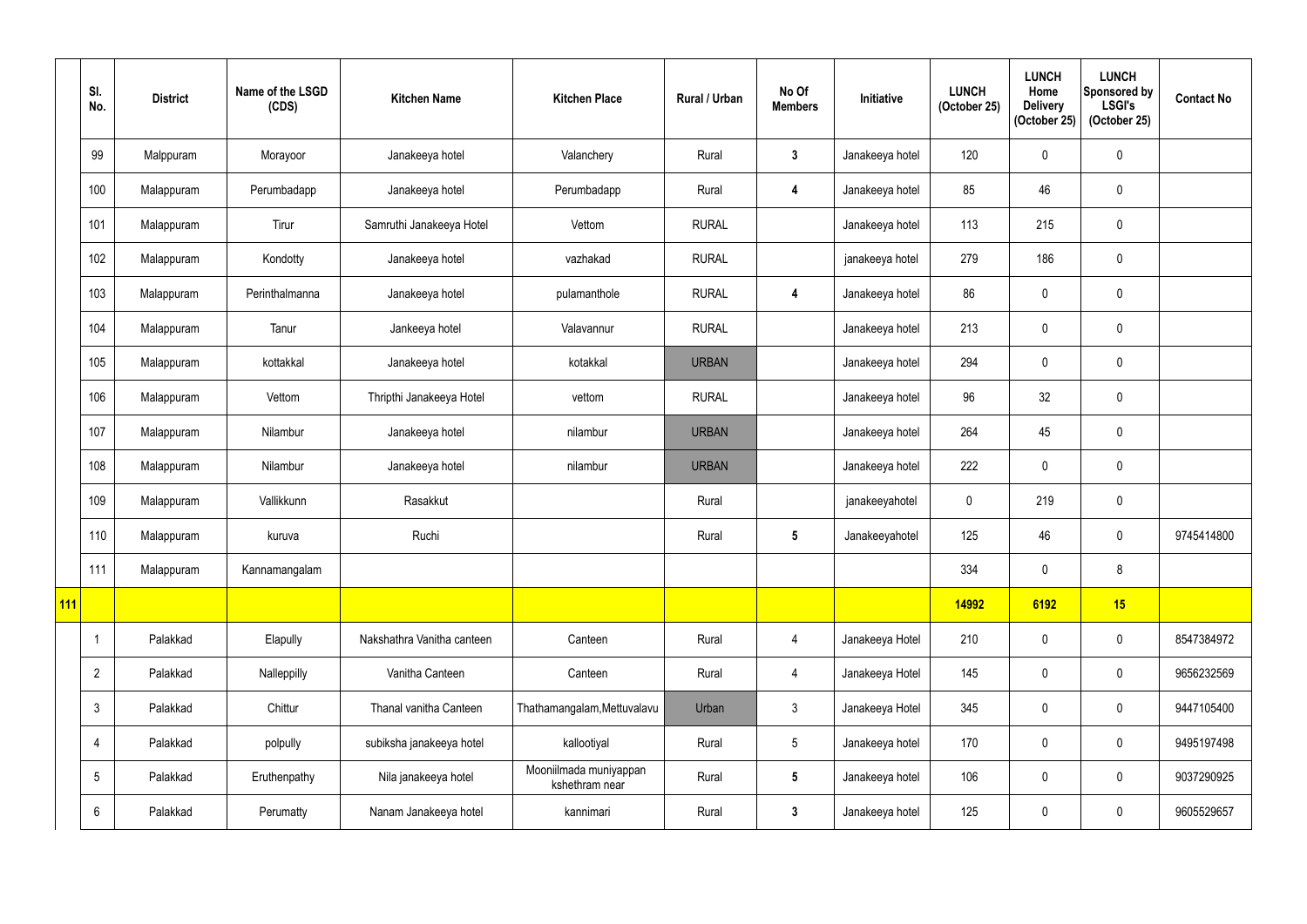| | Sl. No. | District | Name of the LSGD (CDS) | Kitchen Name | Kitchen Place | Rural / Urban | No Of Members | Initiative | LUNCH (October 25) | LUNCH Home Delivery (October 25) | LUNCH Sponsored by LSGI's (October 25) | Contact No |
|---|---|---|---|---|---|---|---|---|---|---|---|---|
| | 99 | Malppuram | Morayoor | Janakeeya hotel | Valanchery | Rural | 3 | Janakeeya hotel | 120 | 0 | 0 | |
| | 100 | Malappuram | Perumbadapp | Janakeeya hotel | Perumbadapp | Rural | 4 | Janakeeya hotel | 85 | 46 | 0 | |
| | 101 | Malappuram | Tirur | Samruthi Janakeeya Hotel | Vettom | RURAL | | Janakeeya hotel | 113 | 215 | 0 | |
| | 102 | Malappuram | Kondotty | Janakeeya hotel | vazhakad | RURAL | | janakeeya hotel | 279 | 186 | 0 | |
| | 103 | Malappuram | Perinthalmanna | Janakeeya hotel | pulamanthole | RURAL | 4 | Janakeeya hotel | 86 | 0 | 0 | |
| | 104 | Malappuram | Tanur | Jankeeya hotel | Valavannur | RURAL | | Janakeeya hotel | 213 | 0 | 0 | |
| | 105 | Malappuram | kottakkal | Janakeeya hotel | kotakkal | URBAN | | Janakeeya hotel | 294 | 0 | 0 | |
| | 106 | Malappuram | Vettom | Thripthi Janakeeya Hotel | vettom | RURAL | | Janakeeya hotel | 96 | 32 | 0 | |
| | 107 | Malappuram | Nilambur | Janakeeya hotel | nilambur | URBAN | | Janakeeya hotel | 264 | 45 | 0 | |
| | 108 | Malappuram | Nilambur | Janakeeya hotel | nilambur | URBAN | | Janakeeya hotel | 222 | 0 | 0 | |
| | 109 | Malappuram | Vallikkunn | Rasakkut | | Rural | | janakeeyahotel | 0 | 219 | 0 | |
| | 110 | Malappuram | kuruva | Ruchi | | Rural | 5 | Janakeeyahotel | 125 | 46 | 0 | 9745414800 |
| | 111 | Malappuram | Kannamangalam | | | | | | 334 | 0 | 8 | |
| 111 | | | | | | | | | 14992 | 6192 | 15 | |
| | 1 | Palakkad | Elapully | Nakshathra Vanitha canteen | Canteen | Rural | 4 | Janakeeya Hotel | 210 | 0 | 0 | 8547384972 |
| | 2 | Palakkad | Nalleppilly | Vanitha Canteen | Canteen | Rural | 4 | Janakeeya Hotel | 145 | 0 | 0 | 9656232569 |
| | 3 | Palakkad | Chittur | Thanal vanitha Canteen | Thathamangalam,Mettuvalavu | Urban | 3 | Janakeeya Hotel | 345 | 0 | 0 | 9447105400 |
| | 4 | Palakkad | polpully | subiksha janakeeya hotel | kallootiyal | Rural | 5 | Janakeeya hotel | 170 | 0 | 0 | 9495197498 |
| | 5 | Palakkad | Eruthenpathy | Nila janakeeya hotel | Mooniilmada muniyappan kshethram near | Rural | 5 | Janakeeya hotel | 106 | 0 | 0 | 9037290925 |
| | 6 | Palakkad | Perumatty | Nanam Janakeeya hotel | kannimari | Rural | 3 | Janakeeya hotel | 125 | 0 | 0 | 9605529657 |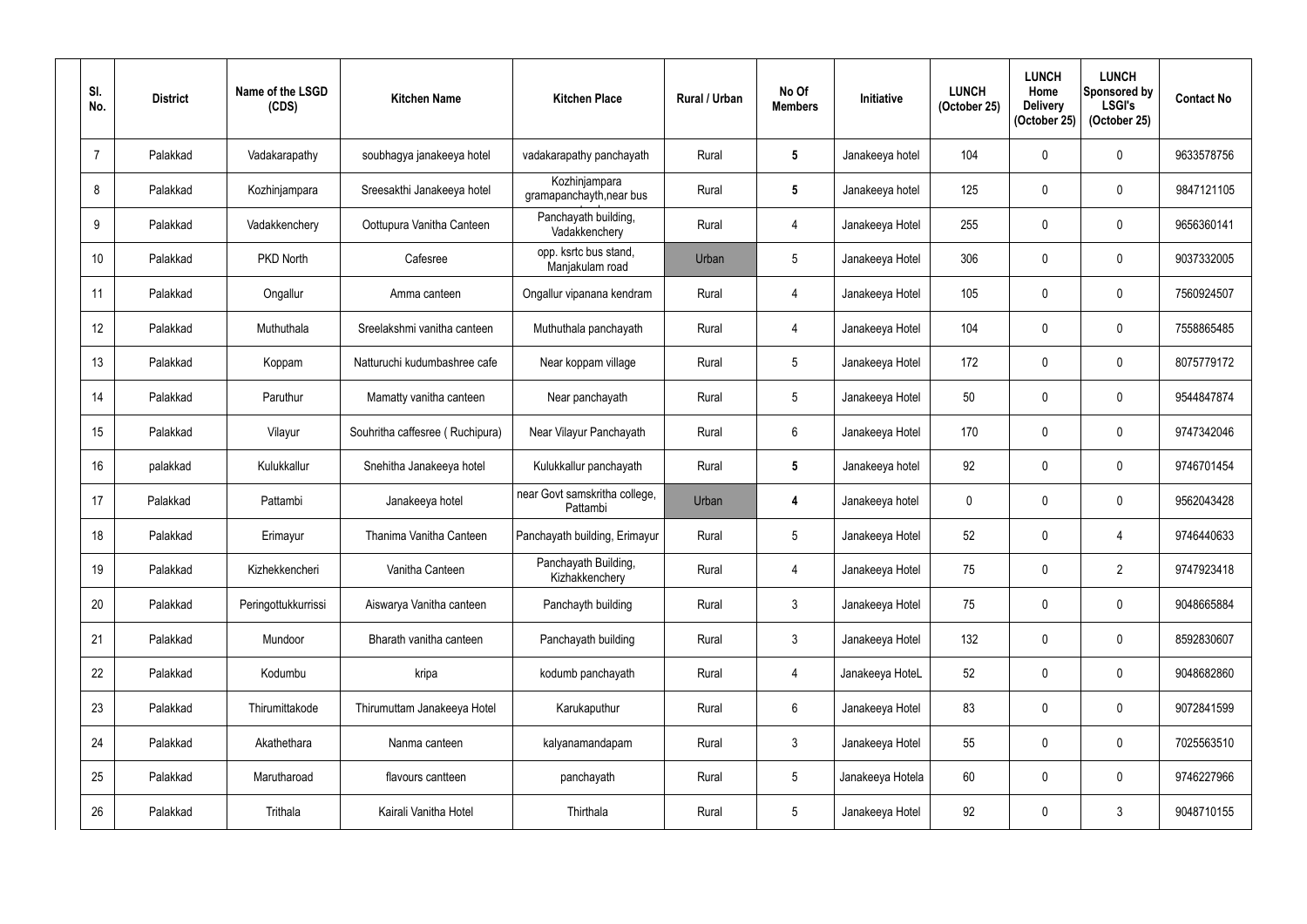| Sl. No. | District | Name of the LSGD (CDS) | Kitchen Name | Kitchen Place | Rural / Urban | No Of Members | Initiative | LUNCH (October 25) | LUNCH Home Delivery (October 25) | LUNCH Sponsored by LSGI's (October 25) | Contact No |
|---|---|---|---|---|---|---|---|---|---|---|---|
| 7 | Palakkad | Vadakarapathy | soubhagya janakeeya hotel | vadakarapathy panchayath | Rural | 5 | Janakeeya hotel | 104 | 0 | 0 | 9633578756 |
| 8 | Palakkad | Kozhinjampara | Sreesakthi Janakeeya hotel | Kozhinjampara gramapanchayth,near bus | Rural | 5 | Janakeeya hotel | 125 | 0 | 0 | 9847121105 |
| 9 | Palakkad | Vadakkenchery | Oottupura Vanitha Canteen | Panchayath building, Vadakkenchery | Rural | 4 | Janakeeya Hotel | 255 | 0 | 0 | 9656360141 |
| 10 | Palakkad | PKD North | Cafesree | opp. ksrtc bus stand, Manjakulam road | Urban | 5 | Janakeeya Hotel | 306 | 0 | 0 | 9037332005 |
| 11 | Palakkad | Ongallur | Amma canteen | Ongallur vipanana kendram | Rural | 4 | Janakeeya Hotel | 105 | 0 | 0 | 7560924507 |
| 12 | Palakkad | Muthuthala | Sreelakshmi vanitha canteen | Muthuthala panchayath | Rural | 4 | Janakeeya Hotel | 104 | 0 | 0 | 7558865485 |
| 13 | Palakkad | Koppam | Natturuchi kudumbashree cafe | Near koppam village | Rural | 5 | Janakeeya Hotel | 172 | 0 | 0 | 8075779172 |
| 14 | Palakkad | Paruthur | Mamatty vanitha canteen | Near panchayath | Rural | 5 | Janakeeya Hotel | 50 | 0 | 0 | 9544847874 |
| 15 | Palakkad | Vilayur | Souhritha caffesree ( Ruchipura) | Near Vilayur Panchayath | Rural | 6 | Janakeeya Hotel | 170 | 0 | 0 | 9747342046 |
| 16 | palakkad | Kulukkallur | Snehitha Janakeeya hotel | Kulukkallur panchayath | Rural | 5 | Janakeeya hotel | 92 | 0 | 0 | 9746701454 |
| 17 | Palakkad | Pattambi | Janakeeya hotel | near Govt samskritha college, Pattambi | Urban | 4 | Janakeeya hotel | 0 | 0 | 0 | 9562043428 |
| 18 | Palakkad | Erimayur | Thanima Vanitha Canteen | Panchayath building, Erimayur | Rural | 5 | Janakeeya Hotel | 52 | 0 | 4 | 9746440633 |
| 19 | Palakkad | Kizhekkencheri | Vanitha Canteen | Panchayath Building, Kizhakkenchery | Rural | 4 | Janakeeya Hotel | 75 | 0 | 2 | 9747923418 |
| 20 | Palakkad | Peringottukkurrissi | Aiswarya Vanitha canteen | Panchayth building | Rural | 3 | Janakeeya Hotel | 75 | 0 | 0 | 9048665884 |
| 21 | Palakkad | Mundoor | Bharath vanitha canteen | Panchayath building | Rural | 3 | Janakeeya Hotel | 132 | 0 | 0 | 8592830607 |
| 22 | Palakkad | Kodumbu | kripa | kodumb panchayath | Rural | 4 | Janakeeya HoteL | 52 | 0 | 0 | 9048682860 |
| 23 | Palakkad | Thirumittakode | Thirumuttam Janakeeya Hotel | Karukaputhur | Rural | 6 | Janakeeya Hotel | 83 | 0 | 0 | 9072841599 |
| 24 | Palakkad | Akathethara | Nanma canteen | kalyanamandapam | Rural | 3 | Janakeeya Hotel | 55 | 0 | 0 | 7025563510 |
| 25 | Palakkad | Marutharoad | flavours cantteen | panchayath | Rural | 5 | Janakeeya Hotela | 60 | 0 | 0 | 9746227966 |
| 26 | Palakkad | Trithala | Kairali Vanitha Hotel | Thirthala | Rural | 5 | Janakeeya Hotel | 92 | 0 | 3 | 9048710155 |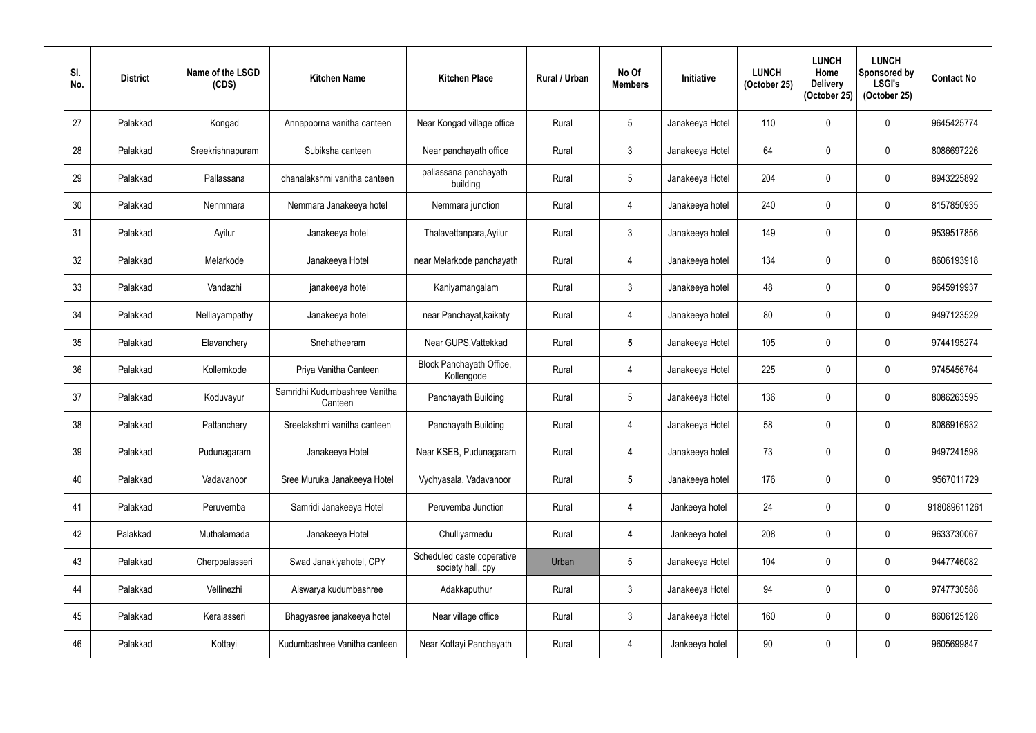| Sl. No. | District | Name of the LSGD (CDS) | Kitchen Name | Kitchen Place | Rural / Urban | No Of Members | Initiative | LUNCH (October 25) | LUNCH Home Delivery (October 25) | LUNCH Sponsored by LSGI's (October 25) | Contact No |
|---|---|---|---|---|---|---|---|---|---|---|---|
| 27 | Palakkad | Kongad | Annapoorna vanitha canteen | Near Kongad village office | Rural | 5 | Janakeeya Hotel | 110 | 0 | 0 | 9645425774 |
| 28 | Palakkad | Sreekrishnapuram | Subiksha canteen | Near panchayath office | Rural | 3 | Janakeeya Hotel | 64 | 0 | 0 | 8086697226 |
| 29 | Palakkad | Pallassana | dhanalakshmi vanitha canteen | pallassana panchayath building | Rural | 5 | Janakeeya Hotel | 204 | 0 | 0 | 8943225892 |
| 30 | Palakkad | Nenmmara | Nemmara Janakeeya hotel | Nemmara junction | Rural | 4 | Janakeeya hotel | 240 | 0 | 0 | 8157850935 |
| 31 | Palakkad | Ayilur | Janakeeya hotel | Thalavettanpara,Ayilur | Rural | 3 | Janakeeya hotel | 149 | 0 | 0 | 9539517856 |
| 32 | Palakkad | Melarkode | Janakeeya Hotel | near Melarkode panchayath | Rural | 4 | Janakeeya hotel | 134 | 0 | 0 | 8606193918 |
| 33 | Palakkad | Vandazhi | janakeeya hotel | Kaniyamangalam | Rural | 3 | Janakeeya hotel | 48 | 0 | 0 | 9645919937 |
| 34 | Palakkad | Nelliayampathy | Janakeeya hotel | near Panchayat,kaikaty | Rural | 4 | Janakeeya hotel | 80 | 0 | 0 | 9497123529 |
| 35 | Palakkad | Elavanchery | Snehatheeram | Near GUPS,Vattekkad | Rural | **5** | Janakeeya Hotel | 105 | 0 | 0 | 9744195274 |
| 36 | Palakkad | Kollemkode | Priya Vanitha Canteen | Block Panchayath Office, Kollengode | Rural | 4 | Janakeeya Hotel | 225 | 0 | 0 | 9745456764 |
| 37 | Palakkad | Koduvayur | Samridhi Kudumbashree Vanitha Canteen | Panchayath Building | Rural | 5 | Janakeeya Hotel | 136 | 0 | 0 | 8086263595 |
| 38 | Palakkad | Pattanchery | Sreelakshmi vanitha canteen | Panchayath Building | Rural | 4 | Janakeeya Hotel | 58 | 0 | 0 | 8086916932 |
| 39 | Palakkad | Pudunagaram | Janakeeya Hotel | Near KSEB, Pudunagaram | Rural | **4** | Janakeeya hotel | 73 | 0 | 0 | 9497241598 |
| 40 | Palakkad | Vadavanoor | Sree Muruka Janakeeya Hotel | Vydhyasala, Vadavanoor | Rural | **5** | Janakeeya hotel | 176 | 0 | 0 | 9567011729 |
| 41 | Palakkad | Peruvemba | Samridi Janakeeya Hotel | Peruvemba Junction | Rural | **4** | Jankeeya hotel | 24 | 0 | 0 | 918089611261 |
| 42 | Palakkad | Muthalamada | Janakeeya Hotel | Chulliyarmedu | Rural | **4** | Jankeeya hotel | 208 | 0 | 0 | 9633730067 |
| 43 | Palakkad | Cherppalasseri | Swad Janakiyahotel, CPY | Scheduled caste coperative society hall, cpy | Urban | 5 | Janakeeya Hotel | 104 | 0 | 0 | 9447746082 |
| 44 | Palakkad | Vellinezhi | Aiswarya kudumbashree | Adakkaputhur | Rural | 3 | Janakeeya Hotel | 94 | 0 | 0 | 9747730588 |
| 45 | Palakkad | Keralasseri | Bhagyasree janakeeya hotel | Near village office | Rural | 3 | Janakeeya Hotel | 160 | 0 | 0 | 8606125128 |
| 46 | Palakkad | Kottayi | Kudumbashree Vanitha canteen | Near Kottayi Panchayath | Rural | 4 | Jankeeya hotel | 90 | 0 | 0 | 9605699847 |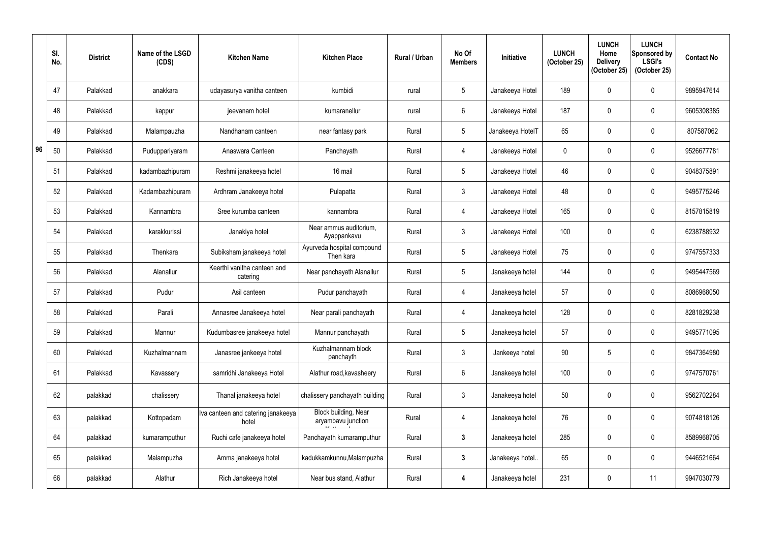| | Sl. No. | District | Name of the LSGD (CDS) | Kitchen Name | Kitchen Place | Rural / Urban | No Of Members | Initiative | LUNCH (October 25) | LUNCH Home Delivery (October 25) | LUNCH Sponsored by LSGI's (October 25) | Contact No |
|---|---|---|---|---|---|---|---|---|---|---|---|---|
| | 47 | Palakkad | anakkara | udayasurya vanitha canteen | kumbidi | rural | 5 | Janakeeya Hotel | 189 | 0 | 0 | 9895947614 |
| | 48 | Palakkad | kappur | jeevanam hotel | kumaranellur | rural | 6 | Janakeeya Hotel | 187 | 0 | 0 | 9605308385 |
| | 49 | Palakkad | Malampauzha | Nandhanam canteen | near fantasy park | Rural | 5 | Janakeeya HotelT | 65 | 0 | 0 | 807587062 |
| 96 | 50 | Palakkad | Puduppariyaram | Anaswara Canteen | Panchayath | Rural | 4 | Janakeeya Hotel | 0 | 0 | 0 | 9526677781 |
| | 51 | Palakkad | kadambazhipuram | Reshmi janakeeya hotel | 16 mail | Rural | 5 | Janakeeya Hotel | 46 | 0 | 0 | 9048375891 |
| | 52 | Palakkad | Kadambazhipuram | Ardhram Janakeeya hotel | Pulapatta | Rural | 3 | Janakeeya Hotel | 48 | 0 | 0 | 9495775246 |
| | 53 | Palakkad | Kannambra | Sree kurumba canteen | kannambra | Rural | 4 | Janakeeya Hotel | 165 | 0 | 0 | 8157815819 |
| | 54 | Palakkad | karakkurissi | Janakiya hotel | Near ammus auditorium, Ayappankavu | Rural | 3 | Janakeeya Hotel | 100 | 0 | 0 | 6238788932 |
| | 55 | Palakkad | Thenkara | Subiksham janakeeya hotel | Ayurveda hospital compound Then kara | Rural | 5 | Janakeeya Hotel | 75 | 0 | 0 | 9747557333 |
| | 56 | Palakkad | Alanallur | Keerthi vanitha canteen and catering | Near panchayath Alanallur | Rural | 5 | Janakeeya hotel | 144 | 0 | 0 | 9495447569 |
| | 57 | Palakkad | Pudur | Asil canteen | Pudur panchayath | Rural | 4 | Janakeeya hotel | 57 | 0 | 0 | 8086968050 |
| | 58 | Palakkad | Parali | Annasree Janakeeya hotel | Near parali panchayath | Rural | 4 | Janakeeya hotel | 128 | 0 | 0 | 8281829238 |
| | 59 | Palakkad | Mannur | Kudumbasree janakeeya hotel | Mannur panchayath | Rural | 5 | Janakeeya hotel | 57 | 0 | 0 | 9495771095 |
| | 60 | Palakkad | Kuzhalmannam | Janasree jankeeya hotel | Kuzhalmannam block panchayth | Rural | 3 | Jankeeya hotel | 90 | 5 | 0 | 9847364980 |
| | 61 | Palakkad | Kavassery | samridhi Janakeeya Hotel | Alathur road,kavasheery | Rural | 6 | Janakeeya hotel | 100 | 0 | 0 | 9747570761 |
| | 62 | palakkad | chalissery | Thanal janakeeya hotel | chalissery panchayath building | Rural | 3 | Janakeeya hotel | 50 | 0 | 0 | 9562702284 |
| | 63 | palakkad | Kottopadam | Iva canteen and catering janakeeya hotel | Block building, Near aryambavu junction | Rural | 4 | Janakeeya hotel | 76 | 0 | 0 | 9074818126 |
| | 64 | palakkad | kumaramputhur | Ruchi cafe janakeeya hotel | Panchayath kumaramputhur | Rural | **3** | Janakeeya hotel | 285 | 0 | 0 | 8589968705 |
| | 65 | palakkad | Malampuzha | Amma janakeeya hotel | kadukkamkunnu,Malampuzha | Rural | **3** | Janakeeya hotel.. | 65 | 0 | 0 | 9446521664 |
| | 66 | palakkad | Alathur | Rich Janakeeya hotel | Near bus stand, Alathur | Rural | **4** | Janakeeya hotel | 231 | 0 | 11 | 9947030779 |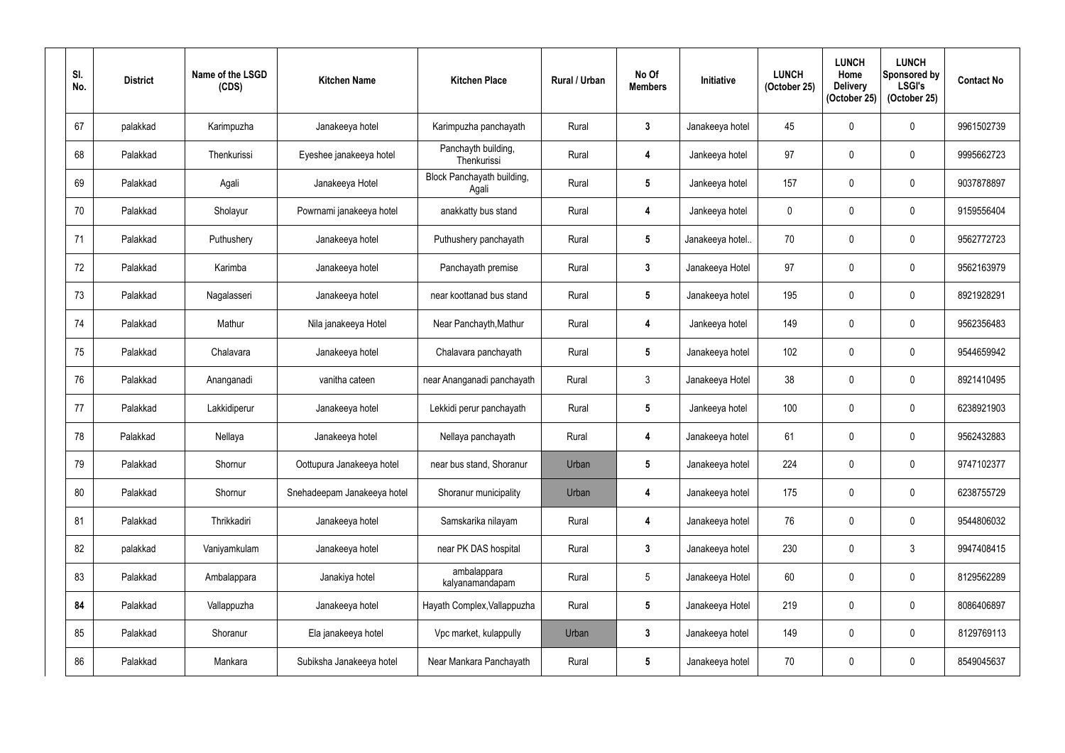| Sl. No. | District | Name of the LSGD (CDS) | Kitchen Name | Kitchen Place | Rural / Urban | No Of Members | Initiative | LUNCH (October 25) | LUNCH Home Delivery (October 25) | LUNCH Sponsored by LSGI's (October 25) | Contact No |
|---|---|---|---|---|---|---|---|---|---|---|---|
| 67 | palakkad | Karimpuzha | Janakeeya hotel | Karimpuzha panchayath | Rural | 3 | Janakeeya hotel | 45 | 0 | 0 | 9961502739 |
| 68 | Palakkad | Thenkurissi | Eyeshee janakeeya hotel | Panchayth building, Thenkurissi | Rural | 4 | Jankeeya hotel | 97 | 0 | 0 | 9995662723 |
| 69 | Palakkad | Agali | Janakeeya Hotel | Block Panchayath building, Agali | Rural | 5 | Jankeeya hotel | 157 | 0 | 0 | 9037878897 |
| 70 | Palakkad | Sholayur | Powrnami janakeeya hotel | anakkatty bus stand | Rural | 4 | Jankeeya hotel | 0 | 0 | 0 | 9159556404 |
| 71 | Palakkad | Puthushery | Janakeeya hotel | Puthushery panchayath | Rural | 5 | Janakeeya hotel.. | 70 | 0 | 0 | 9562772723 |
| 72 | Palakkad | Karimba | Janakeeya hotel | Panchayath premise | Rural | 3 | Janakeeya Hotel | 97 | 0 | 0 | 9562163979 |
| 73 | Palakkad | Nagalasseri | Janakeeya hotel | near koottanad bus stand | Rural | 5 | Janakeeya hotel | 195 | 0 | 0 | 8921928291 |
| 74 | Palakkad | Mathur | Nila janakeeya Hotel | Near Panchayth,Mathur | Rural | 4 | Jankeeya hotel | 149 | 0 | 0 | 9562356483 |
| 75 | Palakkad | Chalavara | Janakeeya hotel | Chalavara panchayath | Rural | 5 | Janakeeya hotel | 102 | 0 | 0 | 9544659942 |
| 76 | Palakkad | Ananganadi | vanitha cateen | near Ananganadi panchayath | Rural | 3 | Janakeeya Hotel | 38 | 0 | 0 | 8921410495 |
| 77 | Palakkad | Lakkidiperur | Janakeeya hotel | Lekkidi perur panchayath | Rural | 5 | Jankeeya hotel | 100 | 0 | 0 | 6238921903 |
| 78 | Palakkad | Nellaya | Janakeeya hotel | Nellaya panchayath | Rural | 4 | Janakeeya hotel | 61 | 0 | 0 | 9562432883 |
| 79 | Palakkad | Shornur | Oottupura Janakeeya hotel | near bus stand, Shoranur | Urban | 5 | Janakeeya hotel | 224 | 0 | 0 | 9747102377 |
| 80 | Palakkad | Shornur | Snehadeepam Janakeeya hotel | Shoranur municipality | Urban | 4 | Janakeeya hotel | 175 | 0 | 0 | 6238755729 |
| 81 | Palakkad | Thrikkadiri | Janakeeya hotel | Samskarika nilayam | Rural | 4 | Janakeeya hotel | 76 | 0 | 0 | 9544806032 |
| 82 | palakkad | Vaniyamkulam | Janakeeya hotel | near PK DAS hospital | Rural | 3 | Janakeeya hotel | 230 | 0 | 3 | 9947408415 |
| 83 | Palakkad | Ambalappara | Janakiya hotel | ambalappara kalyanamandapam | Rural | 5 | Janakeeya Hotel | 60 | 0 | 0 | 8129562289 |
| 84 | Palakkad | Vallappuzha | Janakeeya hotel | Hayath Complex,Vallappuzha | Rural | 5 | Janakeeya Hotel | 219 | 0 | 0 | 8086406897 |
| 85 | Palakkad | Shoranur | Ela janakeeya hotel | Vpc market, kulappully | Urban | 3 | Janakeeya hotel | 149 | 0 | 0 | 8129769113 |
| 86 | Palakkad | Mankara | Subiksha Janakeeya hotel | Near Mankara Panchayath | Rural | 5 | Janakeeya hotel | 70 | 0 | 0 | 8549045637 |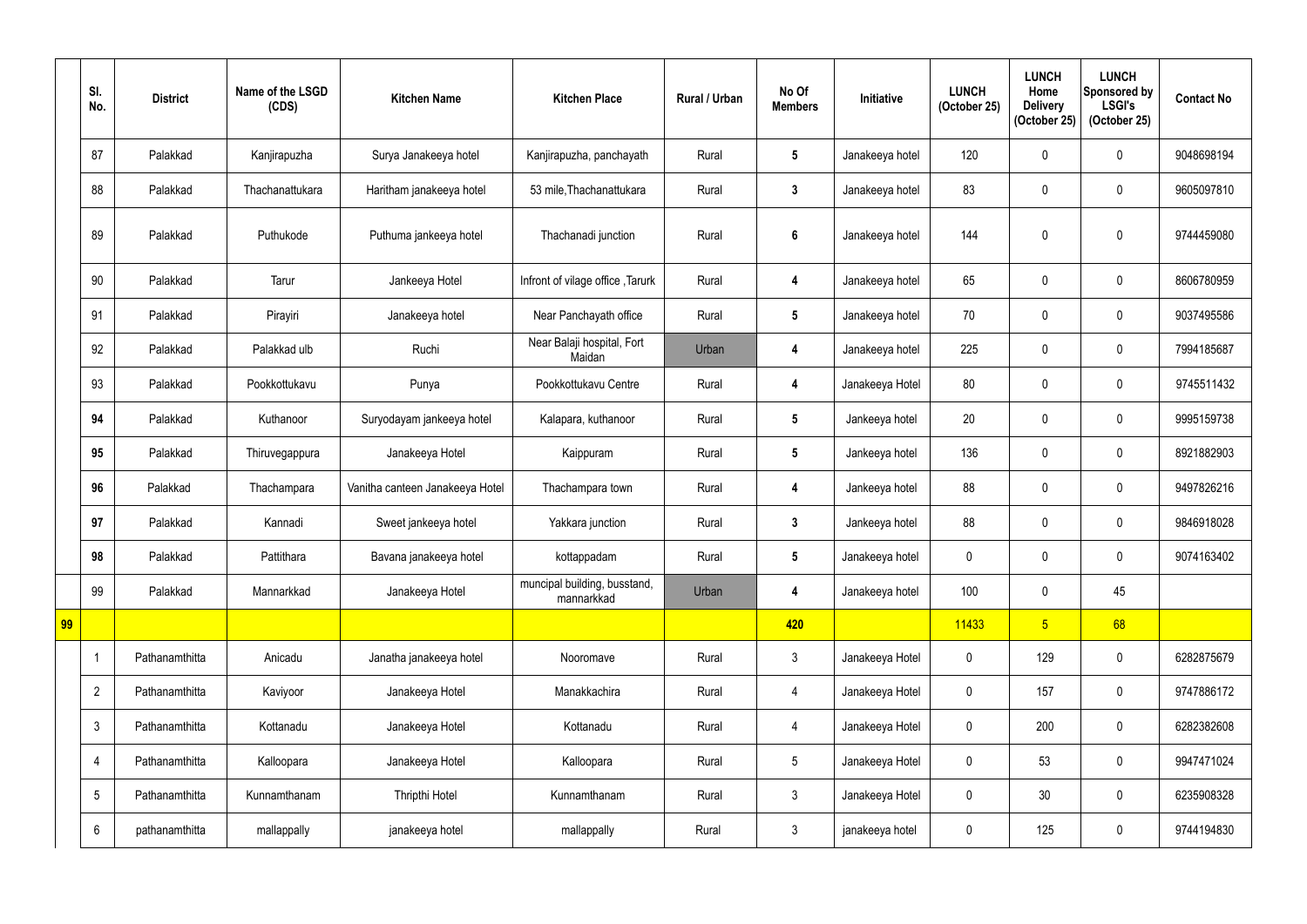| | Sl. No. | District | Name of the LSGD (CDS) | Kitchen Name | Kitchen Place | Rural / Urban | No Of Members | Initiative | LUNCH (October 25) | LUNCH Home Delivery (October 25) | LUNCH Sponsored by LSGI's (October 25) | Contact No |
|---|---|---|---|---|---|---|---|---|---|---|---|---|
| | 87 | Palakkad | Kanjirapuzha | Surya Janakeeya hotel | Kanjirapuzha, panchayath | Rural | **5** | Janakeeya hotel | 120 | 0 | 0 | 9048698194 |
| | 88 | Palakkad | Thachanattukara | Haritham janakeeya hotel | 53 mile,Thachanattukara | Rural | **3** | Janakeeya hotel | 83 | 0 | 0 | 9605097810 |
| | 89 | Palakkad | Puthukode | Puthuma jankeeya hotel | Thachanadi junction | Rural | **6** | Janakeeya hotel | 144 | 0 | 0 | 9744459080 |
| | 90 | Palakkad | Tarur | Jankeeya Hotel | Infront of vilage office ,Tarurk | Rural | **4** | Janakeeya hotel | 65 | 0 | 0 | 8606780959 |
| | 91 | Palakkad | Pirayiri | Janakeeya hotel | Near Panchayath office | Rural | **5** | Janakeeya hotel | 70 | 0 | 0 | 9037495586 |
| | 92 | Palakkad | Palakkad ulb | Ruchi | Near Balaji hospital, Fort Maidan | Urban | **4** | Janakeeya hotel | 225 | 0 | 0 | 7994185687 |
| | 93 | Palakkad | Pookkottukavu | Punya | Pookkottukavu Centre | Rural | **4** | Janakeeya Hotel | 80 | 0 | 0 | 9745511432 |
| | **94** | Palakkad | Kuthanoor | Suryodayam jankeeya hotel | Kalapara, kuthanoor | Rural | **5** | Jankeeya hotel | 20 | 0 | 0 | 9995159738 |
| | **95** | Palakkad | Thiruvegappura | Janakeeya Hotel | Kaippuram | Rural | **5** | Jankeeya hotel | 136 | 0 | 0 | 8921882903 |
| | **96** | Palakkad | Thachampara | Vanitha canteen Janakeeya Hotel | Thachampara town | Rural | **4** | Jankeeya hotel | 88 | 0 | 0 | 9497826216 |
| | **97** | Palakkad | Kannadi | Sweet jankeeya hotel | Yakkara junction | Rural | **3** | Jankeeya hotel | 88 | 0 | 0 | 9846918028 |
| | **98** | Palakkad | Pattithara | Bavana janakeeya hotel | kottappadam | Rural | **5** | Janakeeya hotel | 0 | 0 | 0 | 9074163402 |
| | 99 | Palakkad | Mannarkkad | Janakeeya Hotel | muncipal building, busstand, mannarkkad | Urban | **4** | Janakeeya hotel | 100 | 0 | 45 | |
| **99** | | | | | | | **420** | | 11433 | 5 | 68 | |
| | 1 | Pathanamthitta | Anicadu | Janatha janakeeya hotel | Nooromave | Rural | 3 | Janakeeya Hotel | 0 | 129 | 0 | 6282875679 |
| | 2 | Pathanamthitta | Kaviyoor | Janakeeya Hotel | Manakkachira | Rural | 4 | Janakeeya Hotel | 0 | 157 | 0 | 9747886172 |
| | 3 | Pathanamthitta | Kottanadu | Janakeeya Hotel | Kottanadu | Rural | 4 | Janakeeya Hotel | 0 | 200 | 0 | 6282382608 |
| | 4 | Pathanamthitta | Kalloopara | Janakeeya Hotel | Kalloopara | Rural | 5 | Janakeeya Hotel | 0 | 53 | 0 | 9947471024 |
| | 5 | Pathanamthitta | Kunnamthanam | Thripthi Hotel | Kunnamthanam | Rural | 3 | Janakeeya Hotel | 0 | 30 | 0 | 6235908328 |
| | 6 | pathanamthitta | mallappally | janakeeya hotel | mallappally | Rural | 3 | janakeeya hotel | 0 | 125 | 0 | 9744194830 |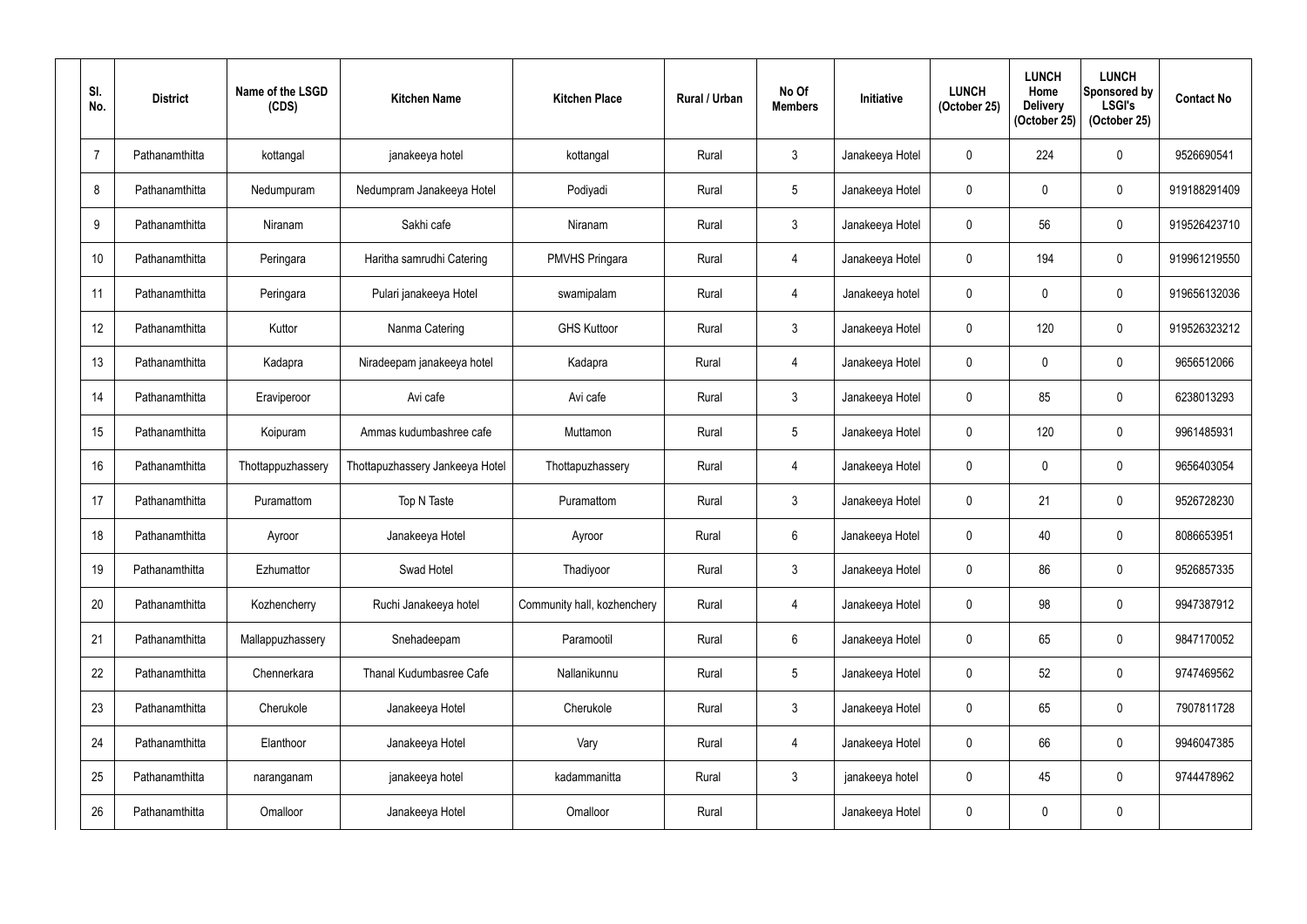| Sl. No. | District | Name of the LSGD (CDS) | Kitchen Name | Kitchen Place | Rural / Urban | No Of Members | Initiative | LUNCH (October 25) | LUNCH Home Delivery (October 25) | LUNCH Sponsored by LSGI's (October 25) | Contact No |
|---|---|---|---|---|---|---|---|---|---|---|---|
| 7 | Pathanamthitta | kottangal | janakeeya hotel | kottangal | Rural | 3 | Janakeeya Hotel | 0 | 224 | 0 | 9526690541 |
| 8 | Pathanamthitta | Nedumpuram | Nedumpram Janakeeya Hotel | Podiyadi | Rural | 5 | Janakeeya Hotel | 0 | 0 | 0 | 919188291409 |
| 9 | Pathanamthitta | Niranam | Sakhi cafe | Niranam | Rural | 3 | Janakeeya Hotel | 0 | 56 | 0 | 919526423710 |
| 10 | Pathanamthitta | Peringara | Haritha samrudhi Catering | PMVHS Pringara | Rural | 4 | Janakeeya Hotel | 0 | 194 | 0 | 919961219550 |
| 11 | Pathanamthitta | Peringara | Pulari janakeeya Hotel | swamipalam | Rural | 4 | Janakeeya hotel | 0 | 0 | 0 | 919656132036 |
| 12 | Pathanamthitta | Kuttor | Nanma Catering | GHS Kuttoor | Rural | 3 | Janakeeya Hotel | 0 | 120 | 0 | 919526323212 |
| 13 | Pathanamthitta | Kadapra | Niradeepam janakeeya hotel | Kadapra | Rural | 4 | Janakeeya Hotel | 0 | 0 | 0 | 9656512066 |
| 14 | Pathanamthitta | Eraviperoor | Avi cafe | Avi cafe | Rural | 3 | Janakeeya Hotel | 0 | 85 | 0 | 6238013293 |
| 15 | Pathanamthitta | Koipuram | Ammas kudumbashree cafe | Muttamon | Rural | 5 | Janakeeya Hotel | 0 | 120 | 0 | 9961485931 |
| 16 | Pathanamthitta | Thottappuzhassery | Thottapuzhassery Jankeeya Hotel | Thottapuzhassery | Rural | 4 | Janakeeya Hotel | 0 | 0 | 0 | 9656403054 |
| 17 | Pathanamthitta | Puramattom | Top N Taste | Puramattom | Rural | 3 | Janakeeya Hotel | 0 | 21 | 0 | 9526728230 |
| 18 | Pathanamthitta | Ayroor | Janakeeya Hotel | Ayroor | Rural | 6 | Janakeeya Hotel | 0 | 40 | 0 | 8086653951 |
| 19 | Pathanamthitta | Ezhumattor | Swad Hotel | Thadiyoor | Rural | 3 | Janakeeya Hotel | 0 | 86 | 0 | 9526857335 |
| 20 | Pathanamthitta | Kozhencherry | Ruchi Janakeeya hotel | Community hall, kozhenchery | Rural | 4 | Janakeeya Hotel | 0 | 98 | 0 | 9947387912 |
| 21 | Pathanamthitta | Mallappuzhassery | Snehadeepam | Paramootil | Rural | 6 | Janakeeya Hotel | 0 | 65 | 0 | 9847170052 |
| 22 | Pathanamthitta | Chennerkara | Thanal Kudumbasree Cafe | Nallanikunnu | Rural | 5 | Janakeeya Hotel | 0 | 52 | 0 | 9747469562 |
| 23 | Pathanamthitta | Cherukole | Janakeeya Hotel | Cherukole | Rural | 3 | Janakeeya Hotel | 0 | 65 | 0 | 7907811728 |
| 24 | Pathanamthitta | Elanthoor | Janakeeya Hotel | Vary | Rural | 4 | Janakeeya Hotel | 0 | 66 | 0 | 9946047385 |
| 25 | Pathanamthitta | naranganam | janakeeya hotel | kadammanitta | Rural | 3 | janakeeya hotel | 0 | 45 | 0 | 9744478962 |
| 26 | Pathanamthitta | Omalloor | Janakeeya Hotel | Omalloor | Rural | | Janakeeya Hotel | 0 | 0 | 0 | |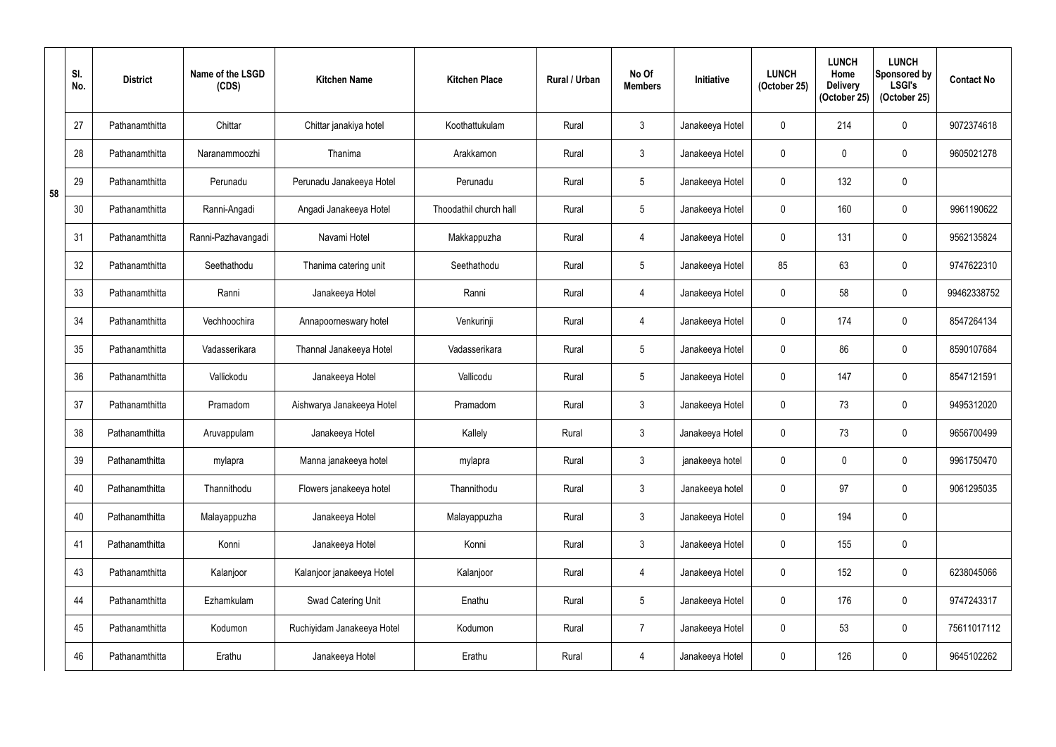| | Sl. No. | District | Name of the LSGD (CDS) | Kitchen Name | Kitchen Place | Rural / Urban | No Of Members | Initiative | LUNCH (October 25) | LUNCH Home Delivery (October 25) | LUNCH Sponsored by LSGI's (October 25) | Contact No |
|---|---|---|---|---|---|---|---|---|---|---|---|---|
| 58 | 27 | Pathanamthitta | Chittar | Chittar janakiya hotel | Koothattukulam | Rural | 3 | Janakeeya Hotel | 0 | 214 | 0 | 9072374618 |
| | 28 | Pathanamthitta | Naranammoozhi | Thanima | Arakkamon | Rural | 3 | Janakeeya Hotel | 0 | 0 | 0 | 9605021278 |
| | 29 | Pathanamthitta | Perunadu | Perunadu Janakeeya Hotel | Perunadu | Rural | 5 | Janakeeya Hotel | 0 | 132 | 0 | |
| | 30 | Pathanamthitta | Ranni-Angadi | Angadi Janakeeya Hotel | Thoodathil church hall | Rural | 5 | Janakeeya Hotel | 0 | 160 | 0 | 9961190622 |
| | 31 | Pathanamthitta | Ranni-Pazhavangadi | Navami Hotel | Makkappuzha | Rural | 4 | Janakeeya Hotel | 0 | 131 | 0 | 9562135824 |
| | 32 | Pathanamthitta | Seethathodu | Thanima catering unit | Seethathodu | Rural | 5 | Janakeeya Hotel | 85 | 63 | 0 | 9747622310 |
| | 33 | Pathanamthitta | Ranni | Janakeeya Hotel | Ranni | Rural | 4 | Janakeeya Hotel | 0 | 58 | 0 | 99462338752 |
| | 34 | Pathanamthitta | Vechhoochira | Annapoorneswary hotel | Venkurinji | Rural | 4 | Janakeeya Hotel | 0 | 174 | 0 | 8547264134 |
| | 35 | Pathanamthitta | Vadasserikara | Thannal Janakeeya Hotel | Vadasserikara | Rural | 5 | Janakeeya Hotel | 0 | 86 | 0 | 8590107684 |
| | 36 | Pathanamthitta | Vallickodu | Janakeeya Hotel | Vallicodu | Rural | 5 | Janakeeya Hotel | 0 | 147 | 0 | 8547121591 |
| | 37 | Pathanamthitta | Pramadom | Aishwarya Janakeeya Hotel | Pramadom | Rural | 3 | Janakeeya Hotel | 0 | 73 | 0 | 9495312020 |
| | 38 | Pathanamthitta | Aruvappulam | Janakeeya Hotel | Kallely | Rural | 3 | Janakeeya Hotel | 0 | 73 | 0 | 9656700499 |
| | 39 | Pathanamthitta | mylapra | Manna janakeeya hotel | mylapra | Rural | 3 | janakeeya hotel | 0 | 0 | 0 | 9961750470 |
| | 40 | Pathanamthitta | Thannithodu | Flowers janakeeya hotel | Thannithodu | Rural | 3 | Janakeeya hotel | 0 | 97 | 0 | 9061295035 |
| | 40 | Pathanamthitta | Malayappuzha | Janakeeya Hotel | Malayappuzha | Rural | 3 | Janakeeya Hotel | 0 | 194 | 0 | |
| | 41 | Pathanamthitta | Konni | Janakeeya Hotel | Konni | Rural | 3 | Janakeeya Hotel | 0 | 155 | 0 | |
| | 43 | Pathanamthitta | Kalanjoor | Kalanjoor janakeeya Hotel | Kalanjoor | Rural | 4 | Janakeeya Hotel | 0 | 152 | 0 | 6238045066 |
| | 44 | Pathanamthitta | Ezhamkulam | Swad Catering Unit | Enathu | Rural | 5 | Janakeeya Hotel | 0 | 176 | 0 | 9747243317 |
| | 45 | Pathanamthitta | Kodumon | Ruchiyidam Janakeeya Hotel | Kodumon | Rural | 7 | Janakeeya Hotel | 0 | 53 | 0 | 75611017112 |
| | 46 | Pathanamthitta | Erathu | Janakeeya Hotel | Erathu | Rural | 4 | Janakeeya Hotel | 0 | 126 | 0 | 9645102262 |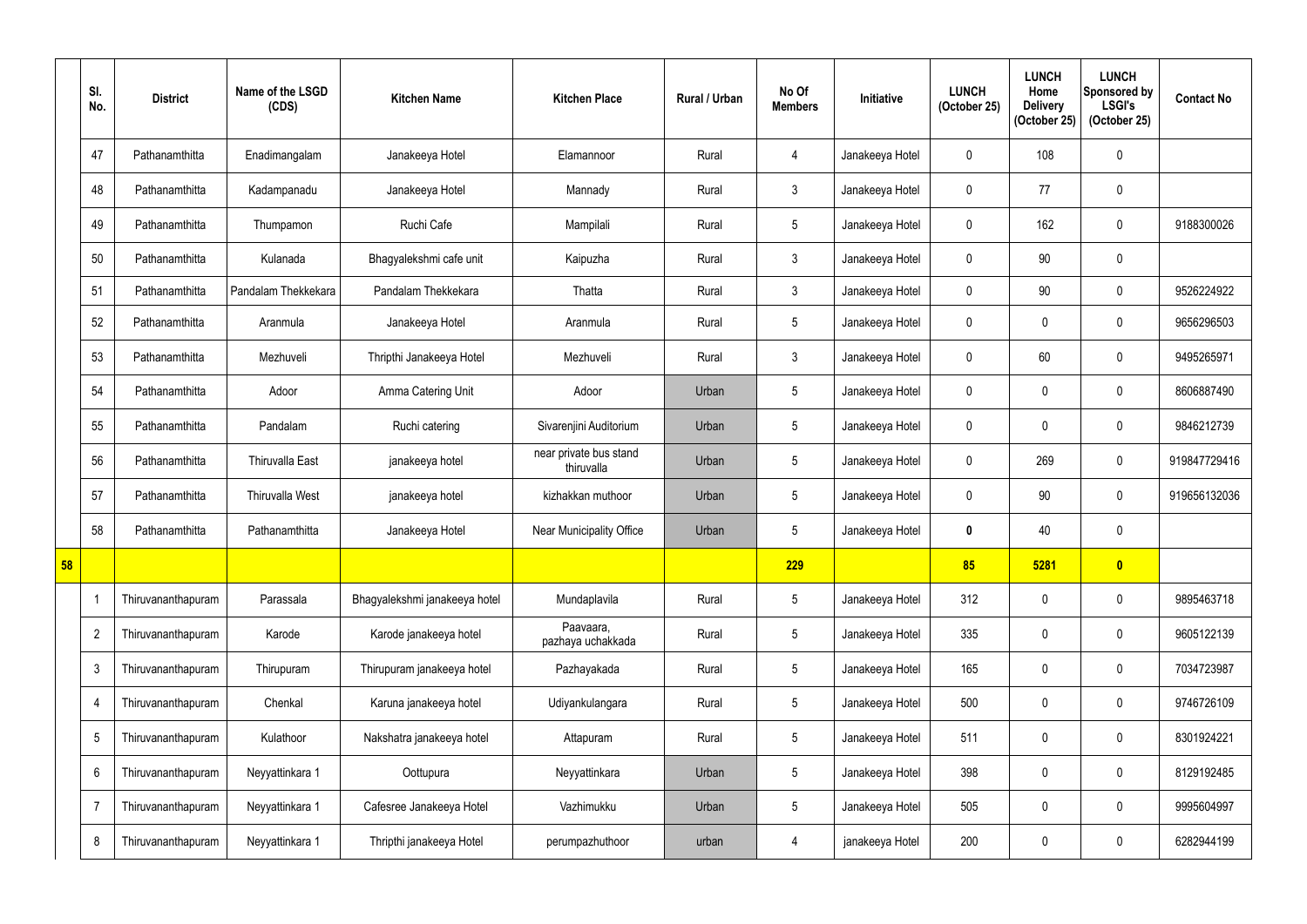| | Sl. No. | District | Name of the LSGD (CDS) | Kitchen Name | Kitchen Place | Rural / Urban | No Of Members | Initiative | LUNCH (October 25) | LUNCH Home Delivery (October 25) | LUNCH Sponsored by LSGI's (October 25) | Contact No |
|---|---|---|---|---|---|---|---|---|---|---|---|---|
| | 47 | Pathanamthitta | Enadimangalam | Janakeeya Hotel | Elamannoor | Rural | 4 | Janakeeya Hotel | 0 | 108 | 0 | |
| | 48 | Pathanamthitta | Kadampanadu | Janakeeya Hotel | Mannady | Rural | 3 | Janakeeya Hotel | 0 | 77 | 0 | |
| | 49 | Pathanamthitta | Thumpamon | Ruchi Cafe | Mampilali | Rural | 5 | Janakeeya Hotel | 0 | 162 | 0 | 9188300026 |
| | 50 | Pathanamthitta | Kulanada | Bhagyalekshmi cafe unit | Kaipuzha | Rural | 3 | Janakeeya Hotel | 0 | 90 | 0 | |
| | 51 | Pathanamthitta | Pandalam Thekkekara | Pandalam Thekkekara | Thatta | Rural | 3 | Janakeeya Hotel | 0 | 90 | 0 | 9526224922 |
| | 52 | Pathanamthitta | Aranmula | Janakeeya Hotel | Aranmula | Rural | 5 | Janakeeya Hotel | 0 | 0 | 0 | 9656296503 |
| | 53 | Pathanamthitta | Mezhuveli | Thripthi Janakeeya Hotel | Mezhuveli | Rural | 3 | Janakeeya Hotel | 0 | 60 | 0 | 9495265971 |
| | 54 | Pathanamthitta | Adoor | Amma Catering Unit | Adoor | Urban | 5 | Janakeeya Hotel | 0 | 0 | 0 | 8606887490 |
| | 55 | Pathanamthitta | Pandalam | Ruchi catering | Sivarenjini Auditorium | Urban | 5 | Janakeeya Hotel | 0 | 0 | 0 | 9846212739 |
| | 56 | Pathanamthitta | Thiruvalla East | janakeeya hotel | near private bus stand thiruvalla | Urban | 5 | Janakeeya Hotel | 0 | 269 | 0 | 919847729416 |
| | 57 | Pathanamthitta | Thiruvalla West | janakeeya hotel | kizhakkan muthoor | Urban | 5 | Janakeeya Hotel | 0 | 90 | 0 | 919656132036 |
| | 58 | Pathanamthitta | Pathanamthitta | Janakeeya Hotel | Near Municipality Office | Urban | 5 | Janakeeya Hotel | **0** | 40 | 0 | |
| **58** | | | | | | | **229** | | **85** | **5281** | **0** | |
| | 1 | Thiruvananthapuram | Parassala | Bhagyalekshmi janakeeya hotel | Mundaplavila | Rural | 5 | Janakeeya Hotel | 312 | 0 | 0 | 9895463718 |
| | 2 | Thiruvananthapuram | Karode | Karode janakeeya hotel | Paavaara, pazhaya uchakkada | Rural | 5 | Janakeeya Hotel | 335 | 0 | 0 | 9605122139 |
| | 3 | Thiruvananthapuram | Thirupuram | Thirupuram janakeeya hotel | Pazhayakada | Rural | 5 | Janakeeya Hotel | 165 | 0 | 0 | 7034723987 |
| | 4 | Thiruvananthapuram | Chenkal | Karuna janakeeya hotel | Udiyankulangara | Rural | 5 | Janakeeya Hotel | 500 | 0 | 0 | 9746726109 |
| | 5 | Thiruvananthapuram | Kulathoor | Nakshatra janakeeya hotel | Attapuram | Rural | 5 | Janakeeya Hotel | 511 | 0 | 0 | 8301924221 |
| | 6 | Thiruvananthapuram | Neyyattinkara 1 | Oottupura | Neyyattinkara | Urban | 5 | Janakeeya Hotel | 398 | 0 | 0 | 8129192485 |
| | 7 | Thiruvananthapuram | Neyyattinkara 1 | Cafesree Janakeeya Hotel | Vazhimukku | Urban | 5 | Janakeeya Hotel | 505 | 0 | 0 | 9995604997 |
| | 8 | Thiruvananthapuram | Neyyattinkara 1 | Thripthi janakeeya Hotel | perumpazhuthoor | urban | 4 | janakeeya Hotel | 200 | 0 | 0 | 6282944199 |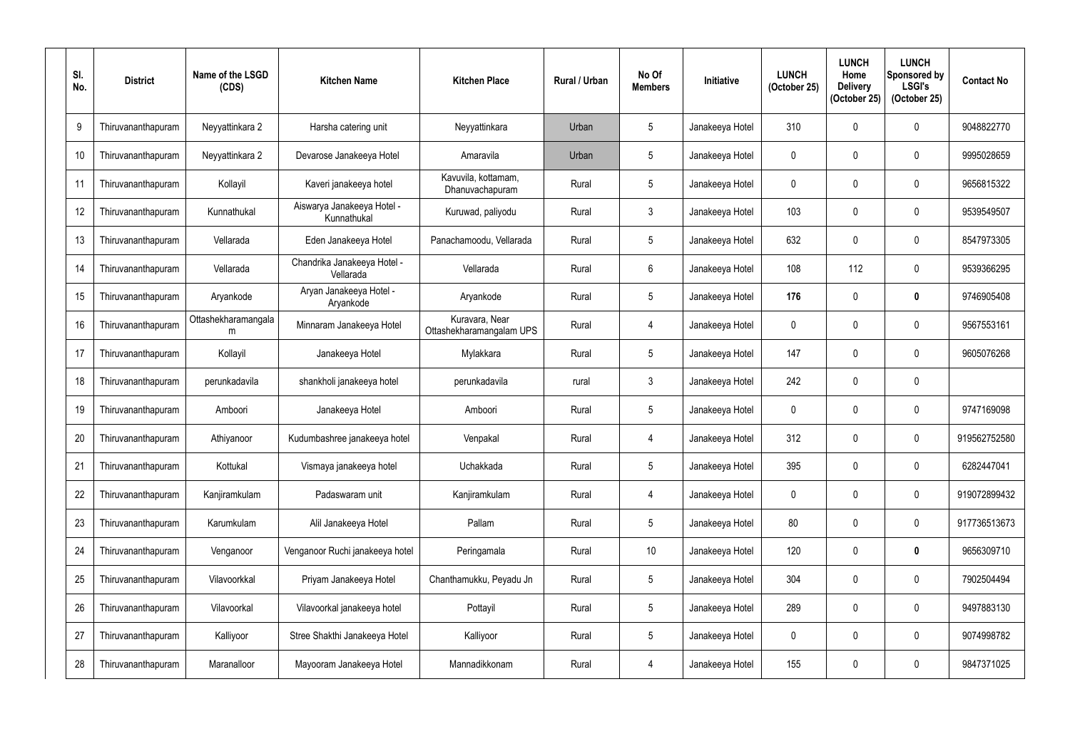| Sl. No. | District | Name of the LSGD (CDS) | Kitchen Name | Kitchen Place | Rural / Urban | No Of Members | Initiative | LUNCH (October 25) | LUNCH Home Delivery (October 25) | LUNCH Sponsored by LSGI's (October 25) | Contact No |
|---|---|---|---|---|---|---|---|---|---|---|---|
| 9 | Thiruvananthapuram | Neyyattinkara 2 | Harsha catering unit | Neyyattinkara | Urban | 5 | Janakeeya Hotel | 310 | 0 | 0 | 9048822770 |
| 10 | Thiruvananthapuram | Neyyattinkara 2 | Devarose Janakeeya Hotel | Amaravila | Urban | 5 | Janakeeya Hotel | 0 | 0 | 0 | 9995028659 |
| 11 | Thiruvananthapuram | Kollayil | Kaveri janakeeya hotel | Kavuvila, kottamam, Dhanuvachapuram | Rural | 5 | Janakeeya Hotel | 0 | 0 | 0 | 9656815322 |
| 12 | Thiruvananthapuram | Kunnathukal | Aiswarya Janakeeya Hotel - Kunnathukal | Kuruwad, paliyodu | Rural | 3 | Janakeeya Hotel | 103 | 0 | 0 | 9539549507 |
| 13 | Thiruvananthapuram | Vellarada | Eden Janakeeya Hotel | Panachamoodu, Vellarada | Rural | 5 | Janakeeya Hotel | 632 | 0 | 0 | 8547973305 |
| 14 | Thiruvananthapuram | Vellarada | Chandrika Janakeeya Hotel - Vellarada | Vellarada | Rural | 6 | Janakeeya Hotel | 108 | 112 | 0 | 9539366295 |
| 15 | Thiruvananthapuram | Aryankode | Aryan Janakeeya Hotel - Aryankode | Aryankode | Rural | 5 | Janakeeya Hotel | **176** | 0 | **0** | 9746905408 |
| 16 | Thiruvananthapuram | Ottashekharamangalam | Minnaram Janakeeya Hotel | Kuravara, Near Ottashekharamangalam UPS | Rural | 4 | Janakeeya Hotel | 0 | 0 | 0 | 9567553161 |
| 17 | Thiruvananthapuram | Kollayil | Janakeeya Hotel | Mylakkara | Rural | 5 | Janakeeya Hotel | 147 | 0 | 0 | 9605076268 |
| 18 | Thiruvananthapuram | perunkadavila | shankholi janakeeya hotel | perunkadavila | rural | 3 | Janakeeya Hotel | 242 | 0 | 0 | |
| 19 | Thiruvananthapuram | Amboori | Janakeeya Hotel | Amboori | Rural | 5 | Janakeeya Hotel | 0 | 0 | 0 | 9747169098 |
| 20 | Thiruvananthapuram | Athiyanoor | Kudumbashree janakeeya hotel | Venpakal | Rural | 4 | Janakeeya Hotel | 312 | 0 | 0 | 919562752580 |
| 21 | Thiruvananthapuram | Kottukal | Vismaya janakeeya hotel | Uchakkada | Rural | 5 | Janakeeya Hotel | 395 | 0 | 0 | 6282447041 |
| 22 | Thiruvananthapuram | Kanjiramkulam | Padaswaram unit | Kanjiramkulam | Rural | 4 | Janakeeya Hotel | 0 | 0 | 0 | 919072899432 |
| 23 | Thiruvananthapuram | Karumkulam | Alil Janakeeya Hotel | Pallam | Rural | 5 | Janakeeya Hotel | 80 | 0 | 0 | 917736513673 |
| 24 | Thiruvananthapuram | Venganoor | Venganoor Ruchi janakeeya hotel | Peringamala | Rural | 10 | Janakeeya Hotel | 120 | 0 | **0** | 9656309710 |
| 25 | Thiruvananthapuram | Vilavoorkkal | Priyam Janakeeya Hotel | Chanthamukku, Peyadu Jn | Rural | 5 | Janakeeya Hotel | 304 | 0 | 0 | 7902504494 |
| 26 | Thiruvananthapuram | Vilavoorkal | Vilavoorkal janakeeya hotel | Pottayil | Rural | 5 | Janakeeya Hotel | 289 | 0 | 0 | 9497883130 |
| 27 | Thiruvananthapuram | Kalliyoor | Stree Shakthi Janakeeya Hotel | Kalliyoor | Rural | 5 | Janakeeya Hotel | 0 | 0 | 0 | 9074998782 |
| 28 | Thiruvananthapuram | Maranalloor | Mayooram Janakeeya Hotel | Mannadikkonam | Rural | 4 | Janakeeya Hotel | 155 | 0 | 0 | 9847371025 |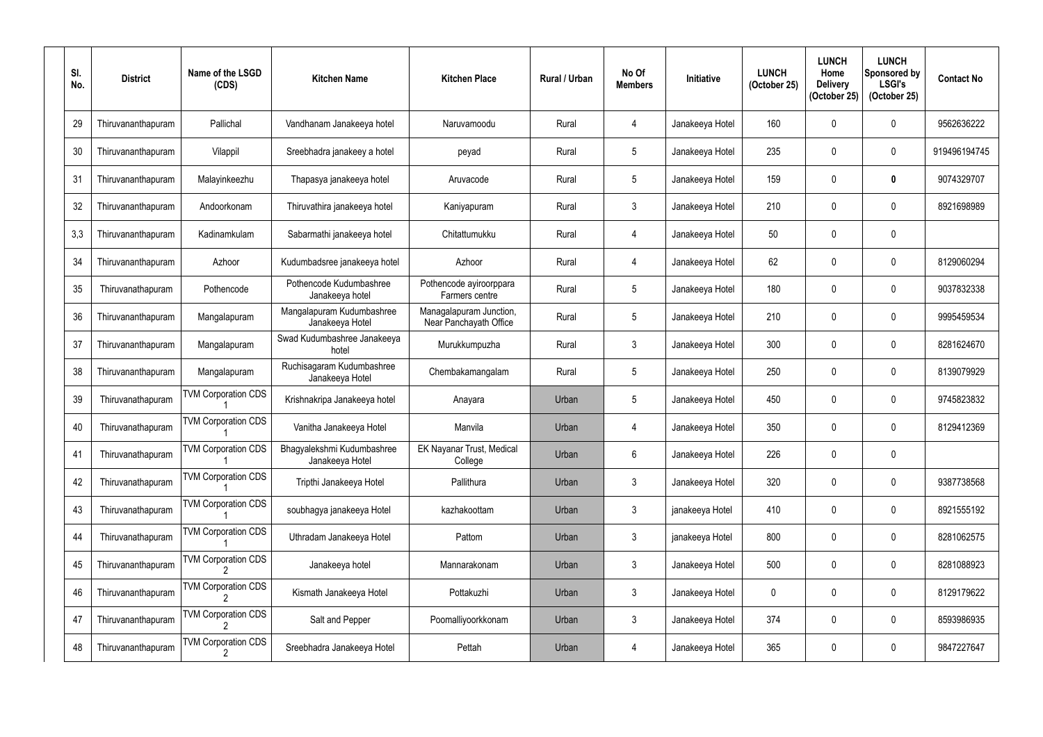| Sl. No. | District | Name of the LSGD (CDS) | Kitchen Name | Kitchen Place | Rural / Urban | No Of Members | Initiative | LUNCH (October 25) | LUNCH Home Delivery (October 25) | LUNCH Sponsored by LSGI's (October 25) | Contact No |
|---|---|---|---|---|---|---|---|---|---|---|---|
| 29 | Thiruvananthapuram | Pallichal | Vandhanam Janakeeya hotel | Naruvamoodu | Rural | 4 | Janakeeya Hotel | 160 | 0 | 0 | 9562636222 |
| 30 | Thiruvananthapuram | Vilappil | Sreebhadra janakeey a hotel | peyad | Rural | 5 | Janakeeya Hotel | 235 | 0 | 0 | 919496194745 |
| 31 | Thiruvananthapuram | Malayinkeezhu | Thapasya janakeeya hotel | Aruvacode | Rural | 5 | Janakeeya Hotel | 159 | 0 | **0** | 9074329707 |
| 32 | Thiruvananthapuram | Andoorkonam | Thiruvathira janakeeya hotel | Kaniyapuram | Rural | 3 | Janakeeya Hotel | 210 | 0 | 0 | 8921698989 |
| 3,3 | Thiruvananthapuram | Kadinamkulam | Sabarmathi janakeeya hotel | Chitattumukku | Rural | 4 | Janakeeya Hotel | 50 | 0 | 0 | |
| 34 | Thiruvananthapuram | Azhoor | Kudumbadsree janakeeya hotel | Azhoor | Rural | 4 | Janakeeya Hotel | 62 | 0 | 0 | 8129060294 |
| 35 | Thiruvanathapuram | Pothencode | Pothencode Kudumbashree Janakeeya hotel | Pothencode ayiroorppara Farmers centre | Rural | 5 | Janakeeya Hotel | 180 | 0 | 0 | 9037832338 |
| 36 | Thiruvananthapuram | Mangalapuram | Mangalapuram Kudumbashree Janakeeya Hotel | Managalapuram Junction, Near Panchayath Office | Rural | 5 | Janakeeya Hotel | 210 | 0 | 0 | 9995459534 |
| 37 | Thiruvananthapuram | Mangalapuram | Swad Kudumbashree Janakeeya hotel | Murukkumpuzha | Rural | 3 | Janakeeya Hotel | 300 | 0 | 0 | 8281624670 |
| 38 | Thiruvananthapuram | Mangalapuram | Ruchisagaram Kudumbashree Janakeeya Hotel | Chembakamangalam | Rural | 5 | Janakeeya Hotel | 250 | 0 | 0 | 8139079929 |
| 39 | Thiruvanathapuram | TVM Corporation CDS 1 | Krishnakripa Janakeeya hotel | Anayara | Urban | 5 | Janakeeya Hotel | 450 | 0 | 0 | 9745823832 |
| 40 | Thiruvanathapuram | TVM Corporation CDS 1 | Vanitha Janakeeya Hotel | Manvila | Urban | 4 | Janakeeya Hotel | 350 | 0 | 0 | 8129412369 |
| 41 | Thiruvanathapuram | TVM Corporation CDS 1 | Bhagyalekshmi Kudumbashree Janakeeya Hotel | EK Nayanar Trust, Medical College | Urban | 6 | Janakeeya Hotel | 226 | 0 | 0 | |
| 42 | Thiruvanathapuram | TVM Corporation CDS 1 | Tripthi Janakeeya Hotel | Pallithura | Urban | 3 | Janakeeya Hotel | 320 | 0 | 0 | 9387738568 |
| 43 | Thiruvanathapuram | TVM Corporation CDS 1 | soubhagya janakeeya Hotel | kazhakoottam | Urban | 3 | janakeeya Hotel | 410 | 0 | 0 | 8921555192 |
| 44 | Thiruvanathapuram | TVM Corporation CDS 1 | Uthradam Janakeeya Hotel | Pattom | Urban | 3 | janakeeya Hotel | 800 | 0 | 0 | 8281062575 |
| 45 | Thiruvananthapuram | TVM Corporation CDS 2 | Janakeeya hotel | Mannarakonam | Urban | 3 | Janakeeya Hotel | 500 | 0 | 0 | 8281088923 |
| 46 | Thiruvananthapuram | TVM Corporation CDS 2 | Kismath Janakeeya Hotel | Pottakuzhi | Urban | 3 | Janakeeya Hotel | 0 | 0 | 0 | 8129179622 |
| 47 | Thiruvananthapuram | TVM Corporation CDS 2 | Salt and Pepper | Poomalliyoorkkonam | Urban | 3 | Janakeeya Hotel | 374 | 0 | 0 | 8593986935 |
| 48 | Thiruvananthapuram | TVM Corporation CDS 2 | Sreebhadra Janakeeya Hotel | Pettah | Urban | 4 | Janakeeya Hotel | 365 | 0 | 0 | 9847227647 |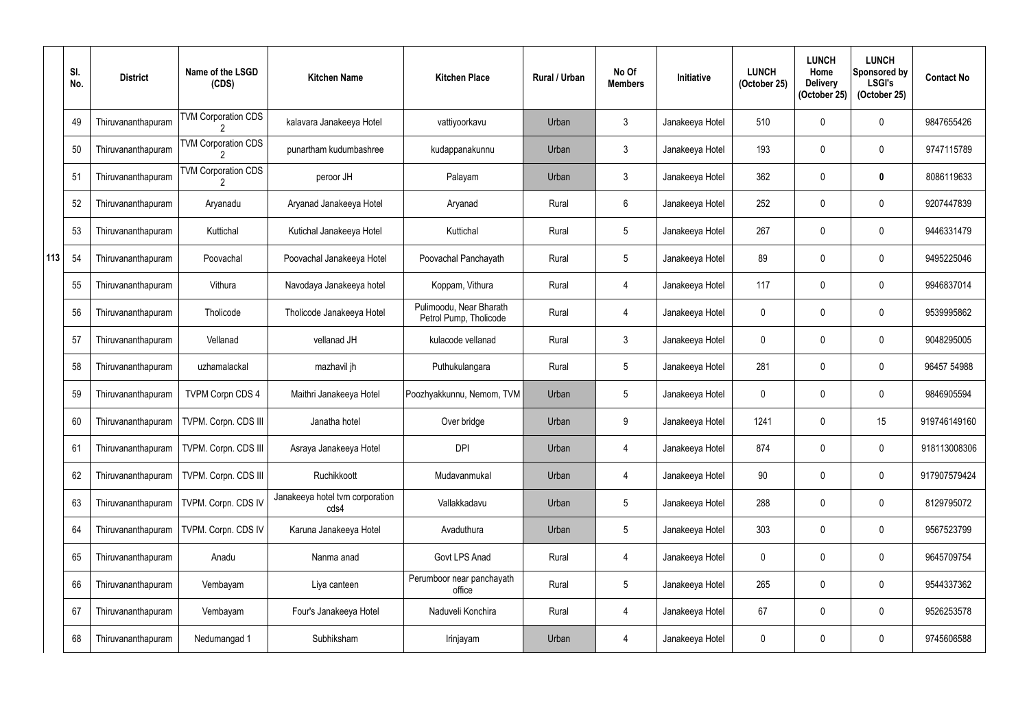| | Sl. No. | District | Name of the LSGD (CDS) | Kitchen Name | Kitchen Place | Rural / Urban | No Of Members | Initiative | LUNCH (October 25) | LUNCH Home Delivery (October 25) | LUNCH Sponsored by LSGI's (October 25) | Contact No |
|---|---|---|---|---|---|---|---|---|---|---|---|---|
| 113 | 49 | Thiruvananthapuram | TVM Corporation CDS 2 | kalavara Janakeeya Hotel | vattiyoorkavu | Urban | 3 | Janakeeya Hotel | 510 | 0 | 0 | 9847655426 |
| | 50 | Thiruvananthapuram | TVM Corporation CDS 2 | punartham kudumbashree | kudappanakunnu | Urban | 3 | Janakeeya Hotel | 193 | 0 | 0 | 9747115789 |
| | 51 | Thiruvananthapuram | TVM Corporation CDS 2 | peroor JH | Palayam | Urban | 3 | Janakeeya Hotel | 362 | 0 | **0** | 8086119633 |
| | 52 | Thiruvananthapuram | Aryanadu | Aryanad Janakeeya Hotel | Aryanad | Rural | 6 | Janakeeya Hotel | 252 | 0 | 0 | 9207447839 |
| | 53 | Thiruvananthapuram | Kuttichal | Kutichal Janakeeya Hotel | Kuttichal | Rural | 5 | Janakeeya Hotel | 267 | 0 | 0 | 9446331479 |
| | 54 | Thiruvananthapuram | Poovachal | Poovachal Janakeeya Hotel | Poovachal Panchayath | Rural | 5 | Janakeeya Hotel | 89 | 0 | 0 | 9495225046 |
| | 55 | Thiruvananthapuram | Vithura | Navodaya Janakeeya hotel | Koppam, Vithura | Rural | 4 | Janakeeya Hotel | 117 | 0 | 0 | 9946837014 |
| | 56 | Thiruvananthapuram | Tholicode | Tholicode Janakeeya Hotel | Pulimoodu, Near Bharath Petrol Pump, Tholicode | Rural | 4 | Janakeeya Hotel | 0 | 0 | 0 | 9539995862 |
| | 57 | Thiruvananthapuram | Vellanad | vellanad JH | kulacode vellanad | Rural | 3 | Janakeeya Hotel | 0 | 0 | 0 | 9048295005 |
| | 58 | Thiruvananthapuram | uzhamalackal | mazhavil jh | Puthukulangara | Rural | 5 | Janakeeya Hotel | 281 | 0 | 0 | 96457 54988 |
| | 59 | Thiruvananthapuram | TVPM Corpn CDS 4 | Maithri Janakeeya Hotel | Poozhyakkunnu, Nemom, TVM | Urban | 5 | Janakeeya Hotel | 0 | 0 | 0 | 9846905594 |
| | 60 | Thiruvananthapuram | TVPM. Corpn. CDS III | Janatha hotel | Over bridge | Urban | 9 | Janakeeya Hotel | 1241 | 0 | 15 | 919746149160 |
| | 61 | Thiruvananthapuram | TVPM. Corpn. CDS III | Asraya Janakeeya Hotel | DPI | Urban | 4 | Janakeeya Hotel | 874 | 0 | 0 | 918113008306 |
| | 62 | Thiruvananthapuram | TVPM. Corpn. CDS III | Ruchikkoott | Mudavanmukal | Urban | 4 | Janakeeya Hotel | 90 | 0 | 0 | 917907579424 |
| | 63 | Thiruvananthapuram | TVPM. Corpn. CDS IV | Janakeeya hotel tvm corporation cds4 | Vallakkadavu | Urban | 5 | Janakeeya Hotel | 288 | 0 | 0 | 8129795072 |
| | 64 | Thiruvananthapuram | TVPM. Corpn. CDS IV | Karuna Janakeeya Hotel | Avaduthura | Urban | 5 | Janakeeya Hotel | 303 | 0 | 0 | 9567523799 |
| | 65 | Thiruvananthapuram | Anadu | Nanma anad | Govt LPS Anad | Rural | 4 | Janakeeya Hotel | 0 | 0 | 0 | 9645709754 |
| | 66 | Thiruvananthapuram | Vembayam | Liya canteen | Perumboor near panchayath office | Rural | 5 | Janakeeya Hotel | 265 | 0 | 0 | 9544337362 |
| | 67 | Thiruvananthapuram | Vembayam | Four's Janakeeya Hotel | Naduveli Konchira | Rural | 4 | Janakeeya Hotel | 67 | 0 | 0 | 9526253578 |
| | 68 | Thiruvananthapuram | Nedumangad 1 | Subhiksham | Irinjayam | Urban | 4 | Janakeeya Hotel | 0 | 0 | 0 | 9745606588 |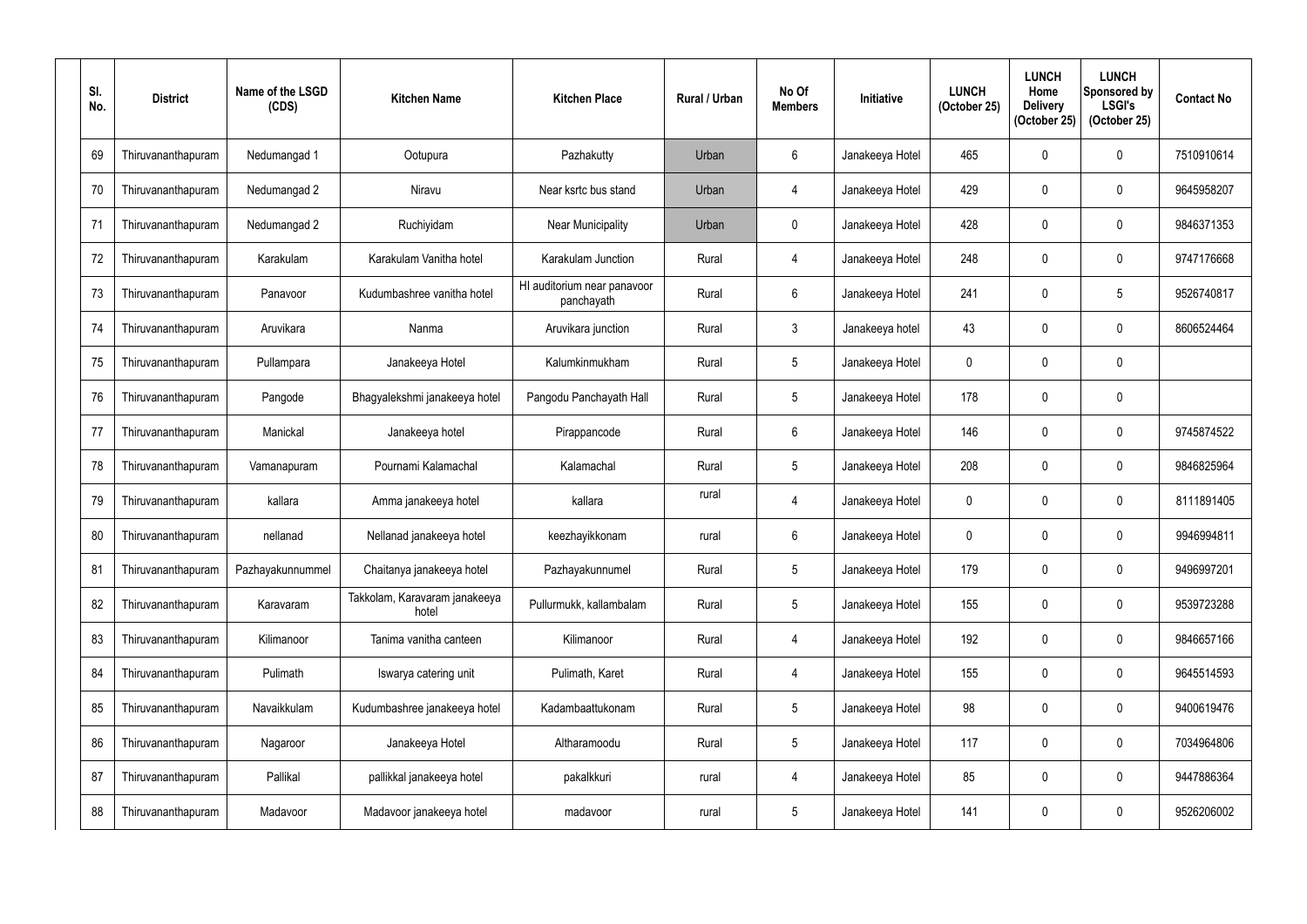| Sl. No. | District | Name of the LSGD (CDS) | Kitchen Name | Kitchen Place | Rural / Urban | No Of Members | Initiative | LUNCH (October 25) | LUNCH Home Delivery (October 25) | LUNCH Sponsored by LSGI's (October 25) | Contact No |
|---|---|---|---|---|---|---|---|---|---|---|---|
| 69 | Thiruvananthapuram | Nedumangad 1 | Ootupura | Pazhakutty | Urban | 6 | Janakeeya Hotel | 465 | 0 | 0 | 7510910614 |
| 70 | Thiruvananthapuram | Nedumangad 2 | Niravu | Near ksrtc bus stand | Urban | 4 | Janakeeya Hotel | 429 | 0 | 0 | 9645958207 |
| 71 | Thiruvananthapuram | Nedumangad 2 | Ruchiyidam | Near Municipality | Urban | 0 | Janakeeya Hotel | 428 | 0 | 0 | 9846371353 |
| 72 | Thiruvananthapuram | Karakulam | Karakulam Vanitha hotel | Karakulam Junction | Rural | 4 | Janakeeya Hotel | 248 | 0 | 0 | 9747176668 |
| 73 | Thiruvananthapuram | Panavoor | Kudumbashree vanitha hotel | HI auditorium near panavoor panchayath | Rural | 6 | Janakeeya Hotel | 241 | 0 | 5 | 9526740817 |
| 74 | Thiruvananthapuram | Aruvikara | Nanma | Aruvikara junction | Rural | 3 | Janakeeya hotel | 43 | 0 | 0 | 8606524464 |
| 75 | Thiruvananthapuram | Pullampara | Janakeeya Hotel | Kalumkinmukham | Rural | 5 | Janakeeya Hotel | 0 | 0 | 0 | |
| 76 | Thiruvananthapuram | Pangode | Bhagyalekshmi janakeeya hotel | Pangodu Panchayath Hall | Rural | 5 | Janakeeya Hotel | 178 | 0 | 0 | |
| 77 | Thiruvananthapuram | Manickal | Janakeeya hotel | Pirappancode | Rural | 6 | Janakeeya Hotel | 146 | 0 | 0 | 9745874522 |
| 78 | Thiruvananthapuram | Vamanapuram | Pournami Kalamachal | Kalamachal | Rural | 5 | Janakeeya Hotel | 208 | 0 | 0 | 9846825964 |
| 79 | Thiruvananthapuram | kallara | Amma janakeeya hotel | kallara | rural | 4 | Janakeeya Hotel | 0 | 0 | 0 | 8111891405 |
| 80 | Thiruvananthapuram | nellanad | Nellanad janakeeya hotel | keezhayikkonam | rural | 6 | Janakeeya Hotel | 0 | 0 | 0 | 9946994811 |
| 81 | Thiruvananthapuram | Pazhayakunnummel | Chaitanya janakeeya hotel | Pazhayakunnumel | Rural | 5 | Janakeeya Hotel | 179 | 0 | 0 | 9496997201 |
| 82 | Thiruvananthapuram | Karavaram | Takkolam, Karavaram janakeeya hotel | Pullurmukk, kallambalam | Rural | 5 | Janakeeya Hotel | 155 | 0 | 0 | 9539723288 |
| 83 | Thiruvananthapuram | Kilimanoor | Tanima vanitha canteen | Kilimanoor | Rural | 4 | Janakeeya Hotel | 192 | 0 | 0 | 9846657166 |
| 84 | Thiruvananthapuram | Pulimath | Iswarya catering unit | Pulimath, Karet | Rural | 4 | Janakeeya Hotel | 155 | 0 | 0 | 9645514593 |
| 85 | Thiruvananthapuram | Navaikkulam | Kudumbashree janakeeya hotel | Kadambaattukonam | Rural | 5 | Janakeeya Hotel | 98 | 0 | 0 | 9400619476 |
| 86 | Thiruvananthapuram | Nagaroor | Janakeeya Hotel | Altharamoodu | Rural | 5 | Janakeeya Hotel | 117 | 0 | 0 | 7034964806 |
| 87 | Thiruvananthapuram | Pallikal | pallikkal janakeeya hotel | pakalkkuri | rural | 4 | Janakeeya Hotel | 85 | 0 | 0 | 9447886364 |
| 88 | Thiruvananthapuram | Madavoor | Madavoor janakeeya hotel | madavoor | rural | 5 | Janakeeya Hotel | 141 | 0 | 0 | 9526206002 |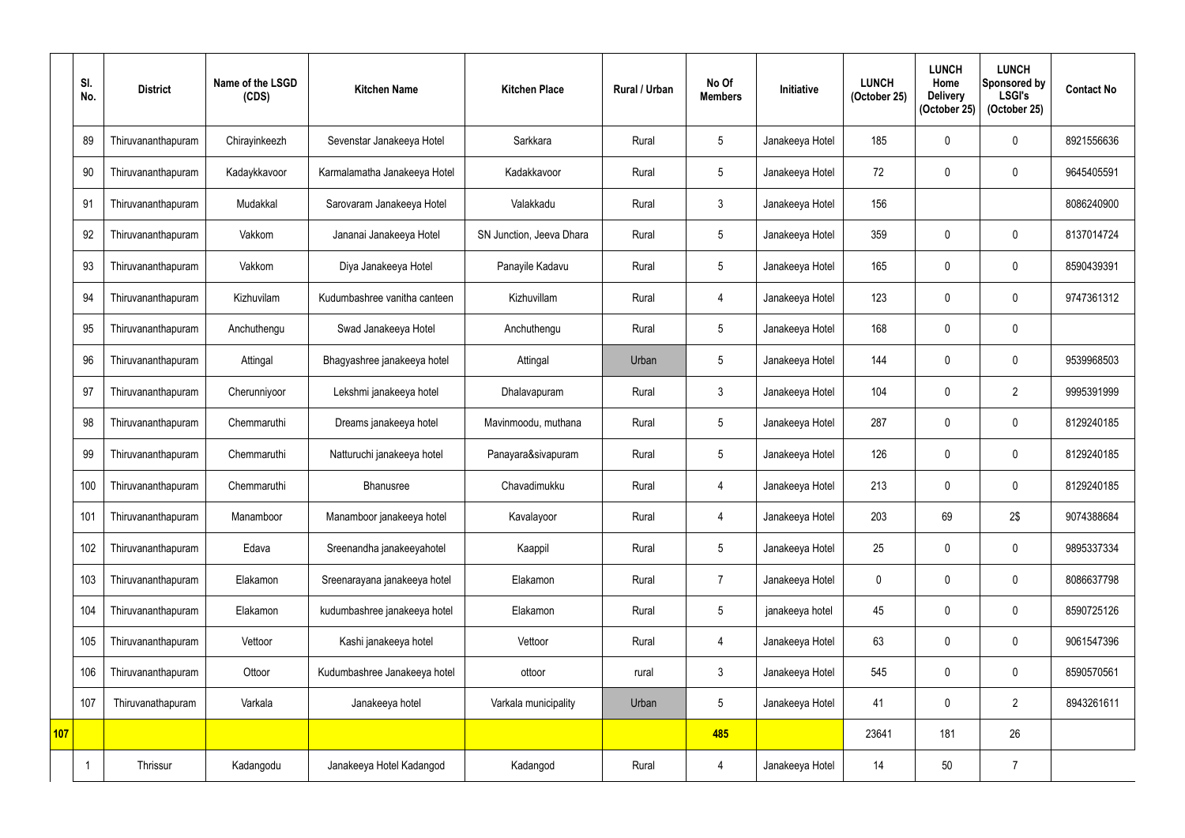| | Sl. No. | District | Name of the LSGD (CDS) | Kitchen Name | Kitchen Place | Rural / Urban | No Of Members | Initiative | LUNCH (October 25) | LUNCH Home Delivery (October 25) | LUNCH Sponsored by LSGI's (October 25) | Contact No |
|---|---|---|---|---|---|---|---|---|---|---|---|---|
| | 89 | Thiruvananthapuram | Chirayinkeezh | Sevenstar Janakeeya Hotel | Sarkkara | Rural | 5 | Janakeeya Hotel | 185 | 0 | 0 | 8921556636 |
| | 90 | Thiruvananthapuram | Kadaykkavoor | Karmalamatha Janakeeya Hotel | Kadakkavoor | Rural | 5 | Janakeeya Hotel | 72 | 0 | 0 | 9645405591 |
| | 91 | Thiruvananthapuram | Mudakkal | Sarovaram Janakeeya Hotel | Valakkadu | Rural | 3 | Janakeeya Hotel | 156 | | | 8086240900 |
| | 92 | Thiruvananthapuram | Vakkom | Jananai Janakeeya Hotel | SN Junction, Jeeva Dhara | Rural | 5 | Janakeeya Hotel | 359 | 0 | 0 | 8137014724 |
| | 93 | Thiruvananthapuram | Vakkom | Diya Janakeeya Hotel | Panayile Kadavu | Rural | 5 | Janakeeya Hotel | 165 | 0 | 0 | 8590439391 |
| | 94 | Thiruvananthapuram | Kizhuvilam | Kudumbashree vanitha canteen | Kizhuvillam | Rural | 4 | Janakeeya Hotel | 123 | 0 | 0 | 9747361312 |
| | 95 | Thiruvananthapuram | Anchuthengu | Swad Janakeeya Hotel | Anchuthengu | Rural | 5 | Janakeeya Hotel | 168 | 0 | 0 | |
| | 96 | Thiruvananthapuram | Attingal | Bhagyashree janakeeya hotel | Attingal | Urban | 5 | Janakeeya Hotel | 144 | 0 | 0 | 9539968503 |
| | 97 | Thiruvananthapuram | Cherunniyoor | Lekshmi janakeeya hotel | Dhalavapuram | Rural | 3 | Janakeeya Hotel | 104 | 0 | 2 | 9995391999 |
| | 98 | Thiruvananthapuram | Chemmaruthi | Dreams janakeeya hotel | Mavinmoodu, muthana | Rural | 5 | Janakeeya Hotel | 287 | 0 | 0 | 8129240185 |
| | 99 | Thiruvananthapuram | Chemmaruthi | Natturuchi janakeeya hotel | Panayara&sivapuram | Rural | 5 | Janakeeya Hotel | 126 | 0 | 0 | 8129240185 |
| | 100 | Thiruvananthapuram | Chemmaruthi | Bhanusree | Chavadimukku | Rural | 4 | Janakeeya Hotel | 213 | 0 | 0 | 8129240185 |
| | 101 | Thiruvananthapuram | Manamboor | Manamboor janakeeya hotel | Kavalayoor | Rural | 4 | Janakeeya Hotel | 203 | 69 | 2$ | 9074388684 |
| | 102 | Thiruvananthapuram | Edava | Sreenandha janakeeyahotel | Kaappil | Rural | 5 | Janakeeya Hotel | 25 | 0 | 0 | 9895337334 |
| | 103 | Thiruvananthapuram | Elakamon | Sreenarayana janakeeya hotel | Elakamon | Rural | 7 | Janakeeya Hotel | 0 | 0 | 0 | 8086637798 |
| | 104 | Thiruvananthapuram | Elakamon | kudumbashree janakeeya hotel | Elakamon | Rural | 5 | janakeeya hotel | 45 | 0 | 0 | 8590725126 |
| | 105 | Thiruvananthapuram | Vettoor | Kashi janakeeya hotel | Vettoor | Rural | 4 | Janakeeya Hotel | 63 | 0 | 0 | 9061547396 |
| | 106 | Thiruvananthapuram | Ottoor | Kudumbashree Janakeeya hotel | ottoor | rural | 3 | Janakeeya Hotel | 545 | 0 | 0 | 8590570561 |
| | 107 | Thiruvanathapuram | Varkala | Janakeeya hotel | Varkala municipality | Urban | 5 | Janakeeya Hotel | 41 | 0 | 2 | 8943261611 |
| 107 | | | | | | | 485 | | 23641 | 181 | 26 | |
| | 1 | Thrissur | Kadangodu | Janakeeya Hotel Kadangod | Kadangod | Rural | 4 | Janakeeya Hotel | 14 | 50 | 7 | |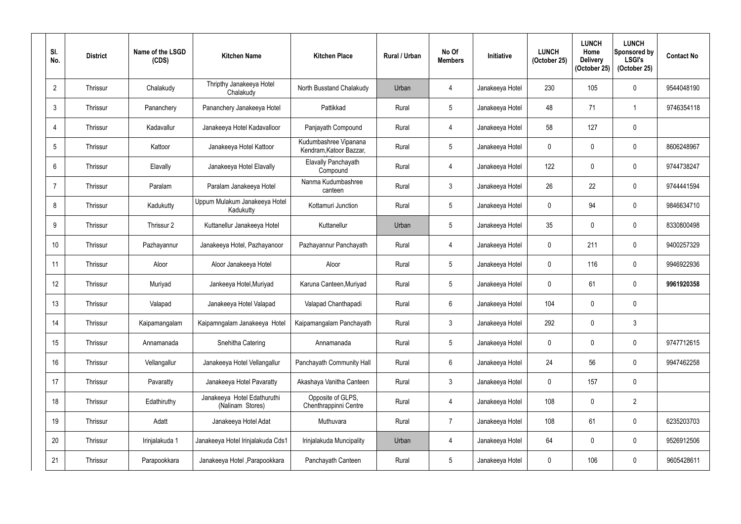| Sl. No. | District | Name of the LSGD (CDS) | Kitchen Name | Kitchen Place | Rural / Urban | No Of Members | Initiative | LUNCH (October 25) | LUNCH Home Delivery (October 25) | LUNCH Sponsored by LSGI's (October 25) | Contact No |
|---|---|---|---|---|---|---|---|---|---|---|---|
| 2 | Thrissur | Chalakudy | Thripthy Janakeeya Hotel Chalakudy | North Busstand Chalakudy | Urban | 4 | Janakeeya Hotel | 230 | 105 | 0 | 9544048190 |
| 3 | Thrissur | Pananchery | Pananchery Janakeeya Hotel | Pattikkad | Rural | 5 | Janakeeya Hotel | 48 | 71 | 1 | 9746354118 |
| 4 | Thrissur | Kadavallur | Janakeeya Hotel Kadavalloor | Panjayath Compound | Rural | 4 | Janakeeya Hotel | 58 | 127 | 0 | |
| 5 | Thrissur | Kattoor | Janakeeya Hotel Kattoor | Kudumbashree Vipanana Kendram,Katoor Bazzar, | Rural | 5 | Janakeeya Hotel | 0 | 0 | 0 | 8606248967 |
| 6 | Thrissur | Elavally | Janakeeya Hotel Elavally | Elavally Panchayath Compound | Rural | 4 | Janakeeya Hotel | 122 | 0 | 0 | 9744738247 |
| 7 | Thrissur | Paralam | Paralam Janakeeya Hotel | Nanma Kudumbashree canteen | Rural | 3 | Janakeeya Hotel | 26 | 22 | 0 | 9744441594 |
| 8 | Thrissur | Kadukutty | Uppum Mulakum Janakeeya Hotel Kadukutty | Kottamuri Junction | Rural | 5 | Janakeeya Hotel | 0 | 94 | 0 | 9846634710 |
| 9 | Thrissur | Thrissur 2 | Kuttanellur Janakeeya Hotel | Kuttanellur | Urban | 5 | Janakeeya Hotel | 35 | 0 | 0 | 8330800498 |
| 10 | Thrissur | Pazhayannur | Janakeeya Hotel, Pazhayanoor | Pazhayannur Panchayath | Rural | 4 | Janakeeya Hotel | 0 | 211 | 0 | 9400257329 |
| 11 | Thrissur | Aloor | Aloor Janakeeya Hotel | Aloor | Rural | 5 | Janakeeya Hotel | 0 | 116 | 0 | 9946922936 |
| 12 | Thrissur | Muriyad | Jankeeya Hotel,Muriyad | Karuna Canteen,Muriyad | Rural | 5 | Janakeeya Hotel | 0 | 61 | 0 | **9961920358** |
| 13 | Thrissur | Valapad | Janakeeya Hotel Valapad | Valapad Chanthapadi | Rural | 6 | Janakeeya Hotel | 104 | 0 | 0 | |
| 14 | Thrissur | Kaipamangalam | Kaipamngalam Janakeeya Hotel | Kaipamangalam Panchayath | Rural | 3 | Janakeeya Hotel | 292 | 0 | 3 | |
| 15 | Thrissur | Annamanada | Snehitha Catering | Annamanada | Rural | 5 | Janakeeya Hotel | 0 | 0 | 0 | 9747712615 |
| 16 | Thrissur | Vellangallur | Janakeeya Hotel Vellangallur | Panchayath Community Hall | Rural | 6 | Janakeeya Hotel | 24 | 56 | 0 | 9947462258 |
| 17 | Thrissur | Pavaratty | Janakeeya Hotel Pavaratty | Akashaya Vanitha Canteen | Rural | 3 | Janakeeya Hotel | 0 | 157 | 0 | |
| 18 | Thrissur | Edathiruthy | Janakeeya Hotel Edathuruthi (Nalinam Stores) | Opposite of GLPS, Chenthrappinni Centre | Rural | 4 | Janakeeya Hotel | 108 | 0 | 2 | |
| 19 | Thrissur | Adatt | Janakeeya Hotel Adat | Muthuvara | Rural | 7 | Janakeeya Hotel | 108 | 61 | 0 | 6235203703 |
| 20 | Thrissur | Irinjalakuda 1 | Janakeeya Hotel Irinjalakuda Cds1 | Irinjalakuda Muncipality | Urban | 4 | Janakeeya Hotel | 64 | 0 | 0 | 9526912506 |
| 21 | Thrissur | Parapookkara | Janakeeya Hotel ,Parapookkara | Panchayath Canteen | Rural | 5 | Janakeeya Hotel | 0 | 106 | 0 | 9605428611 |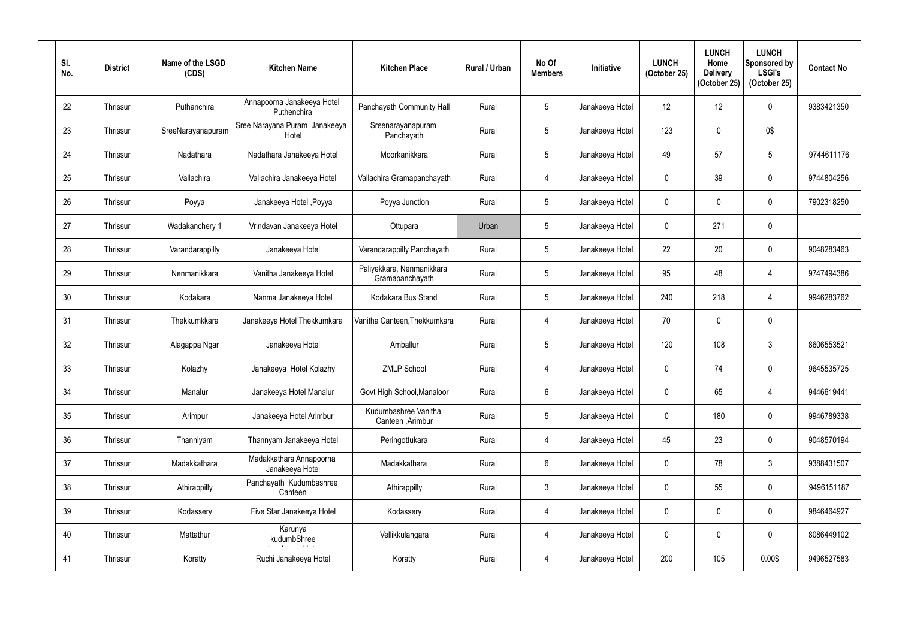| Sl. No. | District | Name of the LSGD (CDS) | Kitchen Name | Kitchen Place | Rural / Urban | No Of Members | Initiative | LUNCH (October 25) | LUNCH Home Delivery (October 25) | LUNCH Sponsored by LSGI's (October 25) | Contact No |
|---|---|---|---|---|---|---|---|---|---|---|---|
| 22 | Thrissur | Puthanchira | Annapoorna Janakeeya Hotel Puthenchira | Panchayath Community Hall | Rural | 5 | Janakeeya Hotel | 12 | 12 | 0 | 9383421350 |
| 23 | Thrissur | SreeNarayanapuram | Sree Narayana Puram Janakeeya Hotel | Sreenarayanapuram Panchayath | Rural | 5 | Janakeeya Hotel | 123 | 0 | 0$ | |
| 24 | Thrissur | Nadathara | Nadathara Janakeeya Hotel | Moorkanikkara | Rural | 5 | Janakeeya Hotel | 49 | 57 | 5 | 9744611176 |
| 25 | Thrissur | Vallachira | Vallachira Janakeeya Hotel | Vallachira Gramapanchayath | Rural | 4 | Janakeeya Hotel | 0 | 39 | 0 | 9744804256 |
| 26 | Thrissur | Poyya | Janakeeya Hotel ,Poyya | Poyya Junction | Rural | 5 | Janakeeya Hotel | 0 | 0 | 0 | 7902318250 |
| 27 | Thrissur | Wadakanchery 1 | Vrindavan Janakeeya Hotel | Ottupara | Urban | 5 | Janakeeya Hotel | 0 | 271 | 0 | |
| 28 | Thrissur | Varandarappilly | Janakeeya Hotel | Varandarappilly Panchayath | Rural | 5 | Janakeeya Hotel | 22 | 20 | 0 | 9048283463 |
| 29 | Thrissur | Nenmanikkara | Vanitha Janakeeya Hotel | Paliyekkara, Nenmanikkara Gramapanchayath | Rural | 5 | Janakeeya Hotel | 95 | 48 | 4 | 9747494386 |
| 30 | Thrissur | Kodakara | Nanma Janakeeya Hotel | Kodakara Bus Stand | Rural | 5 | Janakeeya Hotel | 240 | 218 | 4 | 9946283762 |
| 31 | Thrissur | Thekkumkkara | Janakeeya Hotel Thekkumkara | Vanitha Canteen,Thekkumkara | Rural | 4 | Janakeeya Hotel | 70 | 0 | 0 | |
| 32 | Thrissur | Alagappa Ngar | Janakeeya Hotel | Amballur | Rural | 5 | Janakeeya Hotel | 120 | 108 | 3 | 8606553521 |
| 33 | Thrissur | Kolazhy | Janakeeya Hotel Kolazhy | ZMLP School | Rural | 4 | Janakeeya Hotel | 0 | 74 | 0 | 9645535725 |
| 34 | Thrissur | Manalur | Janakeeya Hotel Manalur | Govt High School,Manaloor | Rural | 6 | Janakeeya Hotel | 0 | 65 | 4 | 9446619441 |
| 35 | Thrissur | Arimpur | Janakeeya Hotel Arimbur | Kudumbashree Vanitha Canteen ,Arimbur | Rural | 5 | Janakeeya Hotel | 0 | 180 | 0 | 9946789338 |
| 36 | Thrissur | Thanniyam | Thannyam Janakeeya Hotel | Peringottukara | Rural | 4 | Janakeeya Hotel | 45 | 23 | 0 | 9048570194 |
| 37 | Thrissur | Madakkathara | Madakkathara Annapoorna Janakeeya Hotel | Madakkathara | Rural | 6 | Janakeeya Hotel | 0 | 78 | 3 | 9388431507 |
| 38 | Thrissur | Athirappilly | Panchayath Kudumbashree Canteen | Athirappilly | Rural | 3 | Janakeeya Hotel | 0 | 55 | 0 | 9496151187 |
| 39 | Thrissur | Kodassery | Five Star Janakeeya Hotel | Kodassery | Rural | 4 | Janakeeya Hotel | 0 | 0 | 0 | 9846464927 |
| 40 | Thrissur | Mattathur | Karunya kudumbShree | Vellikkulangara | Rural | 4 | Janakeeya Hotel | 0 | 0 | 0 | 8086449102 |
| 41 | Thrissur | Koratty | Ruchi Janakeeya Hotel | Koratty | Rural | 4 | Janakeeya Hotel | 200 | 105 | 0.00$ | 9496527583 |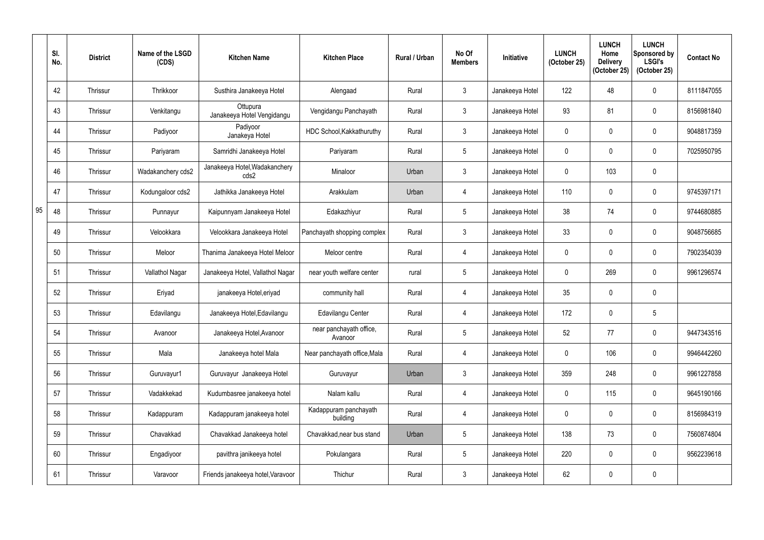| | Sl. No. | District | Name of the LSGD (CDS) | Kitchen Name | Kitchen Place | Rural / Urban | No Of Members | Initiative | LUNCH (October 25) | LUNCH Home Delivery (October 25) | LUNCH Sponsored by LSGI's (October 25) | Contact No |
|---|---|---|---|---|---|---|---|---|---|---|---|---|
| 95 | 42 | Thrissur | Thrikkoor | Susthira Janakeeya Hotel | Alengaad | Rural | 3 | Janakeeya Hotel | 122 | 48 | 0 | 8111847055 |
| | 43 | Thrissur | Venkitangu | Ottupura Janakeeya Hotel Vengidangu | Vengidangu Panchayath | Rural | 3 | Janakeeya Hotel | 93 | 81 | 0 | 8156981840 |
| | 44 | Thrissur | Padiyoor | Padiyoor Janakeya Hotel | HDC School,Kakkathuruthy | Rural | 3 | Janakeeya Hotel | 0 | 0 | 0 | 9048817359 |
| | 45 | Thrissur | Pariyaram | Samridhi Janakeeya Hotel | Pariyaram | Rural | 5 | Janakeeya Hotel | 0 | 0 | 0 | 7025950795 |
| | 46 | Thrissur | Wadakanchery cds2 | Janakeeya Hotel,Wadakanchery cds2 | Minaloor | Urban | 3 | Janakeeya Hotel | 0 | 103 | 0 | |
| | 47 | Thrissur | Kodungaloor cds2 | Jathikka Janakeeya Hotel | Arakkulam | Urban | 4 | Janakeeya Hotel | 110 | 0 | 0 | 9745397171 |
| | 48 | Thrissur | Punnayur | Kaipunnyam Janakeeya Hotel | Edakazhiyur | Rural | 5 | Janakeeya Hotel | 38 | 74 | 0 | 9744680885 |
| | 49 | Thrissur | Velookkara | Velookkara Janakeeya Hotel | Panchayath shopping complex | Rural | 3 | Janakeeya Hotel | 33 | 0 | 0 | 9048756685 |
| | 50 | Thrissur | Meloor | Thanima Janakeeya Hotel Meloor | Meloor centre | Rural | 4 | Janakeeya Hotel | 0 | 0 | 0 | 7902354039 |
| | 51 | Thrissur | Vallathol Nagar | Janakeeya Hotel, Vallathol Nagar | near youth welfare center | rural | 5 | Janakeeya Hotel | 0 | 269 | 0 | 9961296574 |
| | 52 | Thrissur | Eriyad | janakeeya Hotel,eriyad | community hall | Rural | 4 | Janakeeya Hotel | 35 | 0 | 0 | |
| | 53 | Thrissur | Edavilangu | Janakeeya Hotel,Edavilangu | Edavilangu Center | Rural | 4 | Janakeeya Hotel | 172 | 0 | 5 | |
| | 54 | Thrissur | Avanoor | Janakeeya Hotel,Avanoor | near panchayath office, Avanoor | Rural | 5 | Janakeeya Hotel | 52 | 77 | 0 | 9447343516 |
| | 55 | Thrissur | Mala | Janakeeya hotel Mala | Near panchayath office,Mala | Rural | 4 | Janakeeya Hotel | 0 | 106 | 0 | 9946442260 |
| | 56 | Thrissur | Guruvayur1 | Guruvayur Janakeeya Hotel | Guruvayur | Urban | 3 | Janakeeya Hotel | 359 | 248 | 0 | 9961227858 |
| | 57 | Thrissur | Vadakkekad | Kudumbasree janakeeya hotel | Nalam kallu | Rural | 4 | Janakeeya Hotel | 0 | 115 | 0 | 9645190166 |
| | 58 | Thrissur | Kadappuram | Kadappuram janakeeya hotel | Kadappuram panchayath building | Rural | 4 | Janakeeya Hotel | 0 | 0 | 0 | 8156984319 |
| | 59 | Thrissur | Chavakkad | Chavakkad Janakeeya hotel | Chavakkad,near bus stand | Urban | 5 | Janakeeya Hotel | 138 | 73 | 0 | 7560874804 |
| | 60 | Thrissur | Engadiyoor | pavithra janikeeya hotel | Pokulangara | Rural | 5 | Janakeeya Hotel | 220 | 0 | 0 | 9562239618 |
| | 61 | Thrissur | Varavoor | Friends janakeeya hotel,Varavoor | Thichur | Rural | 3 | Janakeeya Hotel | 62 | 0 | 0 | |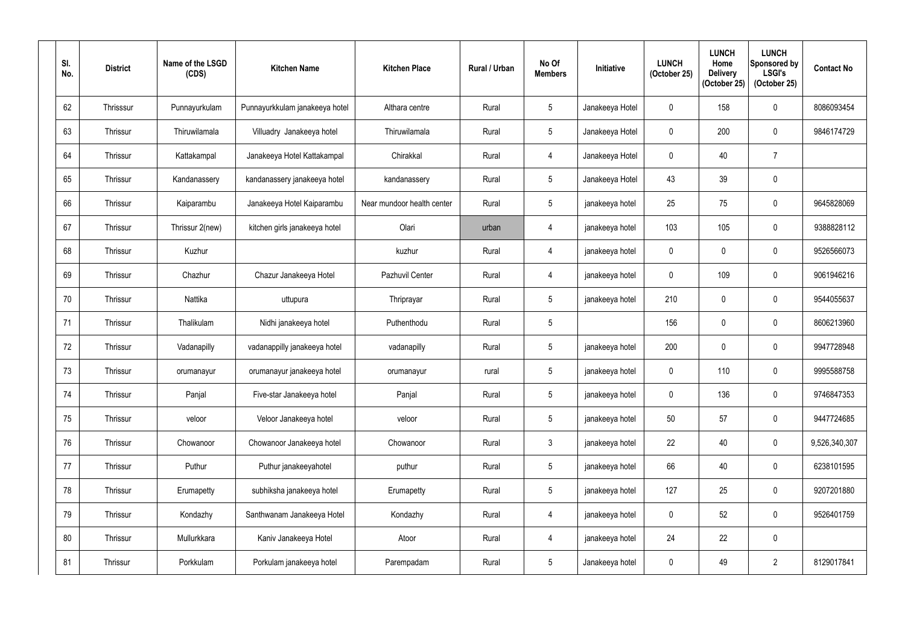| Sl. No. | District | Name of the LSGD (CDS) | Kitchen Name | Kitchen Place | Rural / Urban | No Of Members | Initiative | LUNCH (October 25) | LUNCH Home Delivery (October 25) | LUNCH Sponsored by LSGI's (October 25) | Contact No |
|---|---|---|---|---|---|---|---|---|---|---|---|
| 62 | Thrisssur | Punnayurkulam | Punnayurkkulam janakeeya hotel | Althara centre | Rural | 5 | Janakeeya Hotel | 0 | 158 | 0 | 8086093454 |
| 63 | Thrissur | Thiruwilamala | Villuadry Janakeeya hotel | Thiruwilamala | Rural | 5 | Janakeeya Hotel | 0 | 200 | 0 | 9846174729 |
| 64 | Thrissur | Kattakampal | Janakeeya Hotel Kattakampal | Chirakkal | Rural | 4 | Janakeeya Hotel | 0 | 40 | 7 | |
| 65 | Thrissur | Kandanassery | kandanassery janakeeya hotel | kandanassery | Rural | 5 | Janakeeya Hotel | 43 | 39 | 0 | |
| 66 | Thrissur | Kaiparambu | Janakeeya Hotel Kaiparambu | Near mundoor health center | Rural | 5 | janakeeya hotel | 25 | 75 | 0 | 9645828069 |
| 67 | Thrissur | Thrissur 2(new) | kitchen girls janakeeya hotel | Olari | urban | 4 | janakeeya hotel | 103 | 105 | 0 | 9388828112 |
| 68 | Thrissur | Kuzhur | | kuzhur | Rural | 4 | janakeeya hotel | 0 | 0 | 0 | 9526566073 |
| 69 | Thrissur | Chazhur | Chazur Janakeeya Hotel | Pazhuvil Center | Rural | 4 | janakeeya hotel | 0 | 109 | 0 | 9061946216 |
| 70 | Thrissur | Nattika | uttupura | Thriprayar | Rural | 5 | janakeeya hotel | 210 | 0 | 0 | 9544055637 |
| 71 | Thrissur | Thalikulam | Nidhi janakeeya hotel | Puthenthodu | Rural | 5 | | 156 | 0 | 0 | 8606213960 |
| 72 | Thrissur | Vadanapilly | vadanappilly janakeeya hotel | vadanapilly | Rural | 5 | janakeeya hotel | 200 | 0 | 0 | 9947728948 |
| 73 | Thrissur | orumanayur | orumanayur janakeeya hotel | orumanayur | rural | 5 | janakeeya hotel | 0 | 110 | 0 | 9995588758 |
| 74 | Thrissur | Panjal | Five-star Janakeeya hotel | Panjal | Rural | 5 | janakeeya hotel | 0 | 136 | 0 | 9746847353 |
| 75 | Thrissur | veloor | Veloor Janakeeya hotel | veloor | Rural | 5 | janakeeya hotel | 50 | 57 | 0 | 9447724685 |
| 76 | Thrissur | Chowanoor | Chowanoor Janakeeya hotel | Chowanoor | Rural | 3 | janakeeya hotel | 22 | 40 | 0 | 9,526,340,307 |
| 77 | Thrissur | Puthur | Puthur janakeeyahotel | puthur | Rural | 5 | janakeeya hotel | 66 | 40 | 0 | 6238101595 |
| 78 | Thrissur | Erumapetty | subhiksha janakeeya hotel | Erumapetty | Rural | 5 | janakeeya hotel | 127 | 25 | 0 | 9207201880 |
| 79 | Thrissur | Kondazhy | Santhwanam Janakeeya Hotel | Kondazhy | Rural | 4 | janakeeya hotel | 0 | 52 | 0 | 9526401759 |
| 80 | Thrissur | Mullurkkara | Kaniv Janakeeya Hotel | Atoor | Rural | 4 | janakeeya hotel | 24 | 22 | 0 | |
| 81 | Thrissur | Porkkulam | Porkulam janakeeya hotel | Parempadam | Rural | 5 | Janakeeya hotel | 0 | 49 | 2 | 8129017841 |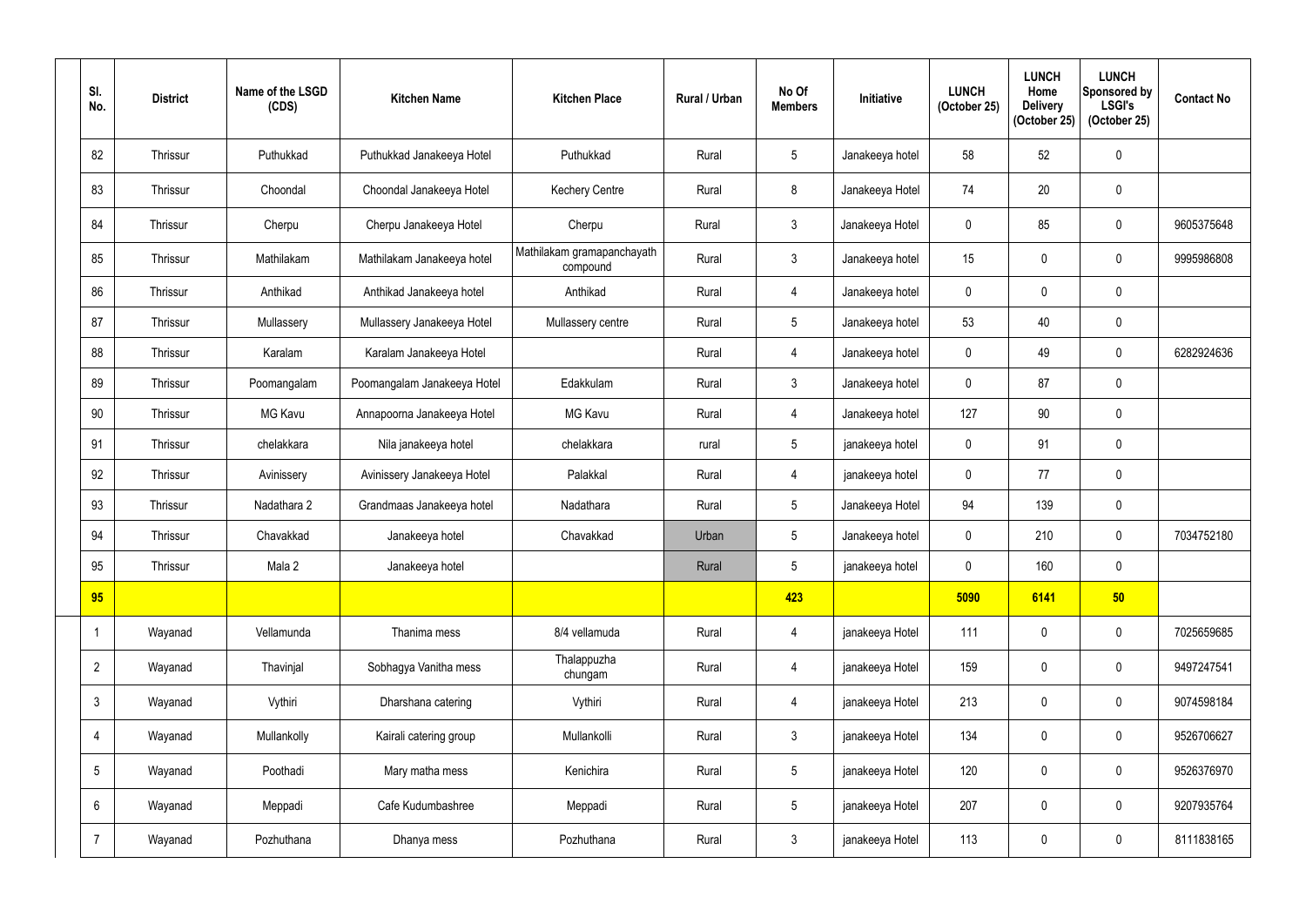| Sl. No. | District | Name of the LSGD (CDS) | Kitchen Name | Kitchen Place | Rural / Urban | No Of Members | Initiative | LUNCH (October 25) | LUNCH Home Delivery (October 25) | LUNCH Sponsored by LSGI's (October 25) | Contact No |
|---|---|---|---|---|---|---|---|---|---|---|---|
| 82 | Thrissur | Puthukkad | Puthukkad Janakeeya Hotel | Puthukkad | Rural | 5 | Janakeeya hotel | 58 | 52 | 0 | |
| 83 | Thrissur | Choondal | Choondal Janakeeya Hotel | Kechery Centre | Rural | 8 | Janakeeya Hotel | 74 | 20 | 0 | |
| 84 | Thrissur | Cherpu | Cherpu Janakeeya Hotel | Cherpu | Rural | 3 | Janakeeya Hotel | 0 | 85 | 0 | 9605375648 |
| 85 | Thrissur | Mathilakam | Mathilakam Janakeeya hotel | Mathilakam gramapanchayath compound | Rural | 3 | Janakeeya hotel | 15 | 0 | 0 | 9995986808 |
| 86 | Thrissur | Anthikad | Anthikad Janakeeya hotel | Anthikad | Rural | 4 | Janakeeya hotel | 0 | 0 | 0 | |
| 87 | Thrissur | Mullassery | Mullassery Janakeeya Hotel | Mullassery centre | Rural | 5 | Janakeeya hotel | 53 | 40 | 0 | |
| 88 | Thrissur | Karalam | Karalam Janakeeya Hotel | | Rural | 4 | Janakeeya hotel | 0 | 49 | 0 | 6282924636 |
| 89 | Thrissur | Poomangalam | Poomangalam Janakeeya Hotel | Edakkulam | Rural | 3 | Janakeeya hotel | 0 | 87 | 0 | |
| 90 | Thrissur | MG Kavu | Annapoorna Janakeeya Hotel | MG Kavu | Rural | 4 | Janakeeya hotel | 127 | 90 | 0 | |
| 91 | Thrissur | chelakkara | Nila janakeeya hotel | chelakkara | rural | 5 | janakeeya hotel | 0 | 91 | 0 | |
| 92 | Thrissur | Avinissery | Avinissery Janakeeya Hotel | Palakkal | Rural | 4 | janakeeya hotel | 0 | 77 | 0 | |
| 93 | Thrissur | Nadathara 2 | Grandmaas Janakeeya hotel | Nadathara | Rural | 5 | Janakeeya Hotel | 94 | 139 | 0 | |
| 94 | Thrissur | Chavakkad | Janakeeya hotel | Chavakkad | Urban | 5 | Janakeeya hotel | 0 | 210 | 0 | 7034752180 |
| 95 | Thrissur | Mala 2 | Janakeeya hotel | | Rural | 5 | janakeeya hotel | 0 | 160 | 0 | |
| **95** | | | | | | **423** | | **5090** | **6141** | **50** | |
| 1 | Wayanad | Vellamunda | Thanima mess | 8/4 vellamuda | Rural | 4 | janakeeya Hotel | 111 | 0 | 0 | 7025659685 |
| 2 | Wayanad | Thavinjal | Sobhagya Vanitha mess | Thalappuzha chungam | Rural | 4 | janakeeya Hotel | 159 | 0 | 0 | 9497247541 |
| 3 | Wayanad | Vythiri | Dharshana catering | Vythiri | Rural | 4 | janakeeya Hotel | 213 | 0 | 0 | 9074598184 |
| 4 | Wayanad | Mullankolly | Kairali catering group | Mullankolli | Rural | 3 | janakeeya Hotel | 134 | 0 | 0 | 9526706627 |
| 5 | Wayanad | Poothadi | Mary matha mess | Kenichira | Rural | 5 | janakeeya Hotel | 120 | 0 | 0 | 9526376970 |
| 6 | Wayanad | Meppadi | Cafe Kudumbashree | Meppadi | Rural | 5 | janakeeya Hotel | 207 | 0 | 0 | 9207935764 |
| 7 | Wayanad | Pozhuthana | Dhanya mess | Pozhuthana | Rural | 3 | janakeeya Hotel | 113 | 0 | 0 | 8111838165 |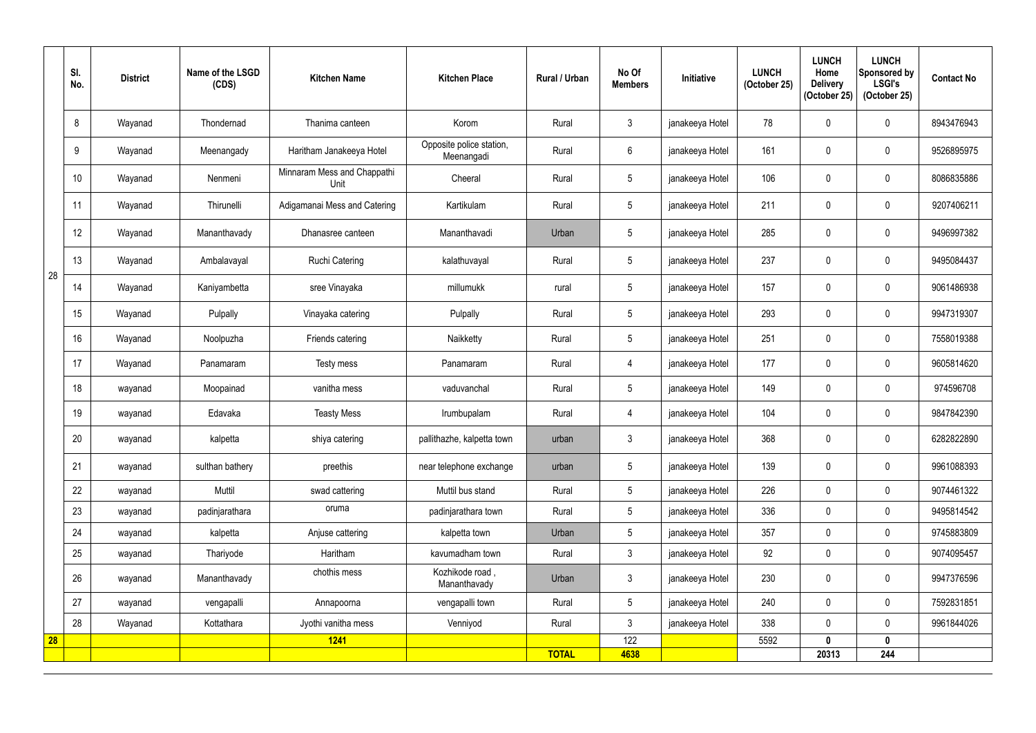| | Sl. No. | District | Name of the LSGD (CDS) | Kitchen Name | Kitchen Place | Rural / Urban | No Of Members | Initiative | LUNCH (October 25) | LUNCH Home Delivery (October 25) | LUNCH Sponsored by LSGI's (October 25) | Contact No |
|---|---|---|---|---|---|---|---|---|---|---|---|---|
| 28 | 8 | Wayanad | Thondernad | Thanima canteen | Korom | Rural | 3 | janakeeya Hotel | 78 | 0 | 0 | 8943476943 |
| | 9 | Wayanad | Meenangady | Haritham Janakeeya Hotel | Opposite police station, Meenangadi | Rural | 6 | janakeeya Hotel | 161 | 0 | 0 | 9526895975 |
| | 10 | Wayanad | Nenmeni | Minnaram Mess and Chappathi Unit | Cheeral | Rural | 5 | janakeeya Hotel | 106 | 0 | 0 | 8086835886 |
| | 11 | Wayanad | Thirunelli | Adigamanai Mess and Catering | Kartikulam | Rural | 5 | janakeeya Hotel | 211 | 0 | 0 | 9207406211 |
| | 12 | Wayanad | Mananthavady | Dhanasree canteen | Mananthavadi | Urban | 5 | janakeeya Hotel | 285 | 0 | 0 | 9496997382 |
| | 13 | Wayanad | Ambalavayal | Ruchi Catering | kalathuvayal | Rural | 5 | janakeeya Hotel | 237 | 0 | 0 | 9495084437 |
| | 14 | Wayanad | Kaniyambetta | sree Vinayaka | millumukk | rural | 5 | janakeeya Hotel | 157 | 0 | 0 | 9061486938 |
| | 15 | Wayanad | Pulpally | Vinayaka catering | Pulpally | Rural | 5 | janakeeya Hotel | 293 | 0 | 0 | 9947319307 |
| | 16 | Wayanad | Noolpuzha | Friends catering | Naikketty | Rural | 5 | janakeeya Hotel | 251 | 0 | 0 | 7558019388 |
| | 17 | Wayanad | Panamaram | Testy mess | Panamaram | Rural | 4 | janakeeya Hotel | 177 | 0 | 0 | 9605814620 |
| | 18 | wayanad | Moopainad | vanitha mess | vaduvanchal | Rural | 5 | janakeeya Hotel | 149 | 0 | 0 | 974596708 |
| | 19 | wayanad | Edavaka | Teasty Mess | Irumbupalam | Rural | 4 | janakeeya Hotel | 104 | 0 | 0 | 9847842390 |
| | 20 | wayanad | kalpetta | shiya catering | pallithazhe, kalpetta town | urban | 3 | janakeeya Hotel | 368 | 0 | 0 | 6282822890 |
| | 21 | wayanad | sulthan bathery | preethis | near telephone exchange | urban | 5 | janakeeya Hotel | 139 | 0 | 0 | 9961088393 |
| | 22 | wayanad | Muttil | swad cattering | Muttil bus stand | Rural | 5 | janakeeya Hotel | 226 | 0 | 0 | 9074461322 |
| | 23 | wayanad | padinjarathara | oruma | padinjarathara town | Rural | 5 | janakeeya Hotel | 336 | 0 | 0 | 9495814542 |
| | 24 | wayanad | kalpetta | Anjuse cattering | kalpetta town | Urban | 5 | janakeeya Hotel | 357 | 0 | 0 | 9745883809 |
| | 25 | wayanad | Thariyode | Haritham | kavumadham town | Rural | 3 | janakeeya Hotel | 92 | 0 | 0 | 9074095457 |
| | 26 | wayanad | Mananthavady | chothis mess | Kozhikode road , Mananthavady | Urban | 3 | janakeeya Hotel | 230 | 0 | 0 | 9947376596 |
| | 27 | wayanad | vengapalli | Annapoorna | vengapalli town | Rural | 5 | janakeeya Hotel | 240 | 0 | 0 | 7592831851 |
| | 28 | Wayanad | Kottathara | Jyothi vanitha mess | Venniyod | Rural | 3 | janakeeya Hotel | 338 | 0 | 0 | 9961844026 |
| **28** | | | | **1241** | | | 122 | | 5592 | **0** | **0** | |
| | | | | | | **TOTAL** | **4638** | | | **20313** | **244** | |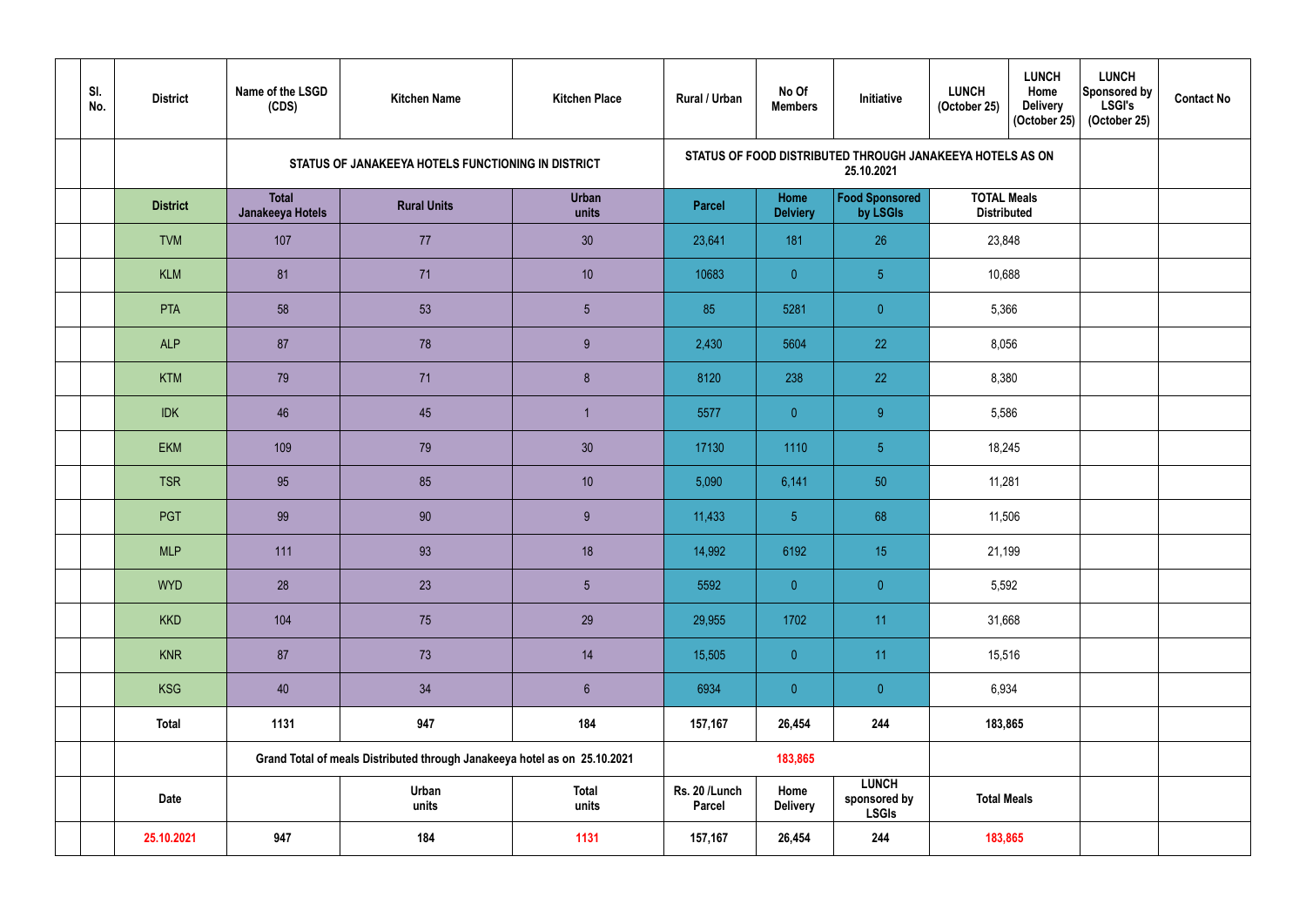| Sl. No. | District | Name of the LSGD (CDS) | Kitchen Name | Kitchen Place | Rural / Urban | No Of Members | Initiative | LUNCH (October 25) | LUNCH Home Delivery (October 25) | LUNCH Sponsored by LSGI's (October 25) | Contact No |
|---|---|---|---|---|---|---|---|---|---|---|---|
| | | STATUS OF JANAKEEYA HOTELS FUNCTIONING IN DISTRICT | | | STATUS OF FOOD DISTRIBUTED THROUGH JANAKEEYA HOTELS AS ON 25.10.2021 | | | | | | |
| | District | Total Janakeeya Hotels | Rural Units | Urban units | Parcel | Home Delviery | Food Sponsored by LSGIs | TOTAL Meals Distributed | | | |
| | TVM | 107 | 77 | 30 | 23,641 | 181 | 26 | 23,848 | | | |
| | KLM | 81 | 71 | 10 | 10683 | 0 | 5 | 10,688 | | | |
| | PTA | 58 | 53 | 5 | 85 | 5281 | 0 | 5,366 | | | |
| | ALP | 87 | 78 | 9 | 2,430 | 5604 | 22 | 8,056 | | | |
| | KTM | 79 | 71 | 8 | 8120 | 238 | 22 | 8,380 | | | |
| | IDK | 46 | 45 | 1 | 5577 | 0 | 9 | 5,586 | | | |
| | EKM | 109 | 79 | 30 | 17130 | 1110 | 5 | 18,245 | | | |
| | TSR | 95 | 85 | 10 | 5,090 | 6,141 | 50 | 11,281 | | | |
| | PGT | 99 | 90 | 9 | 11,433 | 5 | 68 | 11,506 | | | |
| | MLP | 111 | 93 | 18 | 14,992 | 6192 | 15 | 21,199 | | | |
| | WYD | 28 | 23 | 5 | 5592 | 0 | 0 | 5,592 | | | |
| | KKD | 104 | 75 | 29 | 29,955 | 1702 | 11 | 31,668 | | | |
| | KNR | 87 | 73 | 14 | 15,505 | 0 | 11 | 15,516 | | | |
| | KSG | 40 | 34 | 6 | 6934 | 0 | 0 | 6,934 | | | |
| | **Total** | **1131** | **947** | **184** | **157,167** | **26,454** | **244** | **183,865** | | | |
| | | Grand Total of meals Distributed through Janakeeya hotel as on 25.10.2021 | | | | 183,865 | | | | | |
| | **Date** | | **Urban units** | **Total units** | **Rs. 20 /Lunch Parcel** | **Home Delivery** | **LUNCH sponsored by LSGIs** | **Total Meals** | | | |
| | 25.10.2021 | 947 | 184 | 1131 | 157,167 | 26,454 | 244 | 183,865 | | | |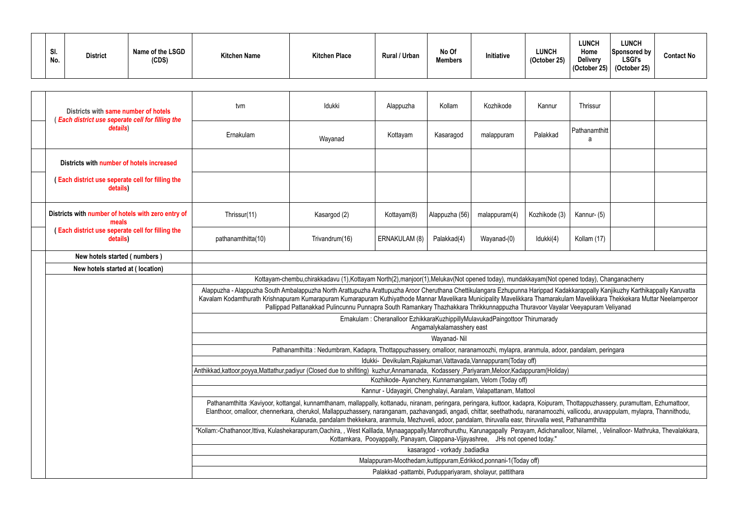| Sl. No. | District | Name of the LSGD (CDS) | Kitchen Name | Kitchen Place | Rural / Urban | No Of Members | Initiative | LUNCH (October 25) | LUNCH Home Delivery (October 25) | LUNCH Sponsored by LSGI's (October 25) | Contact No |
|---|---|---|---|---|---|---|---|---|---|---|---|

| | | | | | | | | | | |
|---|---|---|---|---|---|---|---|---|---|---|
| | Districts with same number of hotels ( *Each district use seperate cell for filling the details*) | tvm | Idukki | Alappuzha | Kollam | Kozhikode | Kannur | Thrissur | | |
| | | Ernakulam | Wayanad | Kottayam | Kasaragod | malappuram | Palakkad | Pathanamthitta | | |
| | Districts with number of hotels increased | | | | | | | | | |
| | ( Each district use seperate cell for filling the details) | | | | | | | | | |
| | Districts with number of hotels with zero entry of meals | Thrissur(11) | Kasargod (2) | Kottayam(8) | Alappuzha (56) | malappuram(4) | Kozhikode (3) | Kannur- (5) | | |
| | ( Each district use seperate cell for filling the details) | pathanamthitta(10) | Trivandrum(16) | ERNAKULAM (8) | Palakkad(4) | Wayanad-(0) | Idukki(4) | Kollam (17) | | |
| | New hotels started ( numbers ) | | | | | | | | | |
| | New hotels started at ( location) | | | | | | | | | |
| | | Kottayam-chembu,chirakkadavu (1),Kottayam North(2),manjoor(1),Melukav(Not opened today), mundakkayam(Not opened today), Changanacherry | | | | | | | | |
| | | Alappuzha - Alappuzha South Ambalappuzha North Arattupuzha Arattupuzha Aroor Cheruthana Chettikulangara Ezhupunna Harippad Kadakkarappally Kanjikuzhy Karthikappally Karuvatta Kavalam Kodamthurath Krishnapuram Kumarapuram Kumarapuram Kuthiyathode Mannar Mavelikara Municipality Mavelikkara Thamarakulam Mavelikkara Thekkekara Muttar Neelamperoor Pallippad Pattanakkad Pulincunnu Punnapra South Ramankary Thazhakkara Thrikkunnappuzha Thuravoor Vayalar Veeyapuram Veliyanad | | | | | | | | |
| | | Ernakulam : Cheranalloor EzhikkaraKuzhippillyMulavukadPaingottoor Thirumarady Angamalykalamasshery east | | | | | | | | |
| | | Wayanad- Nil | | | | | | | | |
| | | Pathanamthitta : Nedumbram, Kadapra, Thottappuzhassery, omalloor, naranamoozhi, mylapra, aranmula, adoor, pandalam, peringara | | | | | | | | |
| | | Idukki- Devikulam,Rajakumari,Vattavada,Vannappuram(Today off) | | | | | | | | |
| | | Anthikkad,kattoor,poyya,Mattathur,padiyur (Closed due to shifiting) kuzhur,Annamanada, Kodassery ,Pariyaram,Meloor,Kadappuram(Holiday) | | | | | | | | |
| | | Kozhikode- Ayanchery, Kunnamangalam, Velom (Today off) | | | | | | | | |
| | | Kannur - Udayagiri, Chenghalayi, Aaralam, Valapattanam, Mattool | | | | | | | | |
| | | Pathanamthitta :Kaviyoor, kottangal, kunnamthanam, mallappally, kottanadu, niranam, peringara, peringara, kuttoor, kadapra, Koipuram, Thottappuzhassery, puramuttam, Ezhumattoor, Elanthoor, omalloor, chennerkara, cherukol, Mallappuzhassery, naranganam, pazhavangadi, angadi, chittar, seethathodu, naranamoozhi, vallicodu, aruvappulam, mylapra, Thannithodu, Kulanada, pandalam thekkekara, aranmula, Mezhuveli, adoor, pandalam, thiruvalla easr, thiruvalla west, Pathanamthitta | | | | | | | | |
| | | "Kollam:-Chathanoor,Ittiva, Kulashekarapuram,Oachira, , West Kalllada, Mynaagappally,Manrothuruthu, Karunagapally Perayam, Adichanalloor, Nilamel, , Velinalloor- Mathruka, Thevalakkara, Kottamkara, Pooyappally, Panayam, Clappana-Vijayashree, JHs not opened today." | | | | | | | | |
| | | kasaragod - vorkady ,badiadka | | | | | | | | |
| | | Malappuram-Moothedam,kuttippuram,Edrikkod,ponnani-1(Today off) | | | | | | | | |
| | | Palakkad -pattambi, Puduppariyaram, sholayur, pattithara | | | | | | | | |